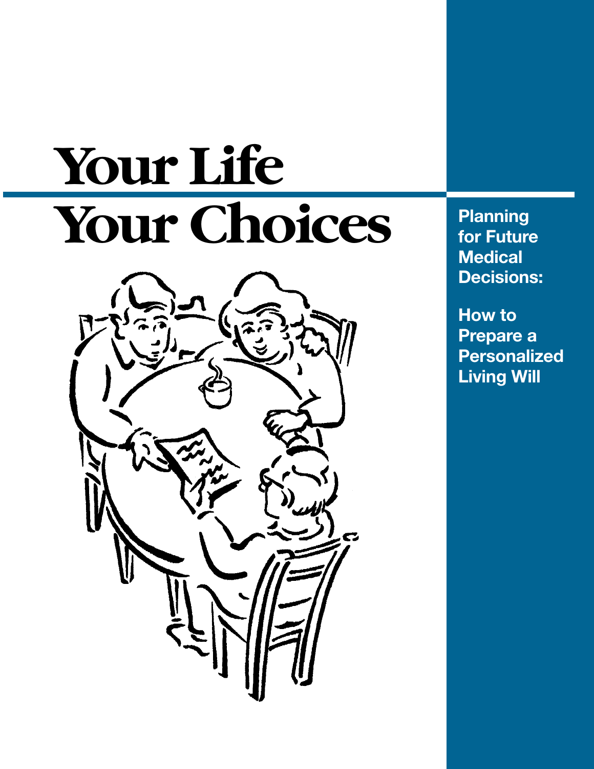# Your Life Your Choices

**Planning for Future Medical Decisions:**

**How to Prepare a Personalized Living Will**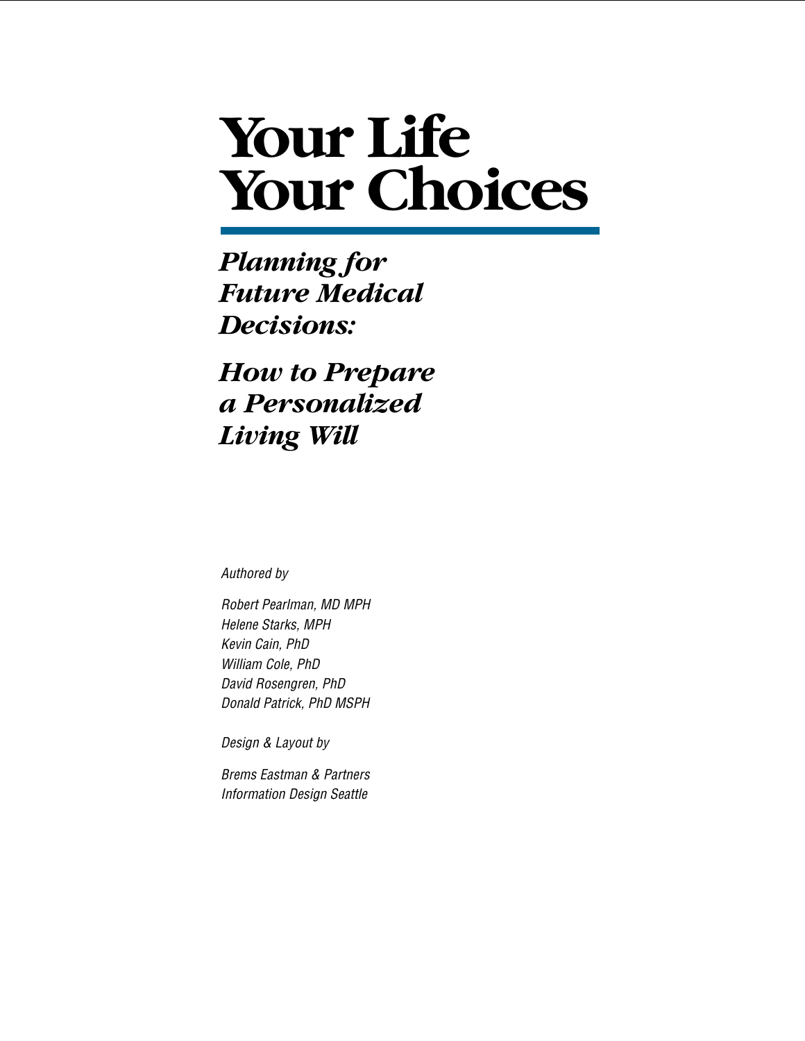# Your Life Your Choices

## *Planning for Future Medical Decisions:*

## *How to Prepare a Personalized Living Will*

*Authored by*

*Robert Pearlman, MD MPH*
*Helene Starks, MPH*
*Kevin Cain, PhD*
*William Cole, PhD*
*David Rosengren, PhD*
*Donald Patrick, PhD MSPH*

*Design & Layout by*

*Brems Eastman & Partners*
*Information Design Seattle*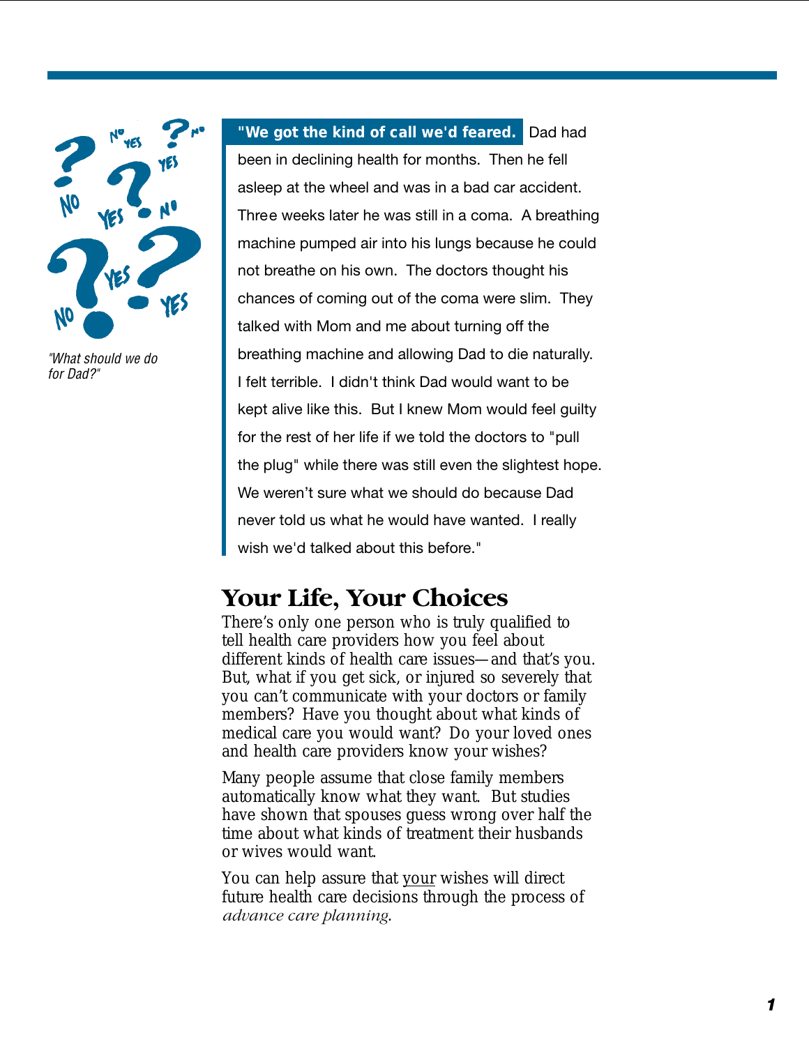*"What should we do for Dad?"*

**"We got the kind of call we'd feared.** Dad had been in declining health for months. Then he fell asleep at the wheel and was in a bad car accident. Three weeks later he was still in a coma. A breathing machine pumped air into his lungs because he could not breathe on his own. The doctors thought his chances of coming out of the coma were slim. They talked with Mom and me about turning off the breathing machine and allowing Dad to die naturally. I felt terrible. I didn't think Dad would want to be kept alive like this. But I knew Mom would feel guilty for the rest of her life if we told the doctors to "pull the plug" while there was still even the slightest hope. We weren't sure what we should do because Dad never told us what he would have wanted. I really wish we'd talked about this before."

## Your Life, Your Choices

There's only one person who is truly qualified to tell health care providers how you feel about different kinds of health care issues—and that's you. But, what if you get sick, or injured so severely that you can't communicate with your doctors or family members? Have you thought about what kinds of medical care you would want? Do your loved ones and health care providers know your wishes?

Many people assume that close family members automatically know what they want. But studies have shown that spouses guess wrong over half the time about what kinds of treatment their husbands or wives would want.

You can help assure that your wishes will direct future health care decisions through the process of *advance care planning*.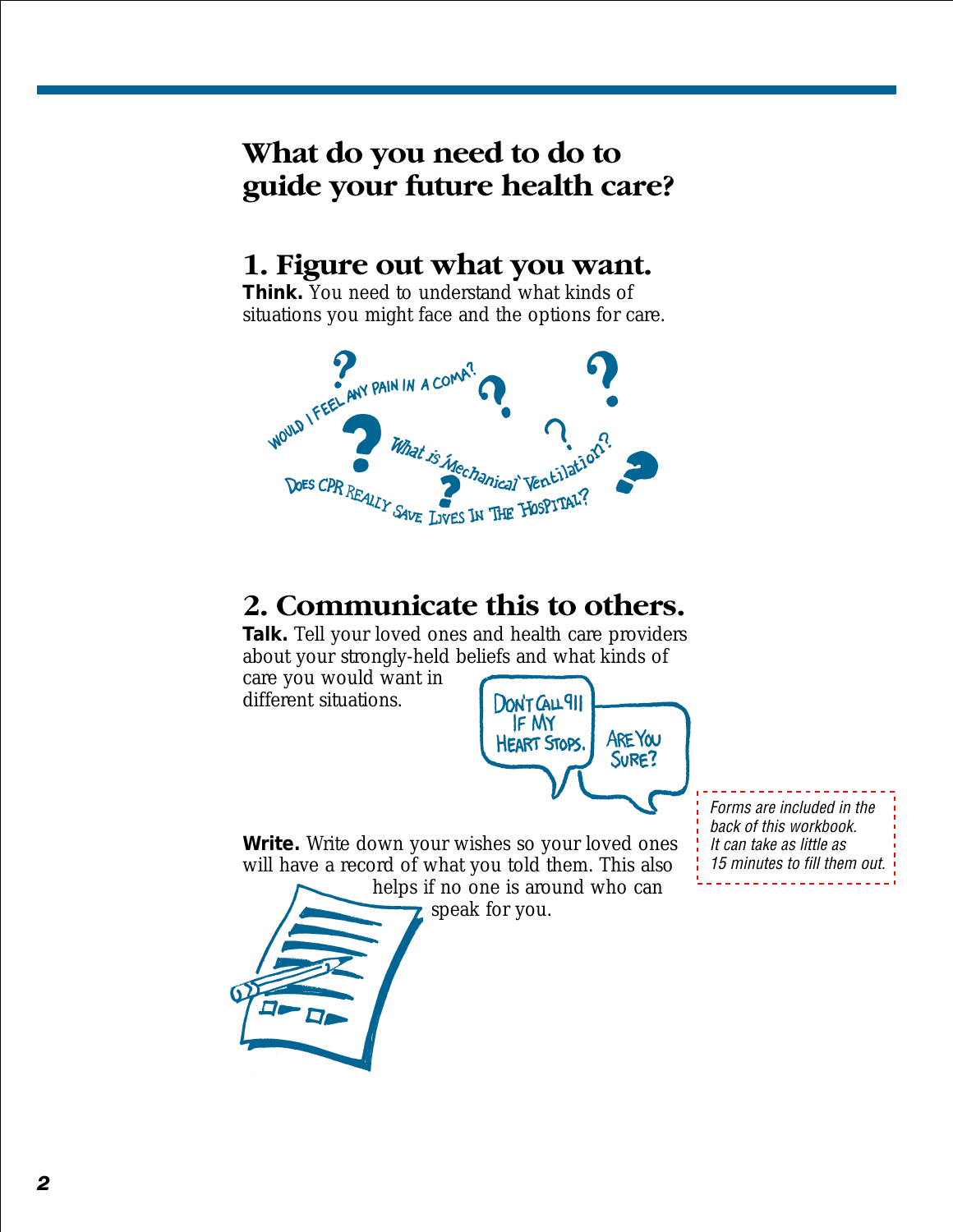# What do you need to do to guide your future health care?

## 1. Figure out what you want.

**Think.** You need to understand what kinds of situations you might face and the options for care.

## 2. Communicate this to others.

**Talk.** Tell your loved ones and health care providers about your strongly-held beliefs and what kinds of care you would want in different situations.

**Write.** Write down your wishes so your loved ones will have a record of what you told them. This also helps if no one is around who can speak for you.

*Forms are included in the back of this workbook. It can take as little as 15 minutes to fill them out.*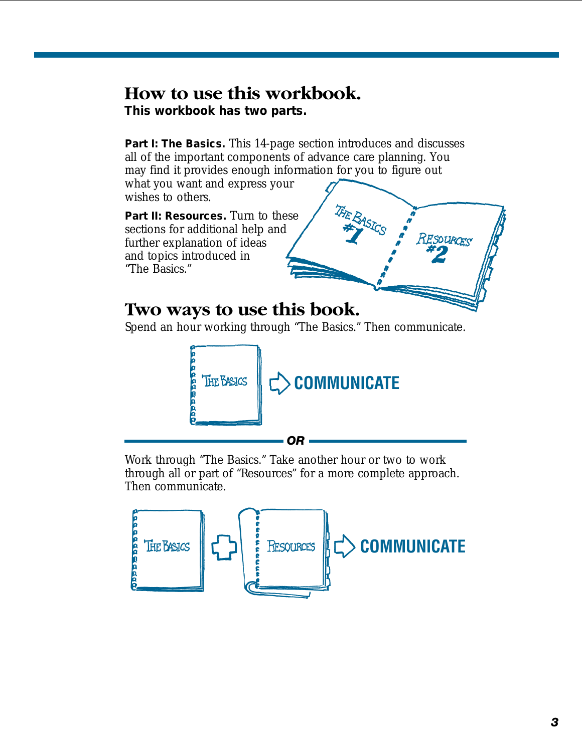## How to use this workbook.

**This workbook has two parts.**

**Part I: The Basics.** This 14-page section introduces and discusses all of the important components of advance care planning. You may find it provides enough information for you to figure out what you want and express your wishes to others.

**Part II: Resources.** Turn to these sections for additional help and further explanation of ideas and topics introduced in "The Basics."

## Two ways to use this book.

Spend an hour working through "The Basics." Then communicate.

THE BASICS ⇨ **COMMUNICATE**

***OR***

Work through "The Basics." Take another hour or two to work through all or part of "Resources" for a more complete approach. Then communicate.

THE BASICS + RESOURCES ⇨ **COMMUNICATE**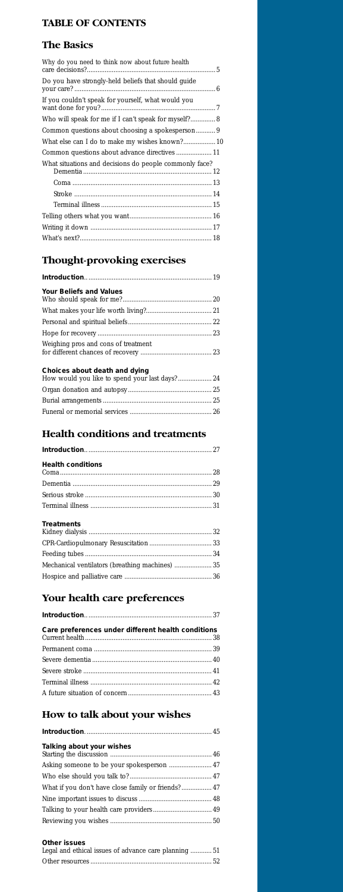## TABLE OF CONTENTS

## The Basics

- Why do you need to think now about future health care decisions? ........ 5
- Do you have strongly-held beliefs that should guide your care? ........ 6
- If you couldn't speak for yourself, what would you want done for you? ........ 7
- Who will speak for me if I can't speak for myself? ........ 8
- Common questions about choosing a spokesperson ........ 9
- What else can I do to make my wishes known? ........ 10
- Common questions about advance directives ........ 11
- What situations and decisions do people commonly face?
  - Dementia ........ 12
  - Coma ........ 13
  - Stroke ........ 14
  - Terminal illness ........ 15
- Telling others what you want ........ 16
- Writing it down ........ 17
- What's next? ........ 18

## Thought-provoking exercises

**Introduction** ........ 19

**Your Beliefs and Values**

- Who should speak for me? ........ 20
- What makes your life worth living? ........ 21
- Personal and spiritual beliefs ........ 22
- Hope for recovery ........ 23
- Weighing pros and cons of treatment for different chances of recovery ........ 23

**Choices about death and dying**

- How would you like to spend your last days? ........ 24
- Organ donation and autopsy ........ 25
- Burial arrangements ........ 25
- Funeral or memorial services ........ 26

## Health conditions and treatments

**Introduction** ........ 27

**Health conditions**

- Coma ........ 28
- Dementia ........ 29
- Serious stroke ........ 30
- Terminal illness ........ 31

**Treatments**

- Kidney dialysis ........ 32
- CPR-Cardiopulmonary Resuscitation ........ 33
- Feeding tubes ........ 34
- Mechanical ventilators (breathing machines) ........ 35
- Hospice and palliative care ........ 36

## Your health care preferences

**Introduction** ........ 37

**Care preferences under different health conditions**

- Current health ........ 38
- Permanent coma ........ 39
- Severe dementia ........ 40
- Severe stroke ........ 41
- Terminal illness ........ 42
- A future situation of concern ........ 43

## How to talk about your wishes

**Introduction** ........ 45

**Talking about your wishes**

- Starting the discussion ........ 46
- Asking someone to be your spokesperson ........ 47
- Who else should you talk to? ........ 47
- What if you don't have close family or friends? ........ 47
- Nine important issues to discuss ........ 48
- Talking to your health care providers ........ 49
- Reviewing you wishes ........ 50

**Other issues**

- Legal and ethical issues of advance care planning ........ 51
- Other resources ........ 52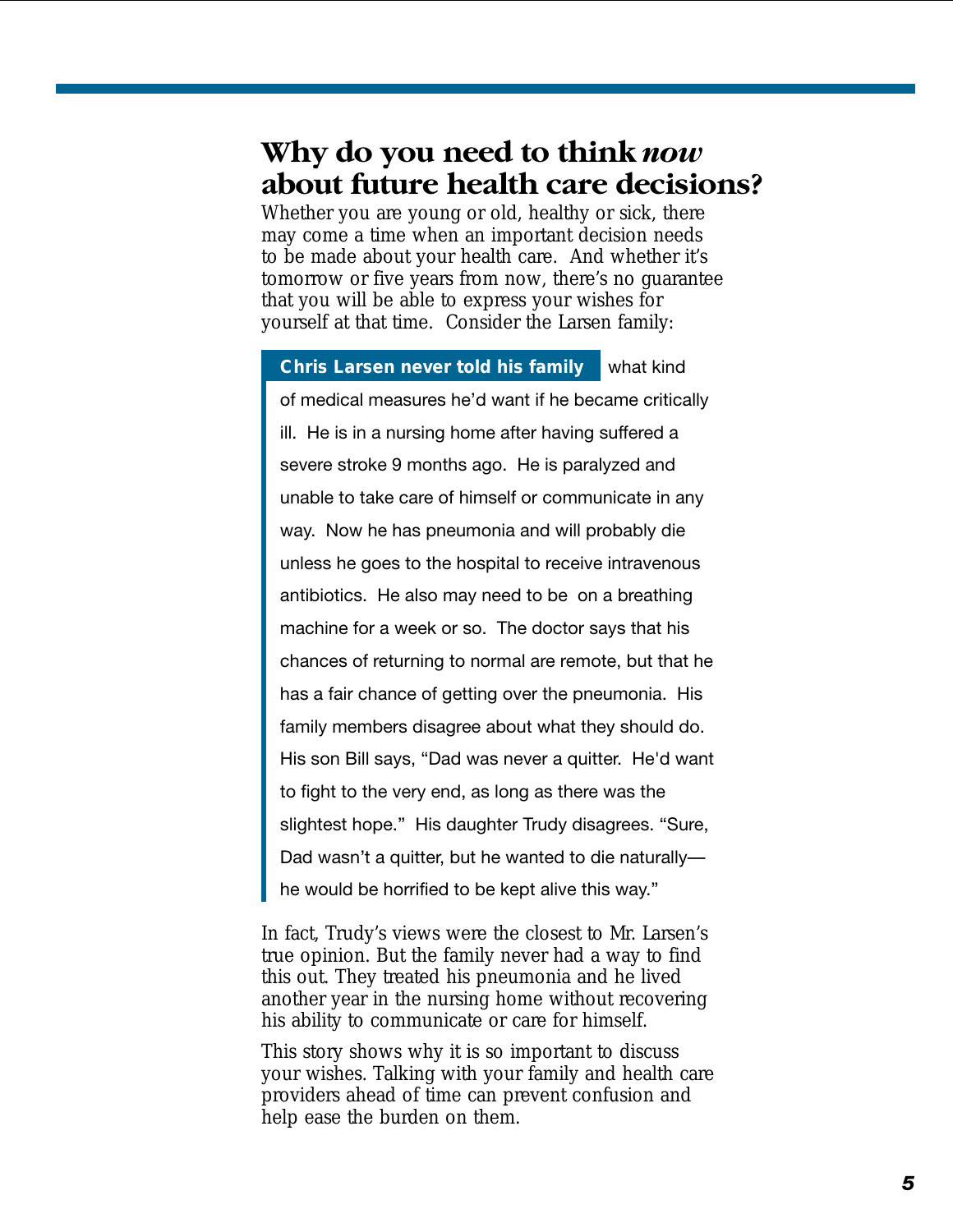## Why do you need to think *now* about future health care decisions?

Whether you are young or old, healthy or sick, there may come a time when an important decision needs to be made about your health care. And whether it's tomorrow or five years from now, there's no guarantee that you will be able to express your wishes for yourself at that time. Consider the Larsen family:

> **Chris Larsen never told his family** what kind of medical measures he'd want if he became critically ill. He is in a nursing home after having suffered a severe stroke 9 months ago. He is paralyzed and unable to take care of himself or communicate in any way. Now he has pneumonia and will probably die unless he goes to the hospital to receive intravenous antibiotics. He also may need to be on a breathing machine for a week or so. The doctor says that his chances of returning to normal are remote, but that he has a fair chance of getting over the pneumonia. His family members disagree about what they should do. His son Bill says, "Dad was never a quitter. He'd want to fight to the very end, as long as there was the slightest hope." His daughter Trudy disagrees. "Sure, Dad wasn't a quitter, but he wanted to die naturally—he would be horrified to be kept alive this way."

In fact, Trudy's views were the closest to Mr. Larsen's true opinion. But the family never had a way to find this out. They treated his pneumonia and he lived another year in the nursing home without recovering his ability to communicate or care for himself.

This story shows why it is so important to discuss your wishes. Talking with your family and health care providers ahead of time can prevent confusion and help ease the burden on them.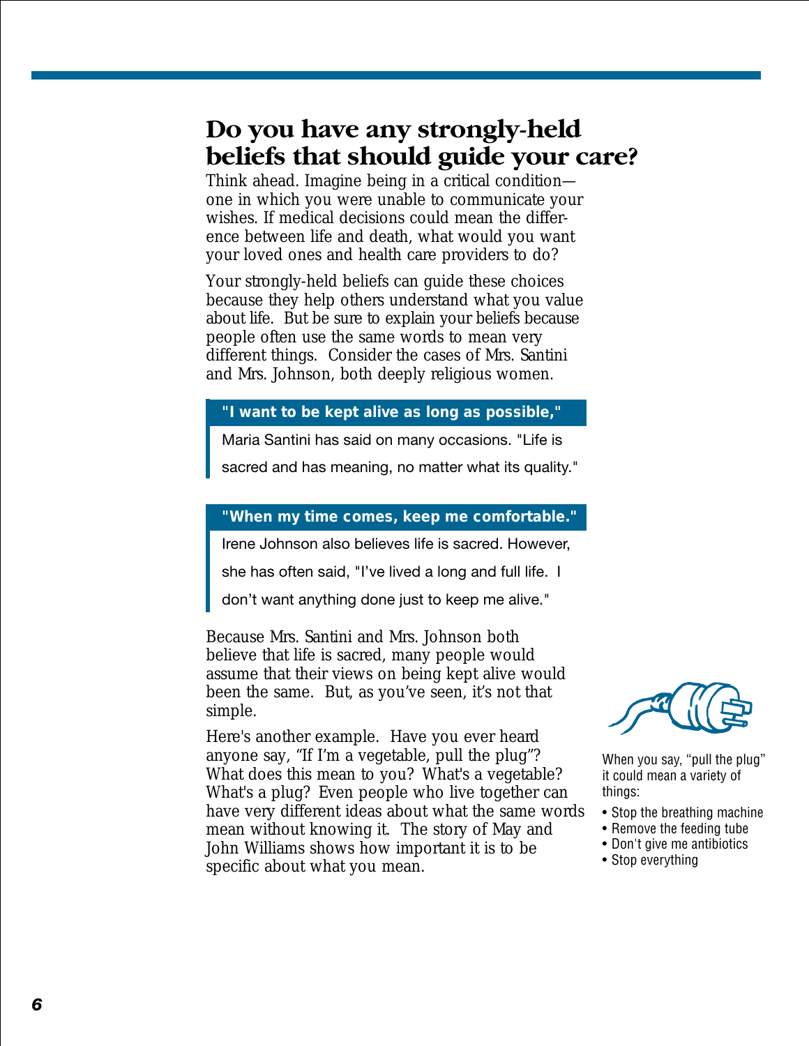# Do you have any strongly-held beliefs that should guide your care?

Think ahead. Imagine being in a critical condition—one in which you were unable to communicate your wishes. If medical decisions could mean the difference between life and death, what would you want your loved ones and health care providers to do?

Your strongly-held beliefs can guide these choices because they help others understand what you value about life. But be sure to explain your beliefs because people often use the same words to mean very different things. Consider the cases of Mrs. Santini and Mrs. Johnson, both deeply religious women.

> **"I want to be kept alive as long as possible,"**
>
> Maria Santini has said on many occasions. "Life is sacred and has meaning, no matter what its quality."

> **"When my time comes, keep me comfortable."**
>
> Irene Johnson also believes life is sacred. However, she has often said, "I've lived a long and full life. I don't want anything done just to keep me alive."

Because Mrs. Santini and Mrs. Johnson both believe that life is sacred, many people would assume that their views on being kept alive would been the same. But, as you've seen, it's not that simple.

Here's another example. Have you ever heard anyone say, "If I'm a vegetable, pull the plug"? What does this mean to you? What's a vegetable? What's a plug? Even people who live together can have very different ideas about what the same words mean without knowing it. The story of May and John Williams shows how important it is to be specific about what you mean.

When you say, "pull the plug" it could mean a variety of things:

- Stop the breathing machine
- Remove the feeding tube
- Don't give me antibiotics
- Stop everything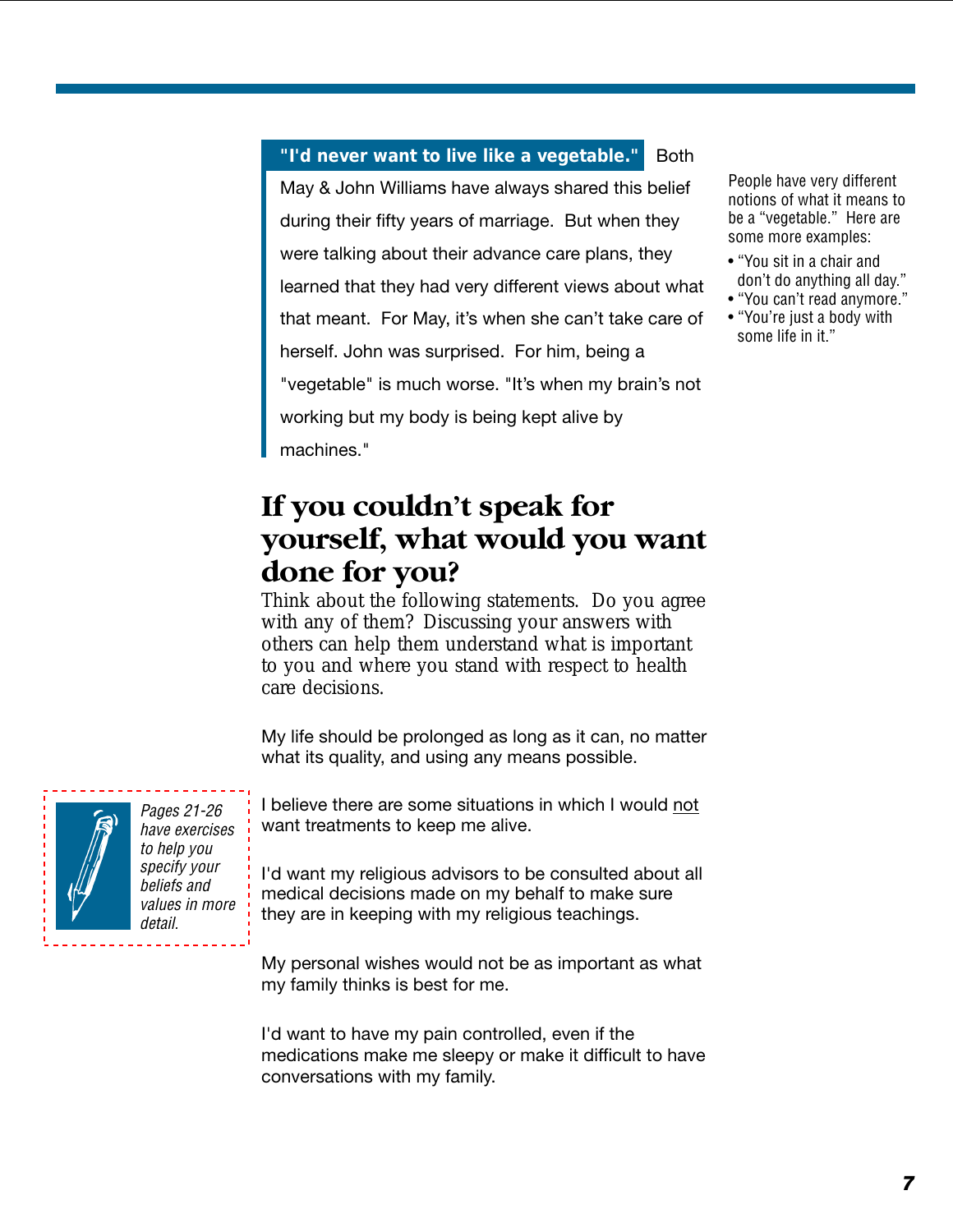**"I'd never want to live like a vegetable."** Both May & John Williams have always shared this belief during their fifty years of marriage. But when they were talking about their advance care plans, they learned that they had very different views about what that meant. For May, it's when she can't take care of herself. John was surprised. For him, being a "vegetable" is much worse. "It's when my brain's not working but my body is being kept alive by machines."

People have very different notions of what it means to be a "vegetable." Here are some more examples:

- "You sit in a chair and don't do anything all day."
- "You can't read anymore."
- "You're just a body with some life in it."

# If you couldn't speak for yourself, what would you want done for you?

Think about the following statements. Do you agree with any of them? Discussing your answers with others can help them understand what is important to you and where you stand with respect to health care decisions.

My life should be prolonged as long as it can, no matter what its quality, and using any means possible.

I believe there are some situations in which I would not want treatments to keep me alive.

I'd want my religious advisors to be consulted about all medical decisions made on my behalf to make sure they are in keeping with my religious teachings.

My personal wishes would not be as important as what my family thinks is best for me.

I'd want to have my pain controlled, even if the medications make me sleepy or make it difficult to have conversations with my family.

*Pages 21-26 have exercises to help you specify your beliefs and values in more detail.*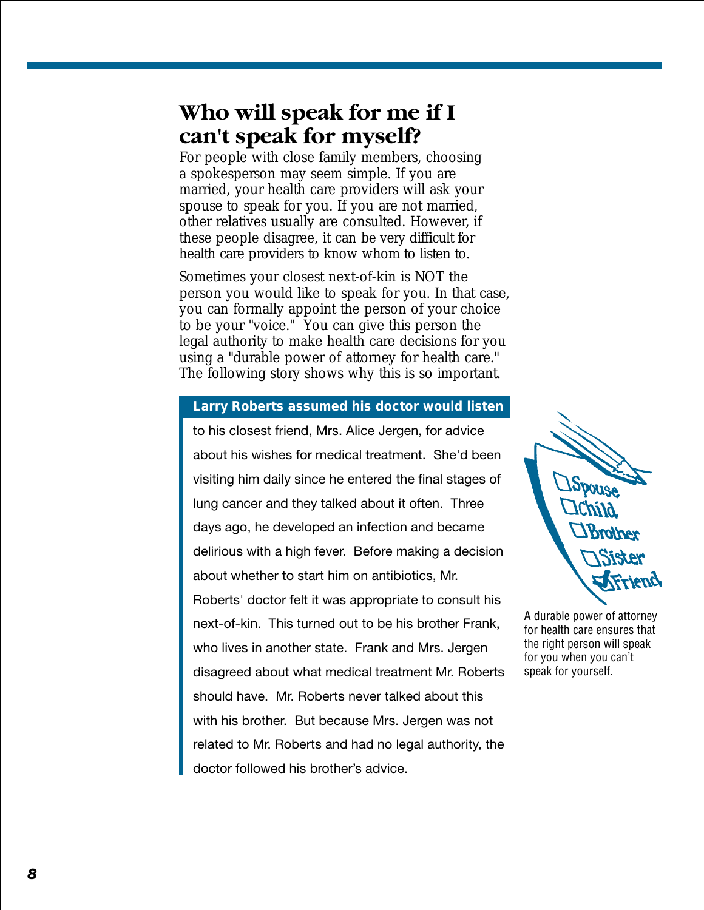# Who will speak for me if I can't speak for myself?

For people with close family members, choosing a spokesperson may seem simple. If you are married, your health care providers will ask your spouse to speak for you. If you are not married, other relatives usually are consulted. However, if these people disagree, it can be very difficult for health care providers to know whom to listen to.

Sometimes your closest next-of-kin is NOT the person you would like to speak for you. In that case, you can formally appoint the person of your choice to be your "voice." You can give this person the legal authority to make health care decisions for you using a "durable power of attorney for health care." The following story shows why this is so important.

**Larry Roberts assumed his doctor would listen** to his closest friend, Mrs. Alice Jergen, for advice about his wishes for medical treatment. She'd been visiting him daily since he entered the final stages of lung cancer and they talked about it often. Three days ago, he developed an infection and became delirious with a high fever. Before making a decision about whether to start him on antibiotics, Mr. Roberts' doctor felt it was appropriate to consult his next-of-kin. This turned out to be his brother Frank, who lives in another state. Frank and Mrs. Jergen disagreed about what medical treatment Mr. Roberts should have. Mr. Roberts never talked about this with his brother. But because Mrs. Jergen was not related to Mr. Roberts and had no legal authority, the doctor followed his brother's advice.

A durable power of attorney for health care ensures that the right person will speak for you when you can't speak for yourself.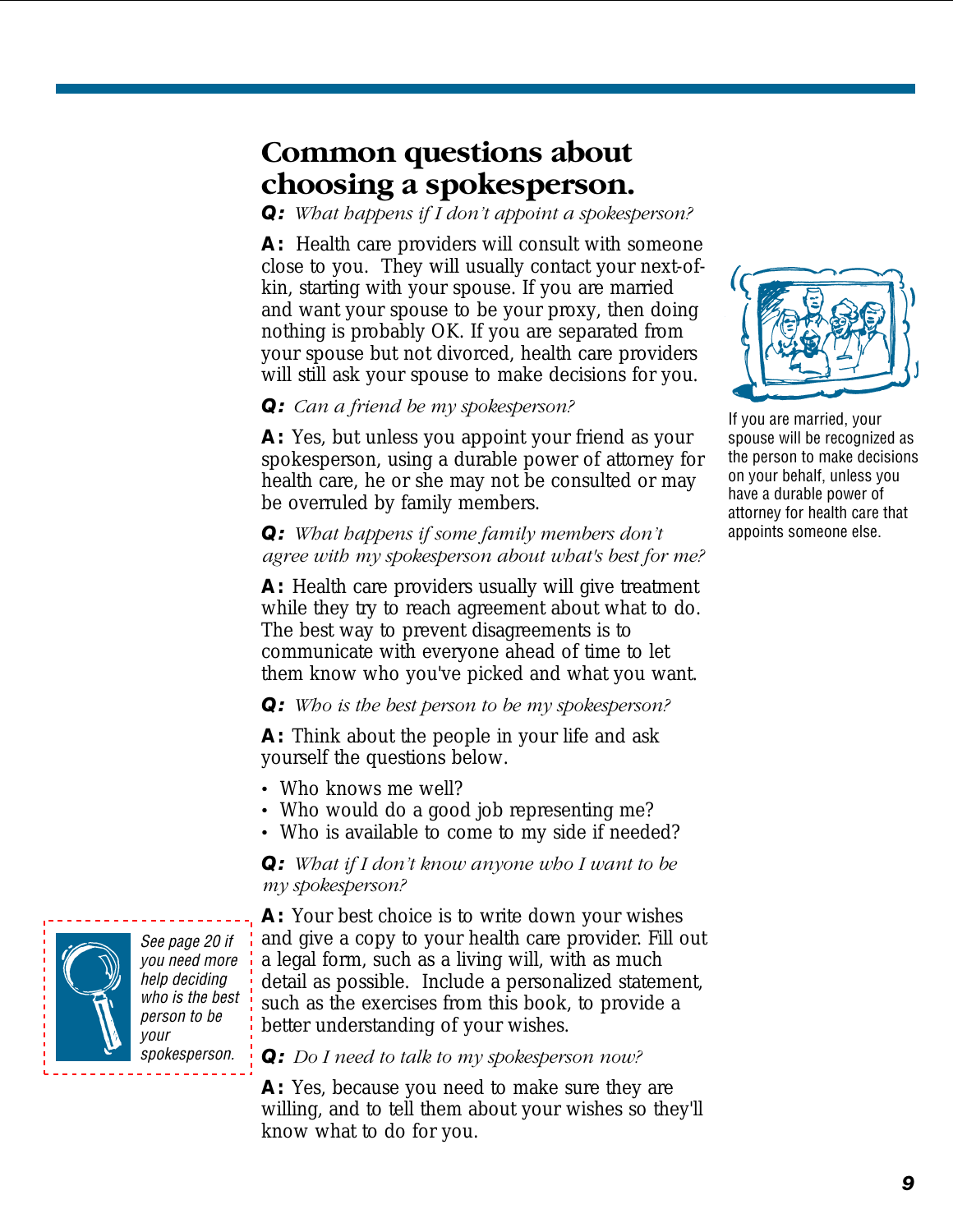## Common questions about choosing a spokesperson.

**Q:** *What happens if I don't appoint a spokesperson?*

**A:** Health care providers will consult with someone close to you. They will usually contact your next-of-kin, starting with your spouse. If you are married and want your spouse to be your proxy, then doing nothing is probably OK. If you are separated from your spouse but not divorced, health care providers will still ask your spouse to make decisions for you.

**Q:** *Can a friend be my spokesperson?*

**A:** Yes, but unless you appoint your friend as your spokesperson, using a durable power of attorney for health care, he or she may not be consulted or may be overruled by family members.

**Q:** *What happens if some family members don't agree with my spokesperson about what's best for me?*

**A:** Health care providers usually will give treatment while they try to reach agreement about what to do. The best way to prevent disagreements is to communicate with everyone ahead of time to let them know who you've picked and what you want.

**Q:** *Who is the best person to be my spokesperson?*

**A:** Think about the people in your life and ask yourself the questions below.

- Who knows me well?
- Who would do a good job representing me?
- Who is available to come to my side if needed?

**Q:** *What if I don't know anyone who I want to be my spokesperson?*

**A:** Your best choice is to write down your wishes and give a copy to your health care provider. Fill out a legal form, such as a living will, with as much detail as possible. Include a personalized statement, such as the exercises from this book, to provide a better understanding of your wishes.

**Q:** *Do I need to talk to my spokesperson now?*

**A:** Yes, because you need to make sure they are willing, and to tell them about your wishes so they'll know what to do for you.

If you are married, your spouse will be recognized as the person to make decisions on your behalf, unless you have a durable power of attorney for health care that appoints someone else.

*See page 20 if you need more help deciding who is the best person to be your spokesperson.*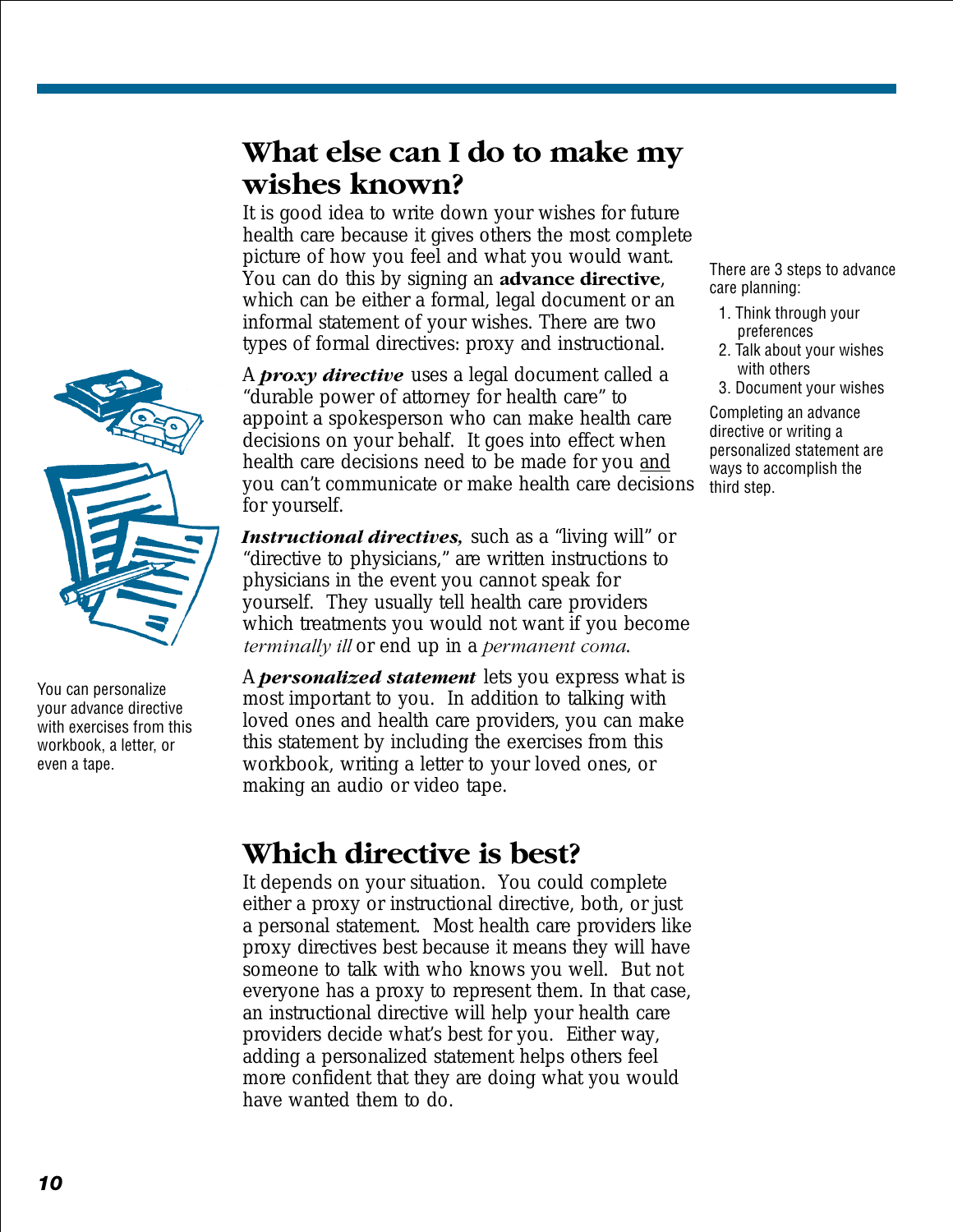## What else can I do to make my wishes known?

It is good idea to write down your wishes for future health care because it gives others the most complete picture of how you feel and what you would want. You can do this by signing an **advance directive**, which can be either a formal, legal document or an informal statement of your wishes. There are two types of formal directives: proxy and instructional.

There are 3 steps to advance care planning:

1. Think through your preferences
2. Talk about your wishes with others
3. Document your wishes

Completing an advance directive or writing a personalized statement are ways to accomplish the third step.

A ***proxy directive*** uses a legal document called a "durable power of attorney for health care" to appoint a spokesperson who can make health care decisions on your behalf. It goes into effect when health care decisions need to be made for you <u>and</u> you can't communicate or make health care decisions for yourself.

***Instructional directives,*** such as a "living will" or "directive to physicians," are written instructions to physicians in the event you cannot speak for yourself. They usually tell health care providers which treatments you would not want if you become *terminally ill* or end up in a *permanent coma*.

A ***personalized statement*** lets you express what is most important to you. In addition to talking with loved ones and health care providers, you can make this statement by including the exercises from this workbook, writing a letter to your loved ones, or making an audio or video tape.

You can personalize your advance directive with exercises from this workbook, a letter, or even a tape.

## Which directive is best?

It depends on your situation. You could complete either a proxy or instructional directive, both, or just a personal statement. Most health care providers like proxy directives best because it means they will have someone to talk with who knows you well. But not everyone has a proxy to represent them. In that case, an instructional directive will help your health care providers decide what's best for you. Either way, adding a personalized statement helps others feel more confident that they are doing what you would have wanted them to do.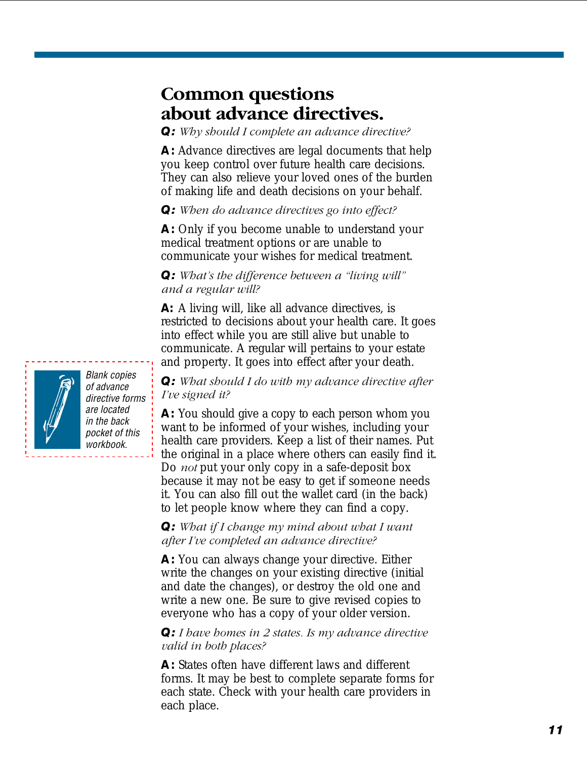# Common questions about advance directives.

**Q:** *Why should I complete an advance directive?*

**A:** Advance directives are legal documents that help you keep control over future health care decisions. They can also relieve your loved ones of the burden of making life and death decisions on your behalf.

**Q:** *When do advance directives go into effect?*

**A:** Only if you become unable to understand your medical treatment options or are unable to communicate your wishes for medical treatment.

**Q:** *What's the difference between a "living will" and a regular will?*

**A:** A living will, like all advance directives, is restricted to decisions about your health care. It goes into effect while you are still alive but unable to communicate. A regular will pertains to your estate and property. It goes into effect after your death.

*Blank copies of advance directive forms are located in the back pocket of this workbook.*

**Q:** *What should I do with my advance directive after I've signed it?*

**A:** You should give a copy to each person whom you want to be informed of your wishes, including your health care providers. Keep a list of their names. Put the original in a place where others can easily find it. Do *not* put your only copy in a safe-deposit box because it may not be easy to get if someone needs it. You can also fill out the wallet card (in the back) to let people know where they can find a copy.

**Q:** *What if I change my mind about what I want after I've completed an advance directive?*

**A:** You can always change your directive. Either write the changes on your existing directive (initial and date the changes), or destroy the old one and write a new one. Be sure to give revised copies to everyone who has a copy of your older version.

**Q:** *I have homes in 2 states. Is my advance directive valid in both places?*

**A:** States often have different laws and different forms. It may be best to complete separate forms for each state. Check with your health care providers in each place.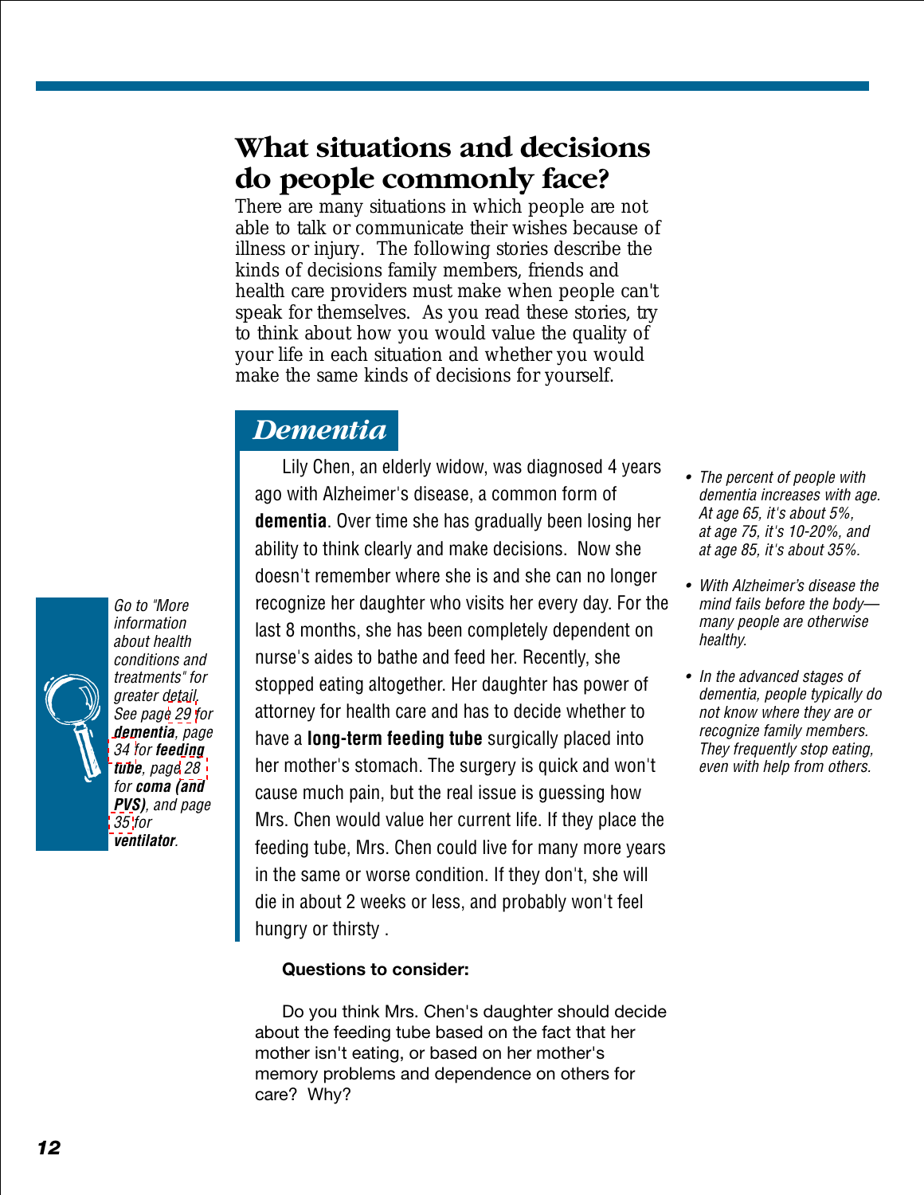# What situations and decisions do people commonly face?

There are many situations in which people are not able to talk or communicate their wishes because of illness or injury. The following stories describe the kinds of decisions family members, friends and health care providers must make when people can't speak for themselves. As you read these stories, try to think about how you would value the quality of your life in each situation and whether you would make the same kinds of decisions for yourself.

## *Dementia*

Lily Chen, an elderly widow, was diagnosed 4 years ago with Alzheimer's disease, a common form of **dementia**. Over time she has gradually been losing her ability to think clearly and make decisions. Now she doesn't remember where she is and she can no longer recognize her daughter who visits her every day. For the last 8 months, she has been completely dependent on nurse's aides to bathe and feed her. Recently, she stopped eating altogether. Her daughter has power of attorney for health care and has to decide whether to have a **long-term feeding tube** surgically placed into her mother's stomach. The surgery is quick and won't cause much pain, but the real issue is guessing how Mrs. Chen would value her current life. If they place the feeding tube, Mrs. Chen could live for many more years in the same or worse condition. If they don't, she will die in about 2 weeks or less, and probably won't feel hungry or thirsty .

*Go to "More information about health conditions and treatments" for greater detail. See page 29 for **dementia**, page 34 for **feeding tube**, page 28 for **coma (and PVS)**, and page 35 for **ventilator**.*

- *The percent of people with dementia increases with age. At age 65, it's about 5%, at age 75, it's 10-20%, and at age 85, it's about 35%.*
- *With Alzheimer's disease the mind fails before the body—many people are otherwise healthy.*
- *In the advanced stages of dementia, people typically do not know where they are or recognize family members. They frequently stop eating, even with help from others.*

**Questions to consider:**

Do you think Mrs. Chen's daughter should decide about the feeding tube based on the fact that her mother isn't eating, or based on her mother's memory problems and dependence on others for care? Why?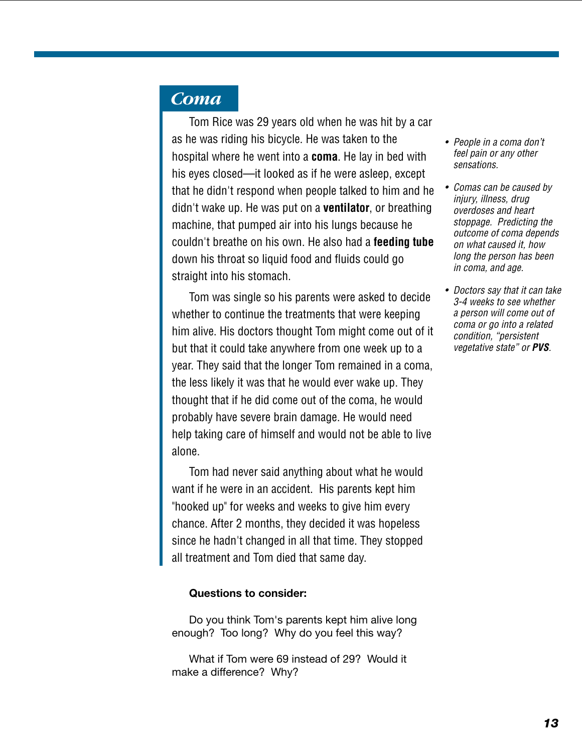## Coma

Tom Rice was 29 years old when he was hit by a car as he was riding his bicycle. He was taken to the hospital where he went into a **coma**. He lay in bed with his eyes closed—it looked as if he were asleep, except that he didn't respond when people talked to him and he didn't wake up. He was put on a **ventilator**, or breathing machine, that pumped air into his lungs because he couldn't breathe on his own. He also had a **feeding tube** down his throat so liquid food and fluids could go straight into his stomach.

Tom was single so his parents were asked to decide whether to continue the treatments that were keeping him alive. His doctors thought Tom might come out of it but that it could take anywhere from one week up to a year. They said that the longer Tom remained in a coma, the less likely it was that he would ever wake up. They thought that if he did come out of the coma, he would probably have severe brain damage. He would need help taking care of himself and would not be able to live alone.

Tom had never said anything about what he would want if he were in an accident. His parents kept him "hooked up" for weeks and weeks to give him every chance. After 2 months, they decided it was hopeless since he hadn't changed in all that time. They stopped all treatment and Tom died that same day.

- *People in a coma don't feel pain or any other sensations.*
- *Comas can be caused by injury, illness, drug overdoses and heart stoppage. Predicting the outcome of coma depends on what caused it, how long the person has been in coma, and age.*
- *Doctors say that it can take 3-4 weeks to see whether a person will come out of coma or go into a related condition, "persistent vegetative state" or* ***PVS****.*

**Questions to consider:**

Do you think Tom's parents kept him alive long enough? Too long? Why do you feel this way?

What if Tom were 69 instead of 29? Would it make a difference? Why?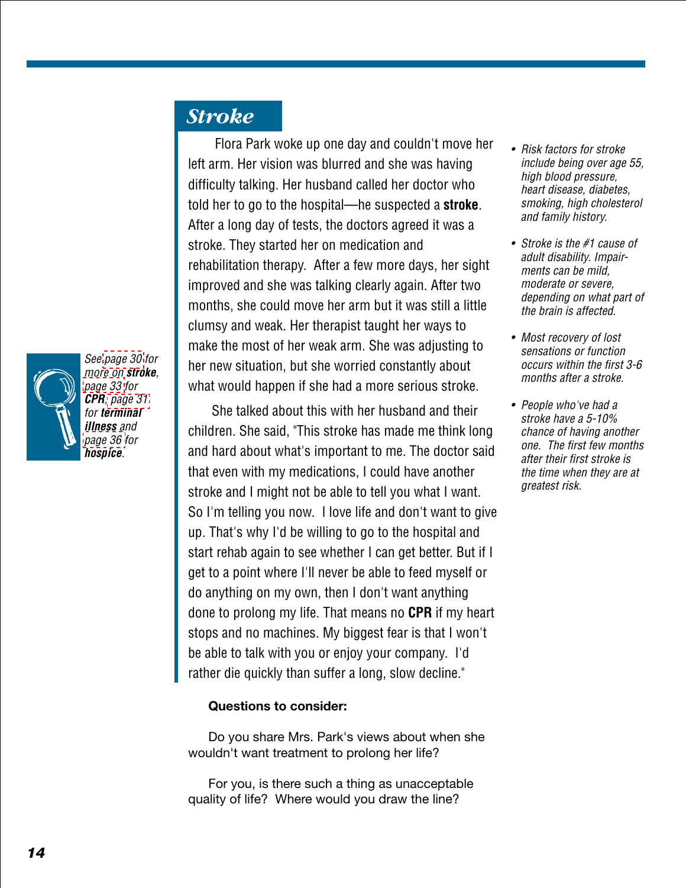## Stroke

Flora Park woke up one day and couldn't move her left arm. Her vision was blurred and she was having difficulty talking. Her husband called her doctor who told her to go to the hospital—he suspected a **stroke**. After a long day of tests, the doctors agreed it was a stroke. They started her on medication and rehabilitation therapy. After a few more days, her sight improved and she was talking clearly again. After two months, she could move her arm but it was still a little clumsy and weak. Her therapist taught her ways to make the most of her weak arm. She was adjusting to her new situation, but she worried constantly about what would happen if she had a more serious stroke.

She talked about this with her husband and their children. She said, "This stroke has made me think long and hard about what's important to me. The doctor said that even with my medications, I could have another stroke and I might not be able to tell you what I want. So I'm telling you now. I love life and don't want to give up. That's why I'd be willing to go to the hospital and start rehab again to see whether I can get better. But if I get to a point where I'll never be able to feed myself or do anything on my own, then I don't want anything done to prolong my life. That means no **CPR** if my heart stops and no machines. My biggest fear is that I won't be able to talk with you or enjoy your company. I'd rather die quickly than suffer a long, slow decline."

*See page 30 for more on **stroke**, page 33 for **CPR**, page 31 for **terminal illness** and page 36 for **hospice**.*

- *Risk factors for stroke include being over age 55, high blood pressure, heart disease, diabetes, smoking, high cholesterol and family history.*
- *Stroke is the #1 cause of adult disability. Impairments can be mild, moderate or severe, depending on what part of the brain is affected.*
- *Most recovery of lost sensations or function occurs within the first 3-6 months after a stroke.*
- *People who've had a stroke have a 5-10% chance of having another one. The first few months after their first stroke is the time when they are at greatest risk.*

**Questions to consider:**

Do you share Mrs. Park's views about when she wouldn't want treatment to prolong her life?

For you, is there such a thing as unacceptable quality of life? Where would you draw the line?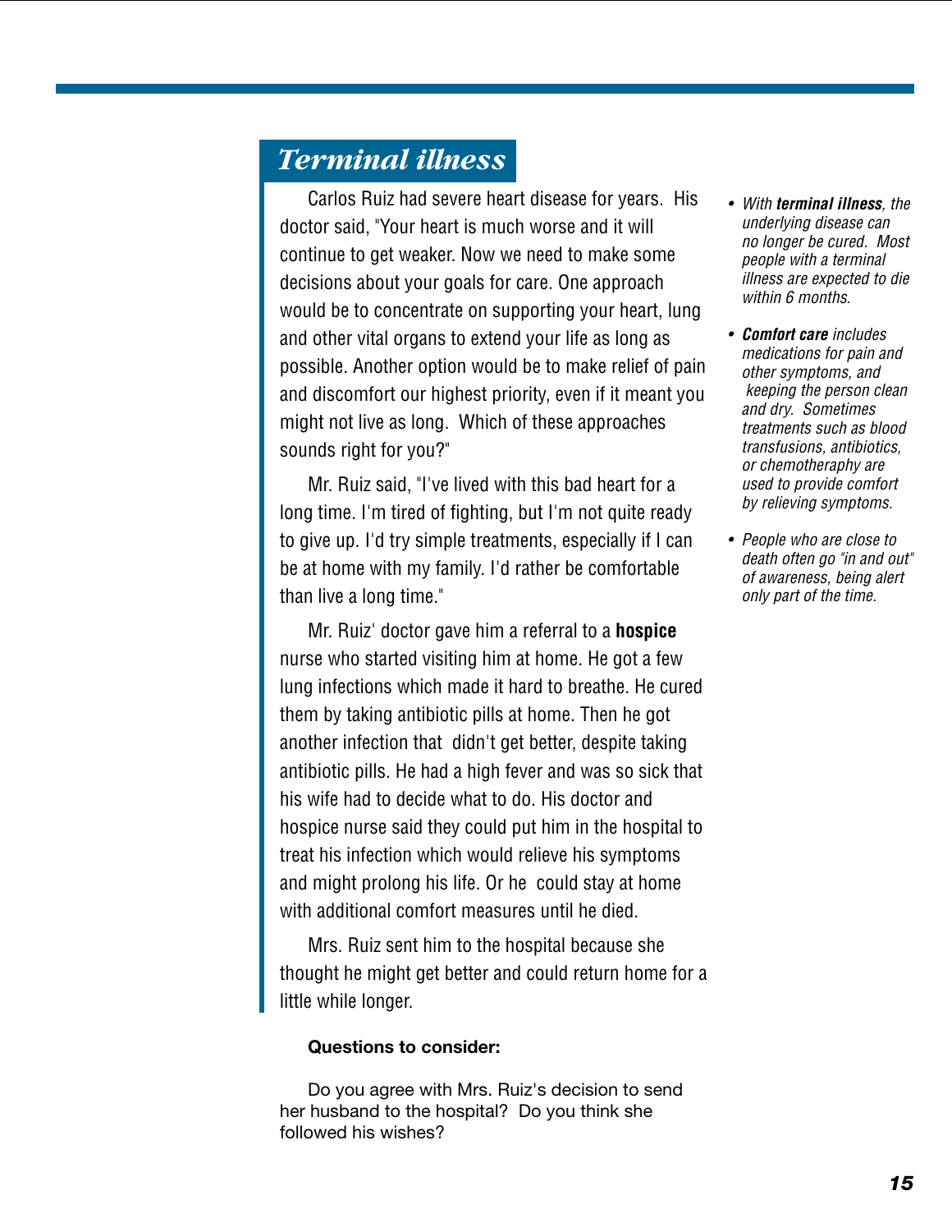## *Terminal illness*

Carlos Ruiz had severe heart disease for years. His doctor said, "Your heart is much worse and it will continue to get weaker. Now we need to make some decisions about your goals for care. One approach would be to concentrate on supporting your heart, lung and other vital organs to extend your life as long as possible. Another option would be to make relief of pain and discomfort our highest priority, even if it meant you might not live as long. Which of these approaches sounds right for you?"

Mr. Ruiz said, "I've lived with this bad heart for a long time. I'm tired of fighting, but I'm not quite ready to give up. I'd try simple treatments, especially if I can be at home with my family. I'd rather be comfortable than live a long time."

Mr. Ruiz' doctor gave him a referral to a **hospice** nurse who started visiting him at home. He got a few lung infections which made it hard to breathe. He cured them by taking antibiotic pills at home. Then he got another infection that didn't get better, despite taking antibiotic pills. He had a high fever and was so sick that his wife had to decide what to do. His doctor and hospice nurse said they could put him in the hospital to treat his infection which would relieve his symptoms and might prolong his life. Or he could stay at home with additional comfort measures until he died.

Mrs. Ruiz sent him to the hospital because she thought he might get better and could return home for a little while longer.

**Questions to consider:**

Do you agree with Mrs. Ruiz's decision to send her husband to the hospital? Do you think she followed his wishes?

- *With **terminal illness**, the underlying disease can no longer be cured. Most people with a terminal illness are expected to die within 6 months.*
- ***Comfort care** includes medications for pain and other symptoms, and keeping the person clean and dry. Sometimes treatments such as blood transfusions, antibiotics, or chemotheraphy are used to provide comfort by relieving symptoms.*
- *People who are close to death often go "in and out" of awareness, being alert only part of the time.*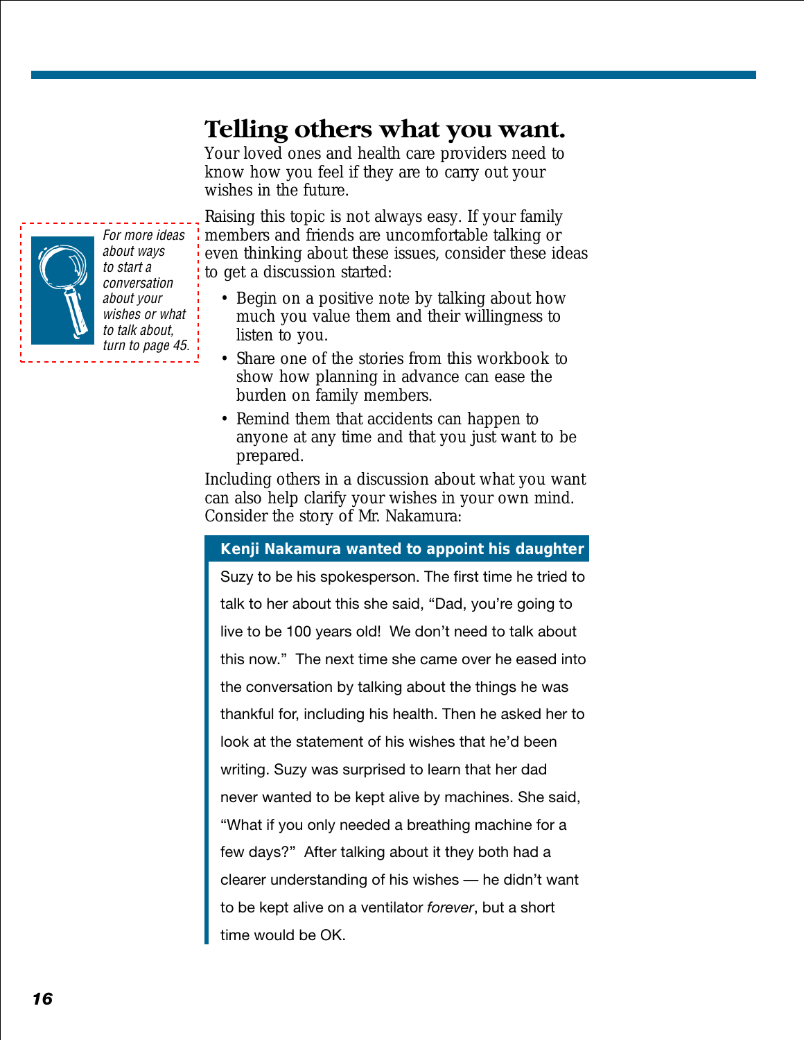## Telling others what you want.

Your loved ones and health care providers need to know how you feel if they are to carry out your wishes in the future.

*For more ideas about ways to start a conversation about your wishes or what to talk about, turn to page 45.*

Raising this topic is not always easy. If your family members and friends are uncomfortable talking or even thinking about these issues, consider these ideas to get a discussion started:

- Begin on a positive note by talking about how much you value them and their willingness to listen to you.
- Share one of the stories from this workbook to show how planning in advance can ease the burden on family members.
- Remind them that accidents can happen to anyone at any time and that you just want to be prepared.

Including others in a discussion about what you want can also help clarify your wishes in your own mind. Consider the story of Mr. Nakamura:

> **Kenji Nakamura wanted to appoint his daughter** Suzy to be his spokesperson. The first time he tried to talk to her about this she said, “Dad, you’re going to live to be 100 years old! We don’t need to talk about this now.” The next time she came over he eased into the conversation by talking about the things he was thankful for, including his health. Then he asked her to look at the statement of his wishes that he’d been writing. Suzy was surprised to learn that her dad never wanted to be kept alive by machines. She said, “What if you only needed a breathing machine for a few days?” After talking about it they both had a clearer understanding of his wishes — he didn’t want to be kept alive on a ventilator *forever*, but a short time would be OK.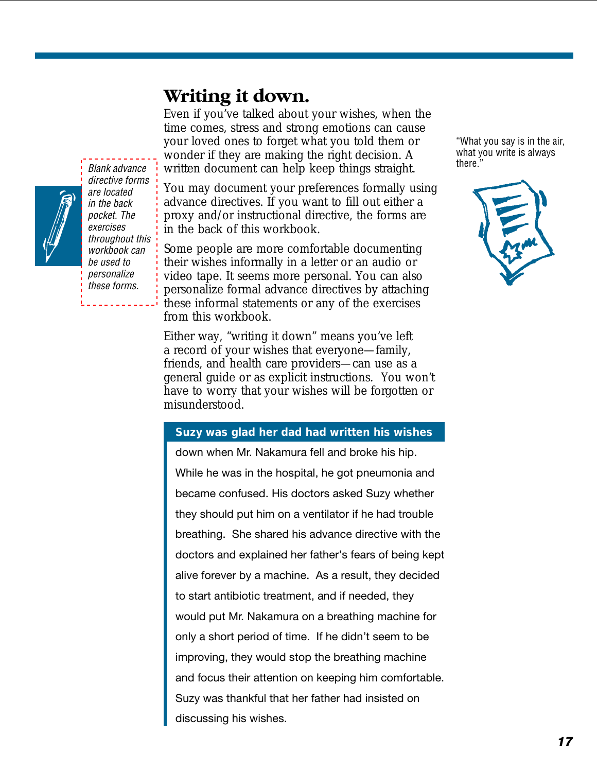## Writing it down.

Even if you've talked about your wishes, when the time comes, stress and strong emotions can cause your loved ones to forget what you told them or wonder if they are making the right decision. A written document can help keep things straight.

*Blank advance directive forms are located in the back pocket. The exercises throughout this workbook can be used to personalize these forms.*

You may document your preferences formally using advance directives. If you want to fill out either a proxy and/or instructional directive, the forms are in the back of this workbook.

"What you say is in the air, what you write is always there."

Some people are more comfortable documenting their wishes informally in a letter or an audio or video tape. It seems more personal. You can also personalize formal advance directives by attaching these informal statements or any of the exercises from this workbook.

Either way, "writing it down" means you've left a record of your wishes that everyone—family, friends, and health care providers—can use as a general guide or as explicit instructions. You won't have to worry that your wishes will be forgotten or misunderstood.

**Suzy was glad her dad had written his wishes** down when Mr. Nakamura fell and broke his hip. While he was in the hospital, he got pneumonia and became confused. His doctors asked Suzy whether they should put him on a ventilator if he had trouble breathing. She shared his advance directive with the doctors and explained her father's fears of being kept alive forever by a machine. As a result, they decided to start antibiotic treatment, and if needed, they would put Mr. Nakamura on a breathing machine for only a short period of time. If he didn't seem to be improving, they would stop the breathing machine and focus their attention on keeping him comfortable. Suzy was thankful that her father had insisted on discussing his wishes.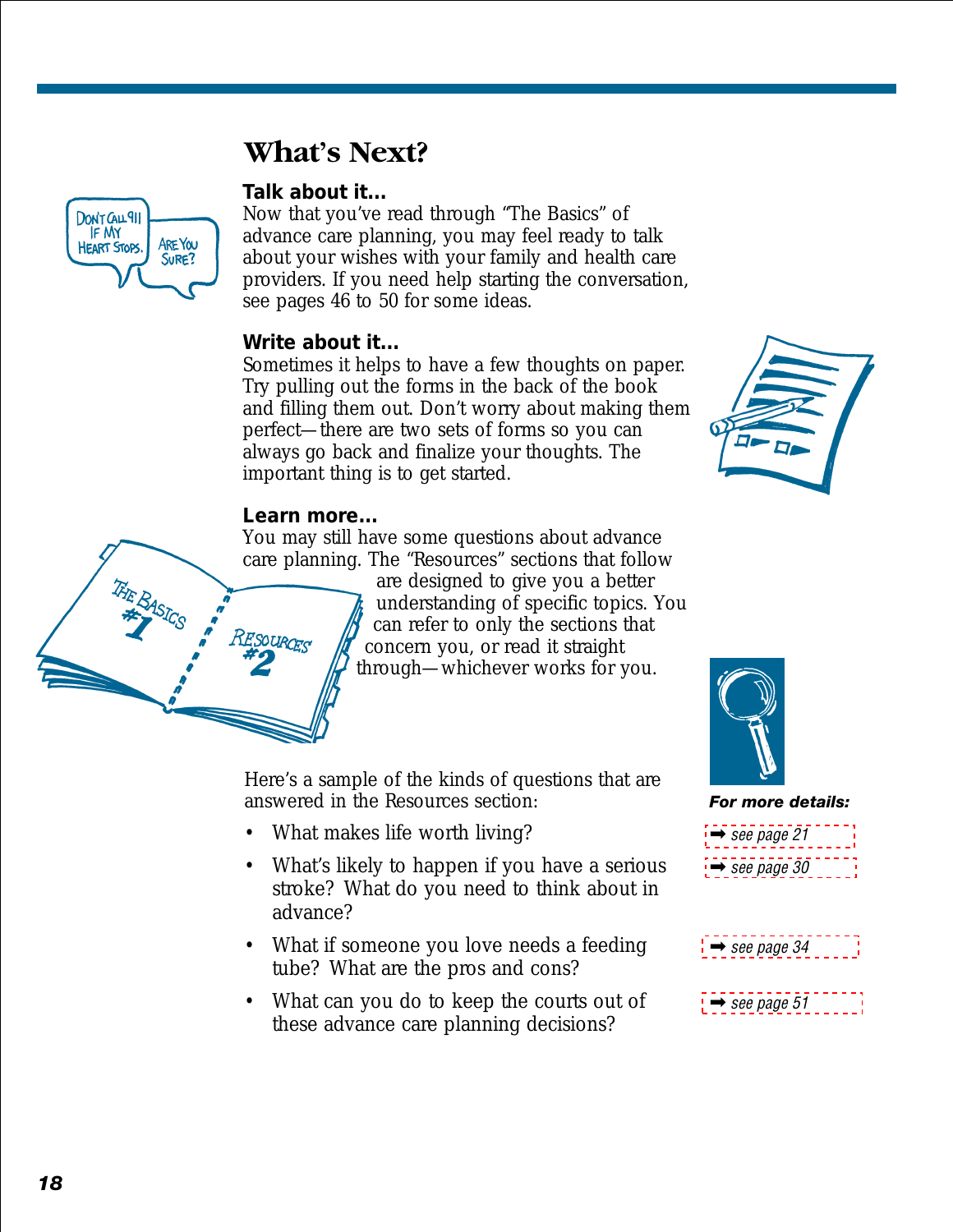# What's Next?

### Talk about it...

Now that you've read through "The Basics" of advance care planning, you may feel ready to talk about your wishes with your family and health care providers. If you need help starting the conversation, see pages 46 to 50 for some ideas.

### Write about it...

Sometimes it helps to have a few thoughts on paper. Try pulling out the forms in the back of the book and filling them out. Don't worry about making them perfect—there are two sets of forms so you can always go back and finalize your thoughts. The important thing is to get started.

### Learn more...

You may still have some questions about advance care planning. The "Resources" sections that follow are designed to give you a better understanding of specific topics. You can refer to only the sections that concern you, or read it straight through—whichever works for you.

Here's a sample of the kinds of questions that are answered in the Resources section:

**For more details:**

- What makes life worth living? ➡ *see page 21*
- What's likely to happen if you have a serious stroke? What do you need to think about in advance? ➡ *see page 30*
- What if someone you love needs a feeding tube? What are the pros and cons? ➡ *see page 34*
- What can you do to keep the courts out of these advance care planning decisions? ➡ *see page 51*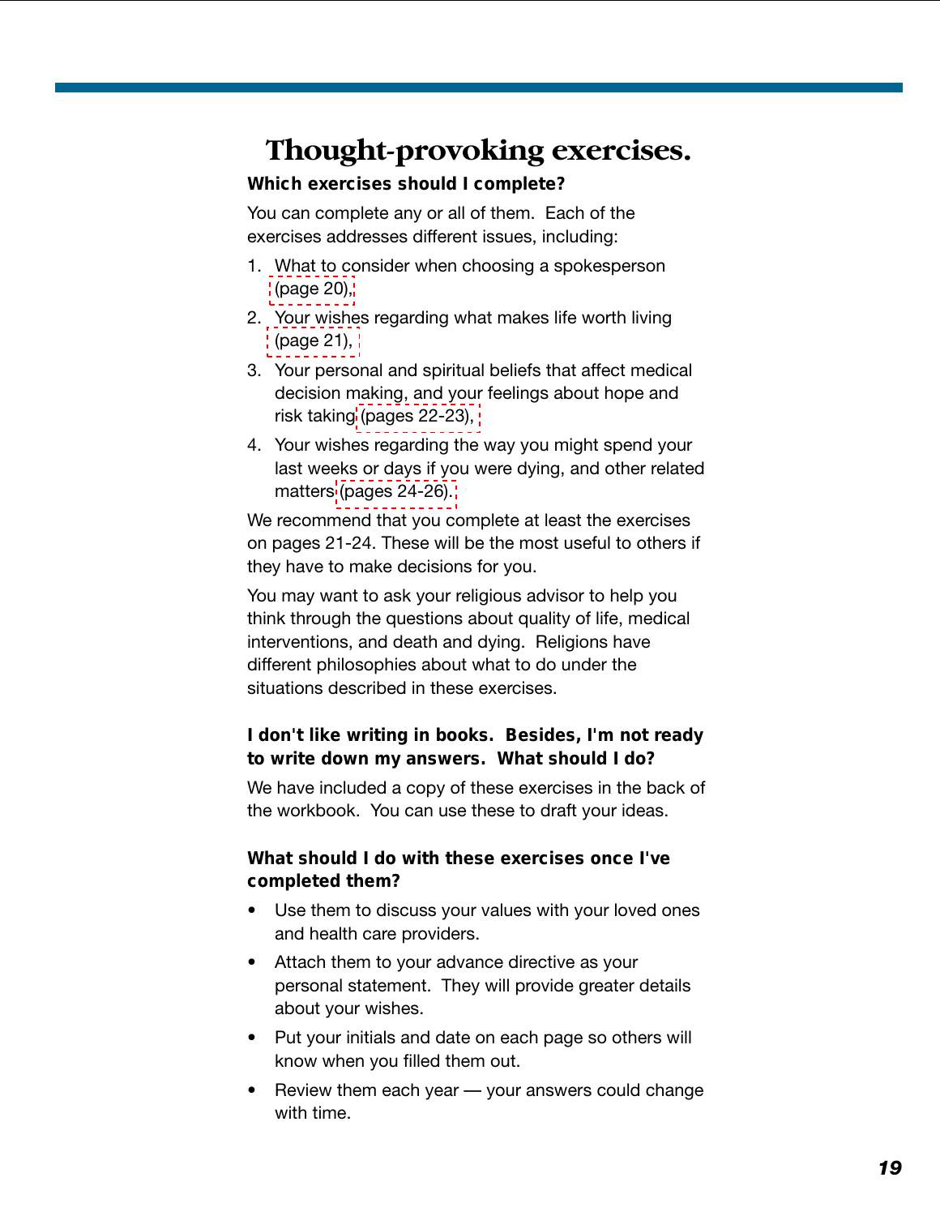# Thought-provoking exercises.

**Which exercises should I complete?**

You can complete any or all of them. Each of the exercises addresses different issues, including:

1. What to consider when choosing a spokesperson (page 20),
2. Your wishes regarding what makes life worth living (page 21),
3. Your personal and spiritual beliefs that affect medical decision making, and your feelings about hope and risk taking (pages 22-23),
4. Your wishes regarding the way you might spend your last weeks or days if you were dying, and other related matters (pages 24-26).

We recommend that you complete at least the exercises on pages 21-24. These will be the most useful to others if they have to make decisions for you.

You may want to ask your religious advisor to help you think through the questions about quality of life, medical interventions, and death and dying. Religions have different philosophies about what to do under the situations described in these exercises.

**I don't like writing in books. Besides, I'm not ready to write down my answers. What should I do?**

We have included a copy of these exercises in the back of the workbook. You can use these to draft your ideas.

**What should I do with these exercises once I've completed them?**

- Use them to discuss your values with your loved ones and health care providers.
- Attach them to your advance directive as your personal statement. They will provide greater details about your wishes.
- Put your initials and date on each page so others will know when you filled them out.
- Review them each year — your answers could change with time.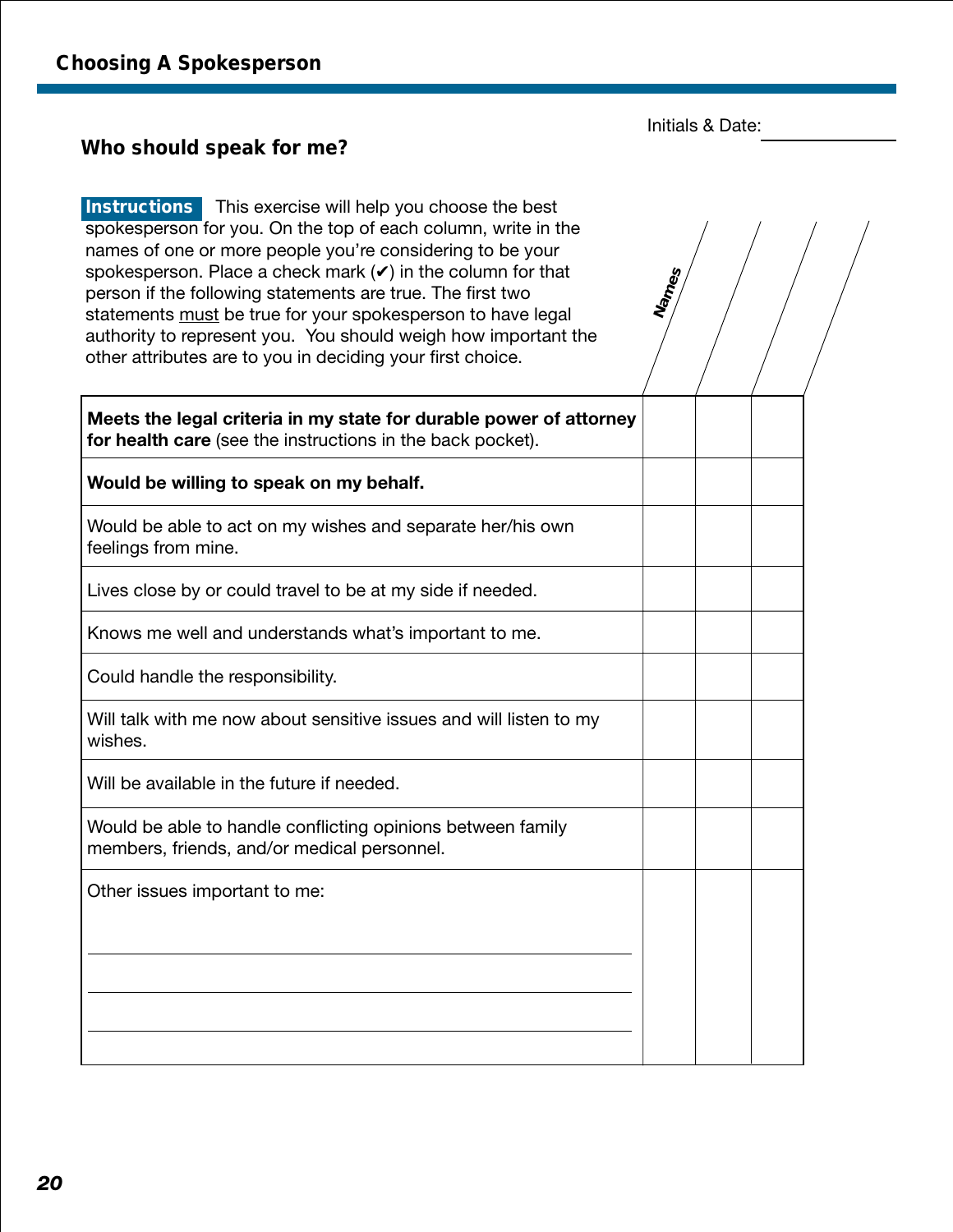## Choosing A Spokesperson

Initials & Date: ____________

### Who should speak for me?

**Instructions** This exercise will help you choose the best spokesperson for you. On the top of each column, write in the names of one or more people you're considering to be your spokesperson. Place a check mark (✔) in the column for that person if the following statements are true. The first two statements must be true for your spokesperson to have legal authority to represent you. You should weigh how important the other attributes are to you in deciding your first choice.

| | *Names* | | |
|---|---|---|---|
| **Meets the legal criteria in my state for durable power of attorney for health care** (see the instructions in the back pocket). | | | |
| **Would be willing to speak on my behalf.** | | | |
| Would be able to act on my wishes and separate her/his own feelings from mine. | | | |
| Lives close by or could travel to be at my side if needed. | | | |
| Knows me well and understands what's important to me. | | | |
| Could handle the responsibility. | | | |
| Will talk with me now about sensitive issues and will listen to my wishes. | | | |
| Will be available in the future if needed. | | | |
| Would be able to handle conflicting opinions between family members, friends, and/or medical personnel. | | | |
| Other issues important to me: ____________ ____________ ____________ | | | |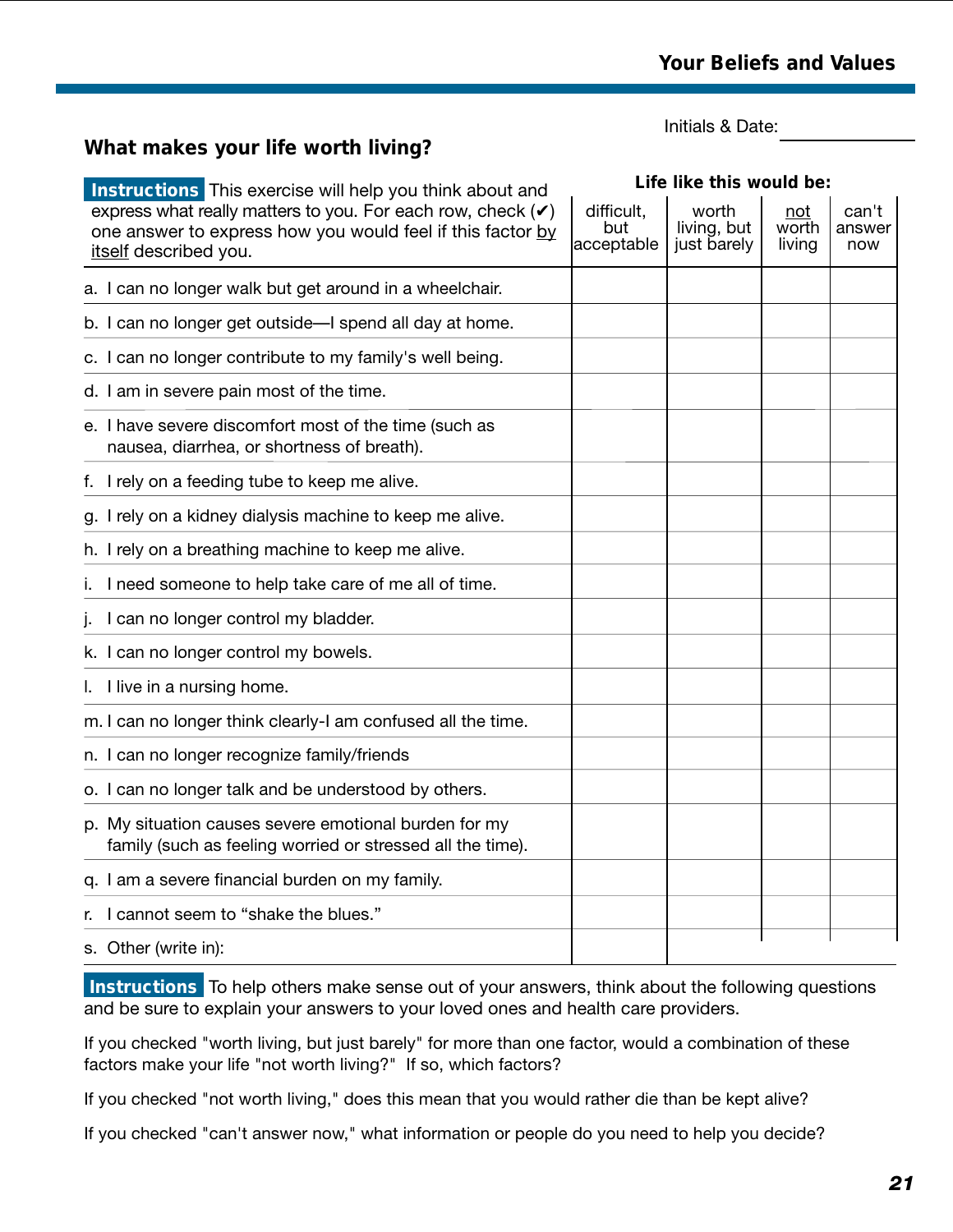Initials & Date: ___________

## What makes your life worth living?

**Instructions** This exercise will help you think about and express what really matters to you. For each row, check (✔) one answer to express how you would feel if this factor by itself described you.

| | Life like this would be: | | | |
|---|---|---|---|---|
| | difficult, but acceptable | worth living, but just barely | not worth living | can't answer now |
| a. I can no longer walk but get around in a wheelchair. | | | | |
| b. I can no longer get outside—I spend all day at home. | | | | |
| c. I can no longer contribute to my family's well being. | | | | |
| d. I am in severe pain most of the time. | | | | |
| e. I have severe discomfort most of the time (such as nausea, diarrhea, or shortness of breath). | | | | |
| f. I rely on a feeding tube to keep me alive. | | | | |
| g. I rely on a kidney dialysis machine to keep me alive. | | | | |
| h. I rely on a breathing machine to keep me alive. | | | | |
| i. I need someone to help take care of me all of time. | | | | |
| j. I can no longer control my bladder. | | | | |
| k. I can no longer control my bowels. | | | | |
| l. I live in a nursing home. | | | | |
| m. I can no longer think clearly-I am confused all the time. | | | | |
| n. I can no longer recognize family/friends | | | | |
| o. I can no longer talk and be understood by others. | | | | |
| p. My situation causes severe emotional burden for my family (such as feeling worried or stressed all the time). | | | | |
| q. I am a severe financial burden on my family. | | | | |
| r. I cannot seem to “shake the blues.” | | | | |
| s. Other (write in): | | | | |

**Instructions** To help others make sense out of your answers, think about the following questions and be sure to explain your answers to your loved ones and health care providers.

If you checked "worth living, but just barely" for more than one factor, would a combination of these factors make your life "not worth living?" If so, which factors?

If you checked "not worth living," does this mean that you would rather die than be kept alive?

If you checked "can't answer now," what information or people do you need to help you decide?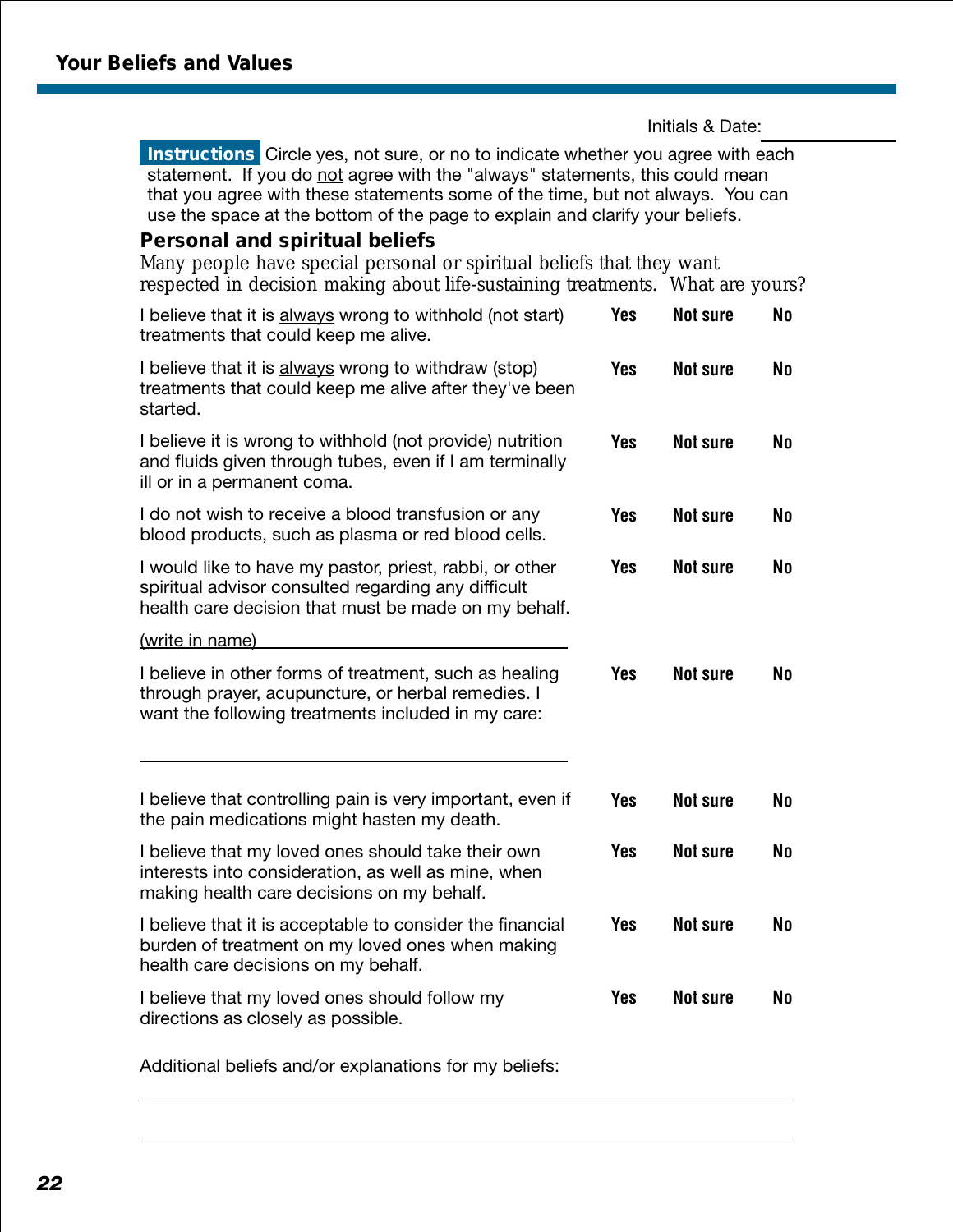## Your Beliefs and Values

Initials & Date: ____________

**Instructions** Circle yes, not sure, or no to indicate whether you agree with each statement. If you do not agree with the "always" statements, this could mean that you agree with these statements some of the time, but not always. You can use the space at the bottom of the page to explain and clarify your beliefs.

### Personal and spiritual beliefs

Many people have special personal or spiritual beliefs that they want respected in decision making about life-sustaining treatments. What are yours?

| Statement | | | |
|---|---|---|---|
| I believe that it is always wrong to withhold (not start) treatments that could keep me alive. | **Yes** | **Not sure** | **No** |
| I believe that it is always wrong to withdraw (stop) treatments that could keep me alive after they've been started. | **Yes** | **Not sure** | **No** |
| I believe it is wrong to withhold (not provide) nutrition and fluids given through tubes, even if I am terminally ill or in a permanent coma. | **Yes** | **Not sure** | **No** |
| I do not wish to receive a blood transfusion or any blood products, such as plasma or red blood cells. | **Yes** | **Not sure** | **No** |
| I would like to have my pastor, priest, rabbi, or other spiritual advisor consulted regarding any difficult health care decision that must be made on my behalf. (write in name) ____________ | **Yes** | **Not sure** | **No** |
| I believe in other forms of treatment, such as healing through prayer, acupuncture, or herbal remedies. I want the following treatments included in my care: ____________ | **Yes** | **Not sure** | **No** |
| I believe that controlling pain is very important, even if the pain medications might hasten my death. | **Yes** | **Not sure** | **No** |
| I believe that my loved ones should take their own interests into consideration, as well as mine, when making health care decisions on my behalf. | **Yes** | **Not sure** | **No** |
| I believe that it is acceptable to consider the financial burden of treatment on my loved ones when making health care decisions on my behalf. | **Yes** | **Not sure** | **No** |
| I believe that my loved ones should follow my directions as closely as possible. | **Yes** | **Not sure** | **No** |

Additional beliefs and/or explanations for my beliefs:

____________

____________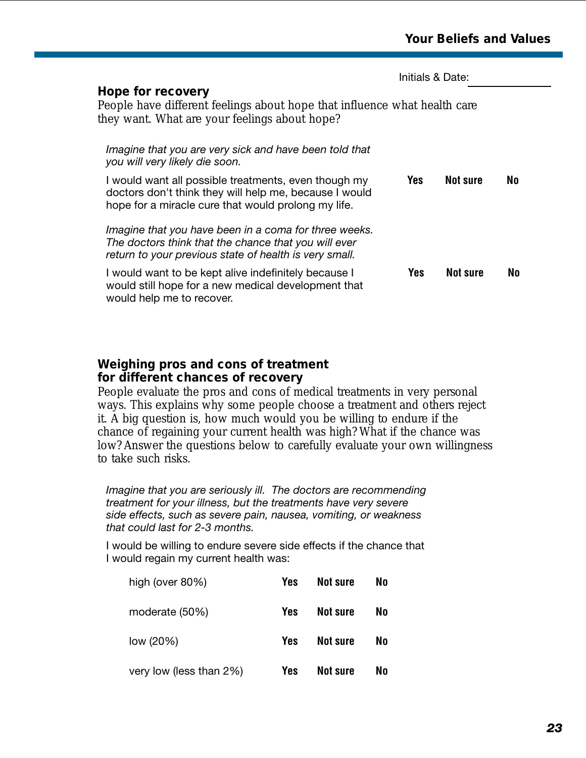Initials & Date: \_\_\_\_\_\_\_\_\_\_

## Hope for recovery

People have different feelings about hope that influence what health care they want. What are your feelings about hope?

*Imagine that you are very sick and have been told that you will very likely die soon.*

I would want all possible treatments, even though my doctors don't think they will help me, because I would hope for a miracle cure that would prolong my life. **Yes** **Not sure** **No**

*Imagine that you have been in a coma for three weeks. The doctors think that the chance that you will ever return to your previous state of health is very small.*

I would want to be kept alive indefinitely because I would still hope for a new medical development that would help me to recover. **Yes** **Not sure** **No**

## Weighing pros and cons of treatment for different chances of recovery

People evaluate the pros and cons of medical treatments in very personal ways. This explains why some people choose a treatment and others reject it. A big question is, how much would you be willing to endure if the chance of regaining your current health was high? What if the chance was low? Answer the questions below to carefully evaluate your own willingness to take such risks.

*Imagine that you are seriously ill. The doctors are recommending treatment for your illness, but the treatments have very severe side effects, such as severe pain, nausea, vomiting, or weakness that could last for 2-3 months.*

I would be willing to endure severe side effects if the chance that I would regain my current health was:

| | | | |
|---|---|---|---|
| high (over 80%) | **Yes** | **Not sure** | **No** |
| moderate (50%) | **Yes** | **Not sure** | **No** |
| low (20%) | **Yes** | **Not sure** | **No** |
| very low (less than 2%) | **Yes** | **Not sure** | **No** |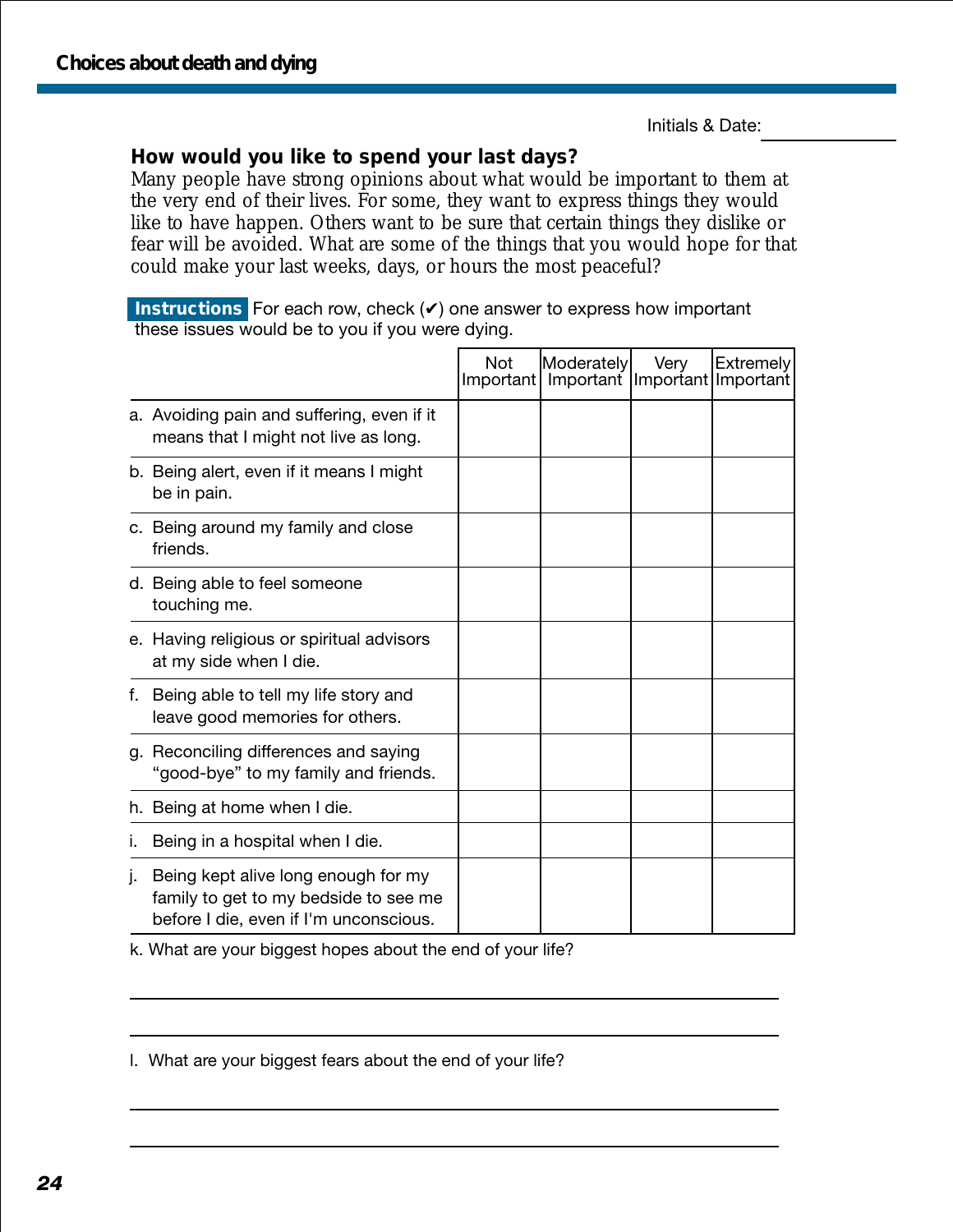Initials & Date: ____________

## How would you like to spend your last days?

Many people have strong opinions about what would be important to them at the very end of their lives. For some, they want to express things they would like to have happen. Others want to be sure that certain things they dislike or fear will be avoided. What are some of the things that you would hope for that could make your last weeks, days, or hours the most peaceful?

**Instructions** For each row, check (✔) one answer to express how important these issues would be to you if you were dying.

| | Not Important | Moderately Important | Very Important | Extremely Important |
|---|---|---|---|---|
| a. Avoiding pain and suffering, even if it means that I might not live as long. | | | | |
| b. Being alert, even if it means I might be in pain. | | | | |
| c. Being around my family and close friends. | | | | |
| d. Being able to feel someone touching me. | | | | |
| e. Having religious or spiritual advisors at my side when I die. | | | | |
| f. Being able to tell my life story and leave good memories for others. | | | | |
| g. Reconciling differences and saying "good-bye" to my family and friends. | | | | |
| h. Being at home when I die. | | | | |
| i. Being in a hospital when I die. | | | | |
| j. Being kept alive long enough for my family to get to my bedside to see me before I die, even if I'm unconscious. | | | | |

k. What are your biggest hopes about the end of your life?

_______________________________________________

_______________________________________________

l. What are your biggest fears about the end of your life?

_______________________________________________

_______________________________________________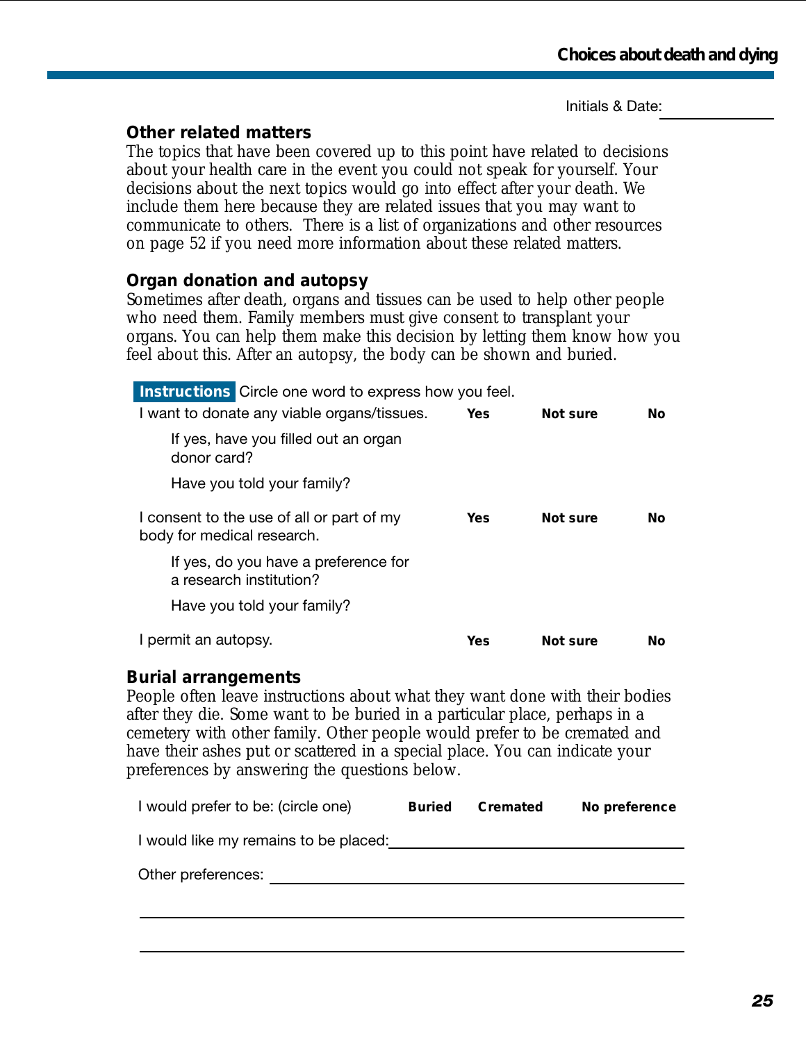Initials & Date: ____________

## Other related matters

The topics that have been covered up to this point have related to decisions about your health care in the event you could not speak for yourself. Your decisions about the next topics would go into effect after your death. We include them here because they are related issues that you may want to communicate to others. There is a list of organizations and other resources on page 52 if you need more information about these related matters.

## Organ donation and autopsy

Sometimes after death, organs and tissues can be used to help other people who need them. Family members must give consent to transplant your organs. You can help them make this decision by letting them know how you feel about this. After an autopsy, the body can be shown and buried.

**Instructions** Circle one word to express how you feel.

| | | | |
|---|---|---|---|
| I want to donate any viable organs/tissues. | **Yes** | **Not sure** | **No** |
| If yes, have you filled out an organ donor card? | | | |
| Have you told your family? | | | |
| I consent to the use of all or part of my body for medical research. | **Yes** | **Not sure** | **No** |
| If yes, do you have a preference for a research institution? | | | |
| Have you told your family? | | | |
| I permit an autopsy. | **Yes** | **Not sure** | **No** |

## Burial arrangements

People often leave instructions about what they want done with their bodies after they die. Some want to be buried in a particular place, perhaps in a cemetery with other family. Other people would prefer to be cremated and have their ashes put or scattered in a special place. You can indicate your preferences by answering the questions below.

I would prefer to be: (circle one) **Buried** **Cremated** **No preference**

I would like my remains to be placed: ______________________________

Other preferences: ______________________________

______________________________

______________________________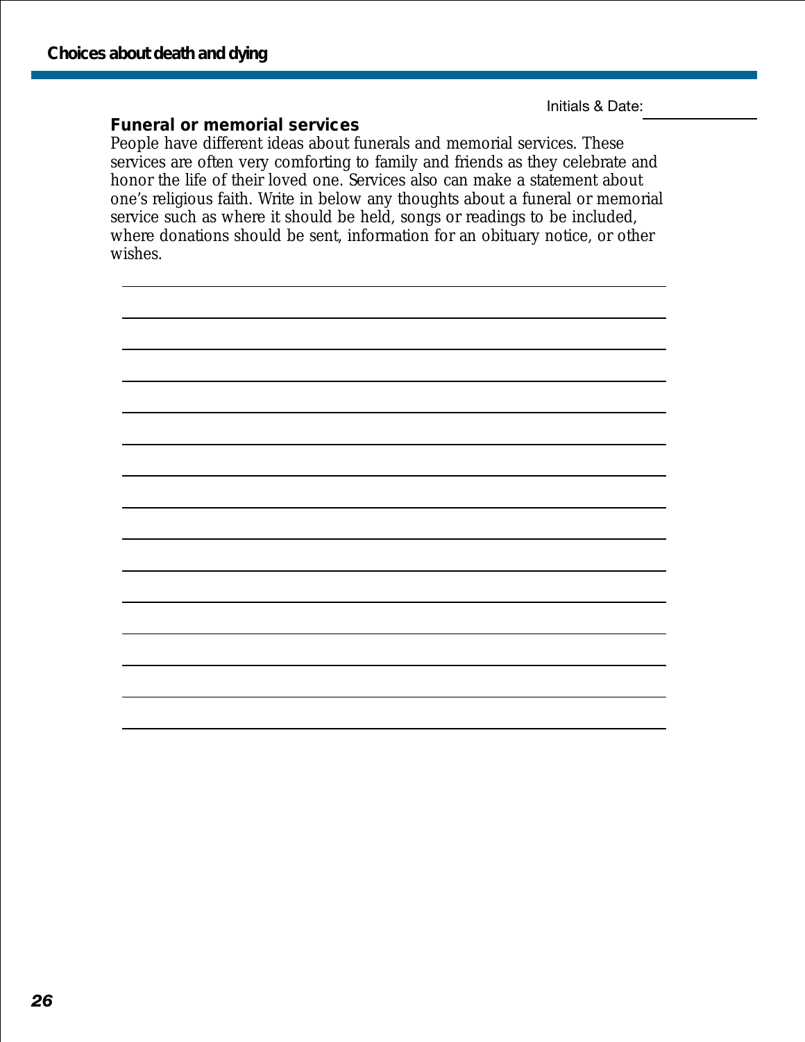Initials & Date: ____________

## Funeral or memorial services

People have different ideas about funerals and memorial services. These services are often very comforting to family and friends as they celebrate and honor the life of their loved one. Services also can make a statement about one's religious faith. Write in below any thoughts about a funeral or memorial service such as where it should be held, songs or readings to be included, where donations should be sent, information for an obituary notice, or other wishes.

________________________________________________________________

________________________________________________________________

________________________________________________________________

________________________________________________________________

________________________________________________________________

________________________________________________________________

________________________________________________________________

________________________________________________________________

________________________________________________________________

________________________________________________________________

________________________________________________________________

________________________________________________________________

________________________________________________________________

________________________________________________________________

________________________________________________________________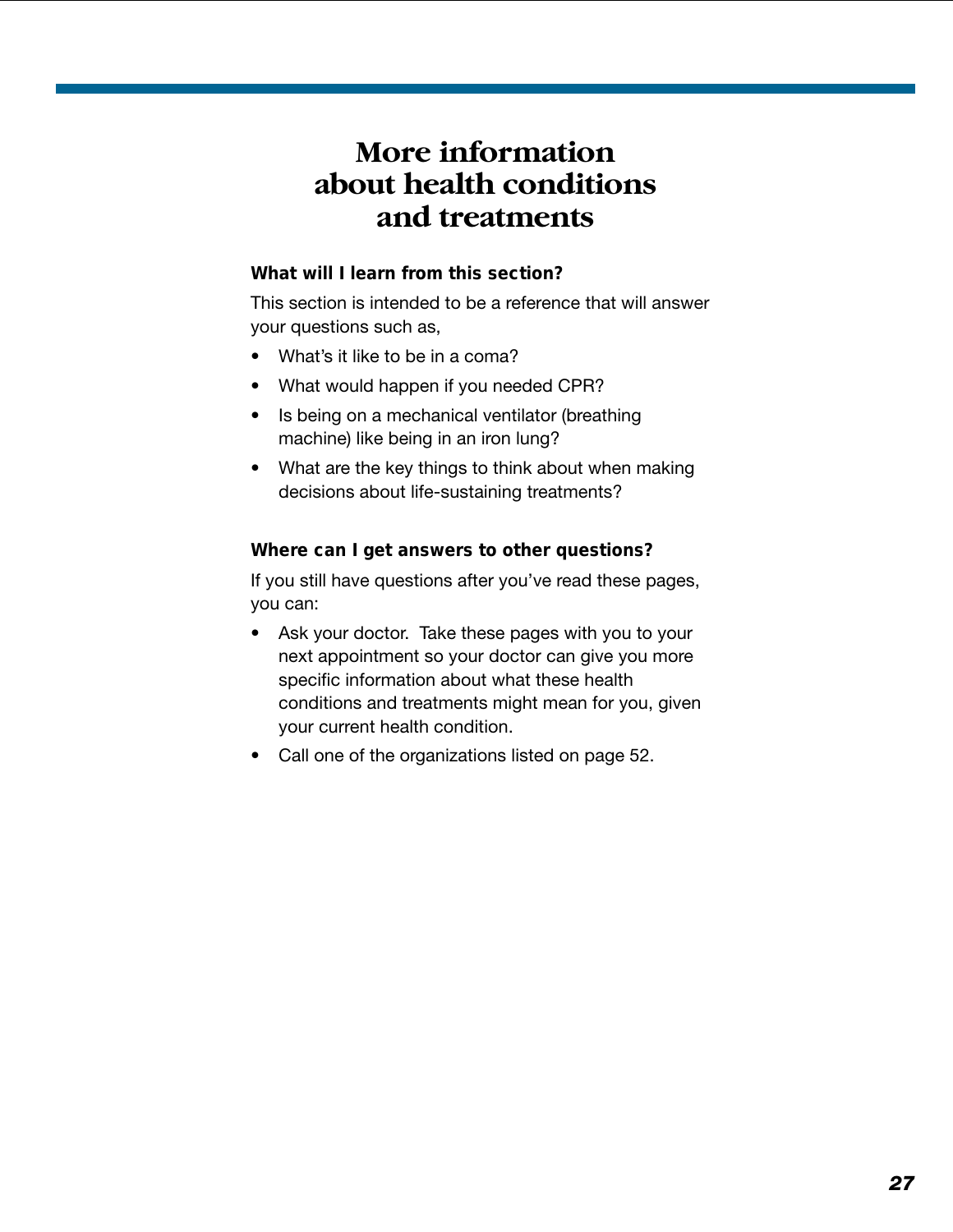# More information about health conditions and treatments

**What will I learn from this section?**

This section is intended to be a reference that will answer your questions such as,

- What's it like to be in a coma?
- What would happen if you needed CPR?
- Is being on a mechanical ventilator (breathing machine) like being in an iron lung?
- What are the key things to think about when making decisions about life-sustaining treatments?

**Where can I get answers to other questions?**

If you still have questions after you've read these pages, you can:

- Ask your doctor. Take these pages with you to your next appointment so your doctor can give you more specific information about what these health conditions and treatments might mean for you, given your current health condition.
- Call one of the organizations listed on page 52.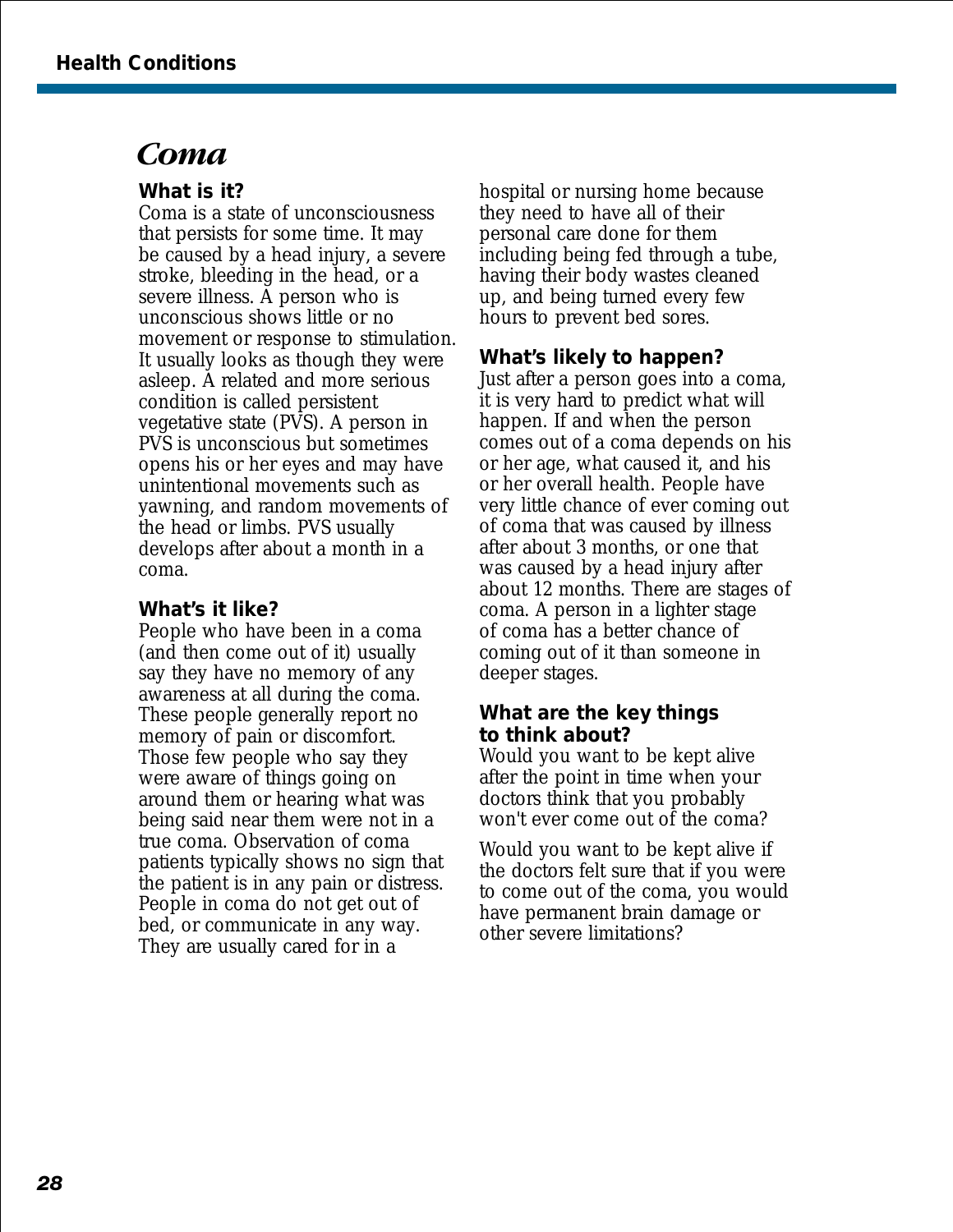# Coma

### What is it?

Coma is a state of unconsciousness that persists for some time. It may be caused by a head injury, a severe stroke, bleeding in the head, or a severe illness. A person who is unconscious shows little or no movement or response to stimulation. It usually looks as though they were asleep. A related and more serious condition is called persistent vegetative state (PVS). A person in PVS is unconscious but sometimes opens his or her eyes and may have unintentional movements such as yawning, and random movements of the head or limbs. PVS usually develops after about a month in a coma.

### What's it like?

People who have been in a coma (and then come out of it) usually say they have no memory of any awareness at all during the coma. These people generally report no memory of pain or discomfort. Those few people who say they were aware of things going on around them or hearing what was being said near them were not in a true coma. Observation of coma patients typically shows no sign that the patient is in any pain or distress. People in coma do not get out of bed, or communicate in any way. They are usually cared for in a hospital or nursing home because they need to have all of their personal care done for them including being fed through a tube, having their body wastes cleaned up, and being turned every few hours to prevent bed sores.

### What's likely to happen?

Just after a person goes into a coma, it is very hard to predict what will happen. If and when the person comes out of a coma depends on his or her age, what caused it, and his or her overall health. People have very little chance of ever coming out of coma that was caused by illness after about 3 months, or one that was caused by a head injury after about 12 months. There are stages of coma. A person in a lighter stage of coma has a better chance of coming out of it than someone in deeper stages.

### What are the key things to think about?

Would you want to be kept alive after the point in time when your doctors think that you probably won't ever come out of the coma?

Would you want to be kept alive if the doctors felt sure that if you were to come out of the coma, you would have permanent brain damage or other severe limitations?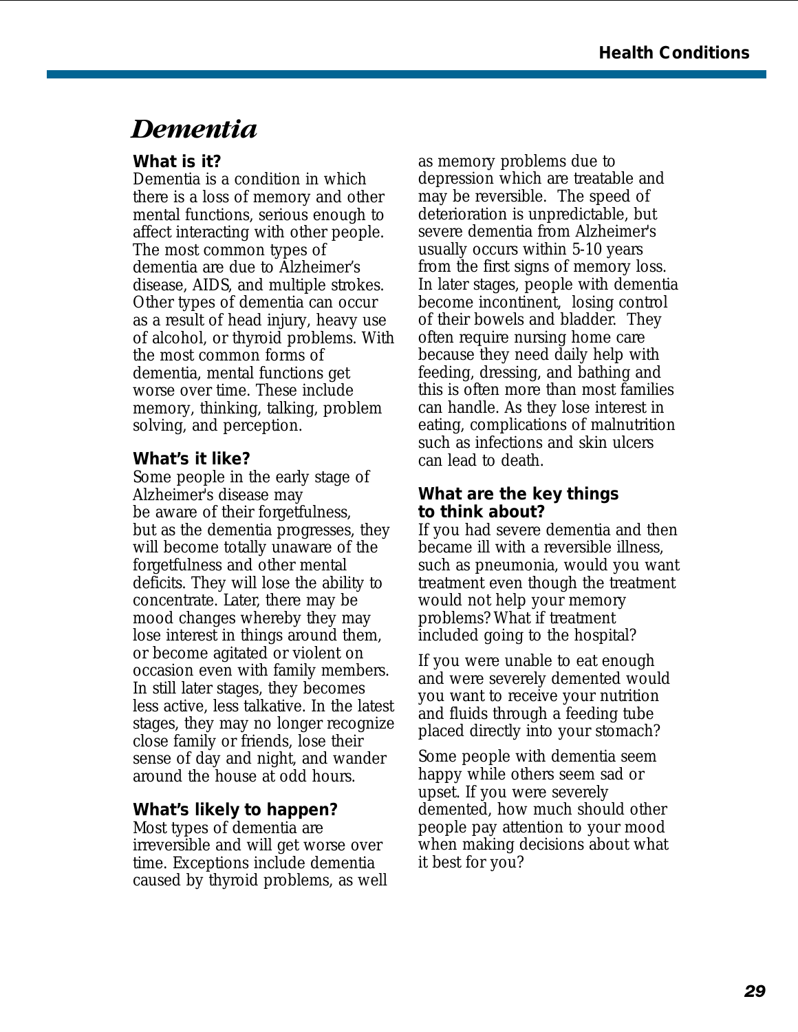# *Dementia*

### What is it?

Dementia is a condition in which there is a loss of memory and other mental functions, serious enough to affect interacting with other people. The most common types of dementia are due to Alzheimer's disease, AIDS, and multiple strokes. Other types of dementia can occur as a result of head injury, heavy use of alcohol, or thyroid problems. With the most common forms of dementia, mental functions get worse over time. These include memory, thinking, talking, problem solving, and perception.

### What's it like?

Some people in the early stage of Alzheimer's disease may be aware of their forgetfulness, but as the dementia progresses, they will become totally unaware of the forgetfulness and other mental deficits. They will lose the ability to concentrate. Later, there may be mood changes whereby they may lose interest in things around them, or become agitated or violent on occasion even with family members. In still later stages, they becomes less active, less talkative. In the latest stages, they may no longer recognize close family or friends, lose their sense of day and night, and wander around the house at odd hours.

### What's likely to happen?

Most types of dementia are irreversible and will get worse over time. Exceptions include dementia caused by thyroid problems, as well as memory problems due to depression which are treatable and may be reversible. The speed of deterioration is unpredictable, but severe dementia from Alzheimer's usually occurs within 5-10 years from the first signs of memory loss. In later stages, people with dementia become incontinent, losing control of their bowels and bladder. They often require nursing home care because they need daily help with feeding, dressing, and bathing and this is often more than most families can handle. As they lose interest in eating, complications of malnutrition such as infections and skin ulcers can lead to death.

### What are the key things to think about?

If you had severe dementia and then became ill with a reversible illness, such as pneumonia, would you want treatment even though the treatment would not help your memory problems? What if treatment included going to the hospital?

If you were unable to eat enough and were severely demented would you want to receive your nutrition and fluids through a feeding tube placed directly into your stomach?

Some people with dementia seem happy while others seem sad or upset. If you were severely demented, how much should other people pay attention to your mood when making decisions about what it best for you?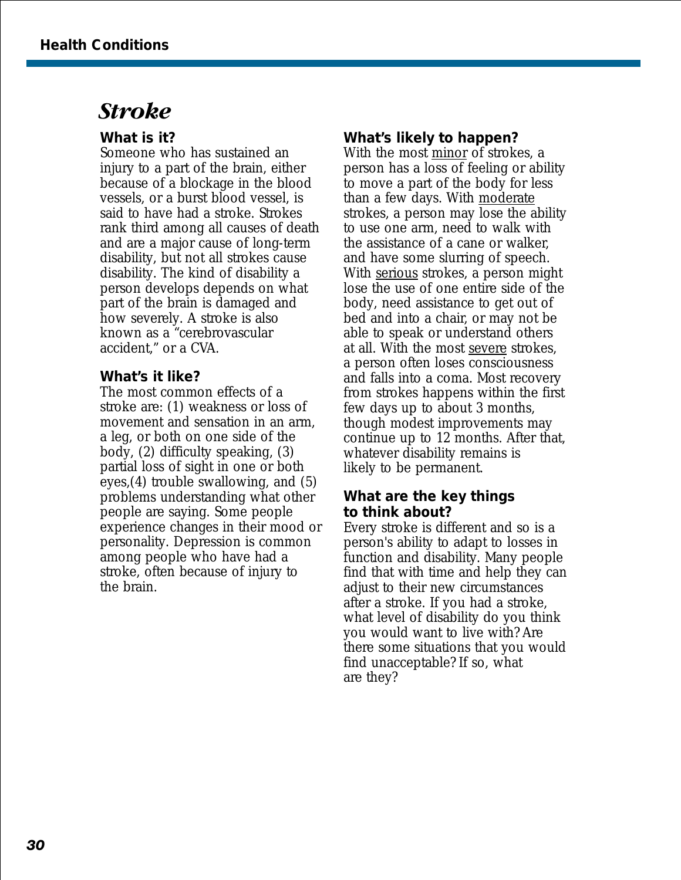# Stroke

### What is it?

Someone who has sustained an injury to a part of the brain, either because of a blockage in the blood vessels, or a burst blood vessel, is said to have had a stroke. Strokes rank third among all causes of death and are a major cause of long-term disability, but not all strokes cause disability. The kind of disability a person develops depends on what part of the brain is damaged and how severely. A stroke is also known as a "cerebrovascular accident," or a CVA.

### What's it like?

The most common effects of a stroke are: (1) weakness or loss of movement and sensation in an arm, a leg, or both on one side of the body, (2) difficulty speaking, (3) partial loss of sight in one or both eyes,(4) trouble swallowing, and (5) problems understanding what other people are saying. Some people experience changes in their mood or personality. Depression is common among people who have had a stroke, often because of injury to the brain.

### What's likely to happen?

With the most minor of strokes, a person has a loss of feeling or ability to move a part of the body for less than a few days. With moderate strokes, a person may lose the ability to use one arm, need to walk with the assistance of a cane or walker, and have some slurring of speech. With serious strokes, a person might lose the use of one entire side of the body, need assistance to get out of bed and into a chair, or may not be able to speak or understand others at all. With the most severe strokes, a person often loses consciousness and falls into a coma. Most recovery from strokes happens within the first few days up to about 3 months, though modest improvements may continue up to 12 months. After that, whatever disability remains is likely to be permanent.

### What are the key things to think about?

Every stroke is different and so is a person's ability to adapt to losses in function and disability. Many people find that with time and help they can adjust to their new circumstances after a stroke. If you had a stroke, what level of disability do you think you would want to live with? Are there some situations that you would find unacceptable? If so, what are they?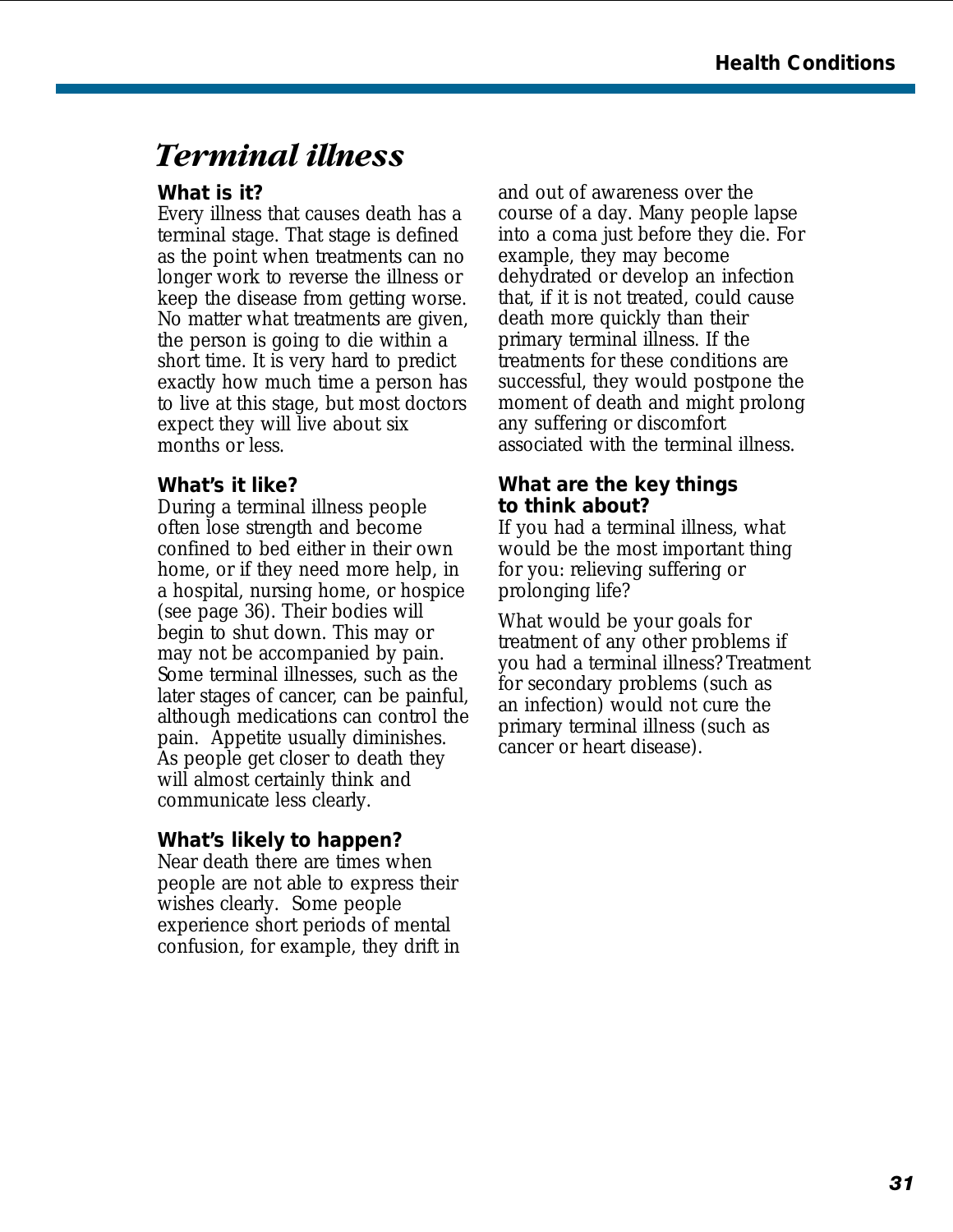# *Terminal illness*

### What is it?

Every illness that causes death has a terminal stage. That stage is defined as the point when treatments can no longer work to reverse the illness or keep the disease from getting worse. No matter what treatments are given, the person is going to die within a short time. It is very hard to predict exactly how much time a person has to live at this stage, but most doctors expect they will live about six months or less.

### What's it like?

During a terminal illness people often lose strength and become confined to bed either in their own home, or if they need more help, in a hospital, nursing home, or hospice (see page 36). Their bodies will begin to shut down. This may or may not be accompanied by pain. Some terminal illnesses, such as the later stages of cancer, can be painful, although medications can control the pain. Appetite usually diminishes. As people get closer to death they will almost certainly think and communicate less clearly.

### What's likely to happen?

Near death there are times when people are not able to express their wishes clearly. Some people experience short periods of mental confusion, for example, they drift in and out of awareness over the course of a day. Many people lapse into a coma just before they die. For example, they may become dehydrated or develop an infection that, if it is not treated, could cause death more quickly than their primary terminal illness. If the treatments for these conditions are successful, they would postpone the moment of death and might prolong any suffering or discomfort associated with the terminal illness.

### What are the key things to think about?

If you had a terminal illness, what would be the most important thing for you: relieving suffering or prolonging life?

What would be your goals for treatment of any other problems if you had a terminal illness? Treatment for secondary problems (such as an infection) would not cure the primary terminal illness (such as cancer or heart disease).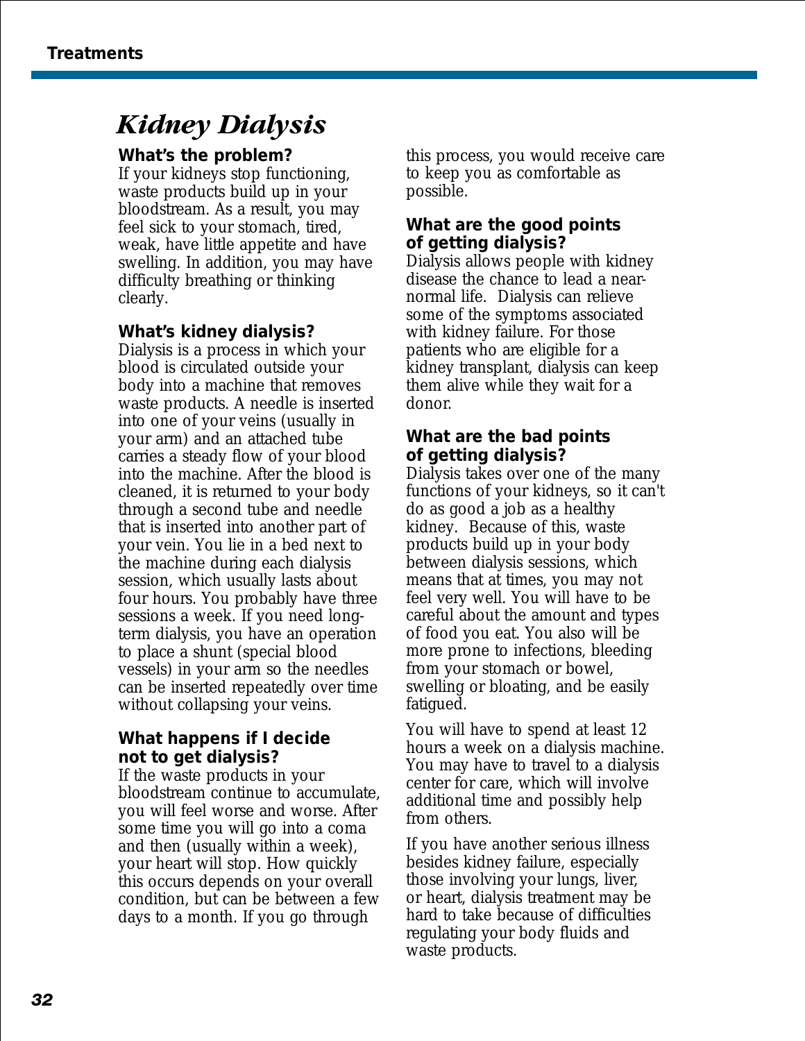# *Kidney Dialysis*

**What's the problem?**

If your kidneys stop functioning, waste products build up in your bloodstream. As a result, you may feel sick to your stomach, tired, weak, have little appetite and have swelling. In addition, you may have difficulty breathing or thinking clearly.

**What's kidney dialysis?**

Dialysis is a process in which your blood is circulated outside your body into a machine that removes waste products. A needle is inserted into one of your veins (usually in your arm) and an attached tube carries a steady flow of your blood into the machine. After the blood is cleaned, it is returned to your body through a second tube and needle that is inserted into another part of your vein. You lie in a bed next to the machine during each dialysis session, which usually lasts about four hours. You probably have three sessions a week. If you need long-term dialysis, you have an operation to place a shunt (special blood vessels) in your arm so the needles can be inserted repeatedly over time without collapsing your veins.

**What happens if I decide not to get dialysis?**

If the waste products in your bloodstream continue to accumulate, you will feel worse and worse. After some time you will go into a coma and then (usually within a week), your heart will stop. How quickly this occurs depends on your overall condition, but can be between a few days to a month. If you go through this process, you would receive care to keep you as comfortable as possible.

**What are the good points of getting dialysis?**

Dialysis allows people with kidney disease the chance to lead a near-normal life. Dialysis can relieve some of the symptoms associated with kidney failure. For those patients who are eligible for a kidney transplant, dialysis can keep them alive while they wait for a donor.

**What are the bad points of getting dialysis?**

Dialysis takes over one of the many functions of your kidneys, so it can't do as good a job as a healthy kidney. Because of this, waste products build up in your body between dialysis sessions, which means that at times, you may not feel very well. You will have to be careful about the amount and types of food you eat. You also will be more prone to infections, bleeding from your stomach or bowel, swelling or bloating, and be easily fatigued.

You will have to spend at least 12 hours a week on a dialysis machine. You may have to travel to a dialysis center for care, which will involve additional time and possibly help from others.

If you have another serious illness besides kidney failure, especially those involving your lungs, liver, or heart, dialysis treatment may be hard to take because of difficulties regulating your body fluids and waste products.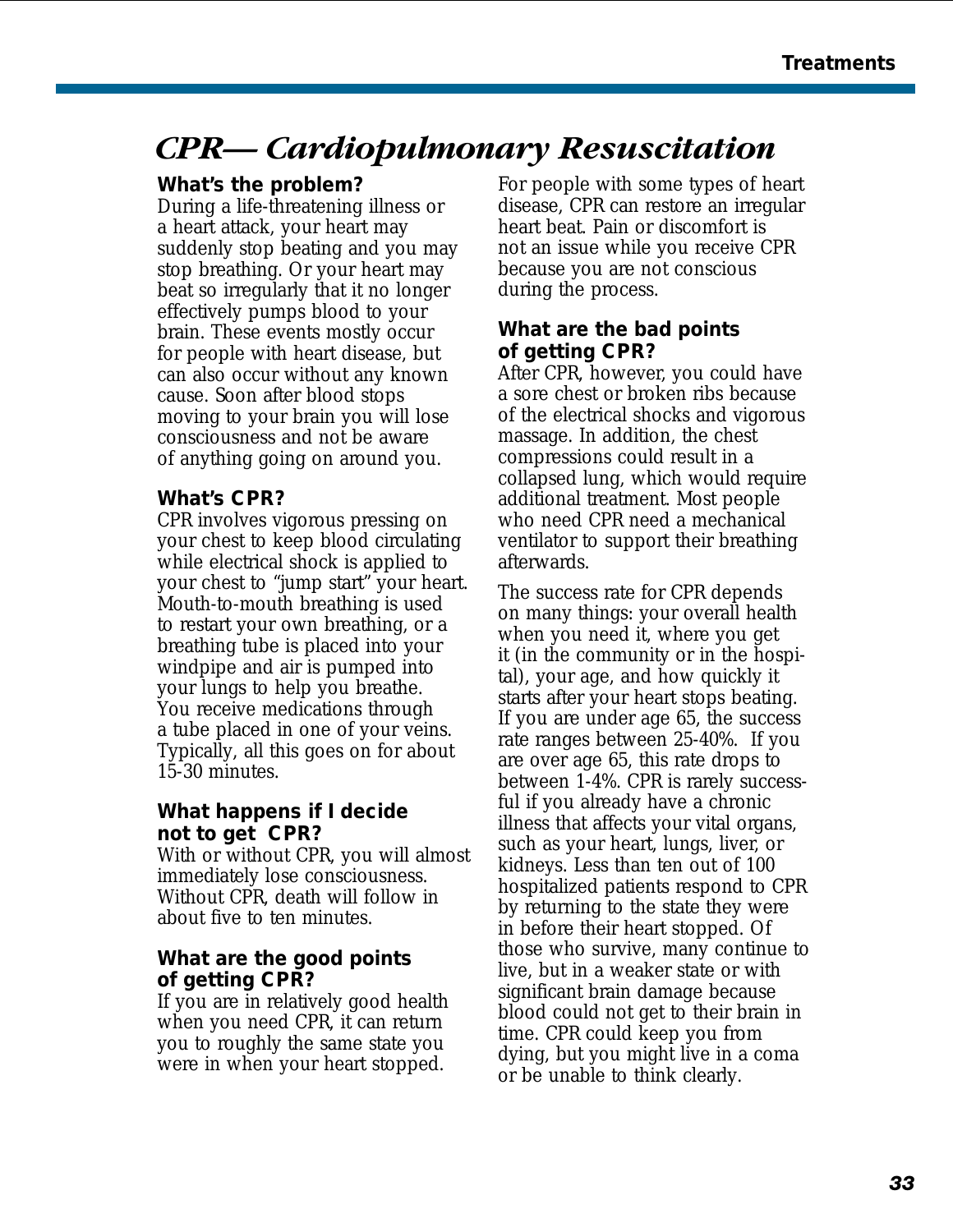# *CPR— Cardiopulmonary Resuscitation*

**What's the problem?**
During a life-threatening illness or a heart attack, your heart may suddenly stop beating and you may stop breathing. Or your heart may beat so irregularly that it no longer effectively pumps blood to your brain. These events mostly occur for people with heart disease, but can also occur without any known cause. Soon after blood stops moving to your brain you will lose consciousness and not be aware of anything going on around you.

**What's CPR?**
CPR involves vigorous pressing on your chest to keep blood circulating while electrical shock is applied to your chest to "jump start" your heart. Mouth-to-mouth breathing is used to restart your own breathing, or a breathing tube is placed into your windpipe and air is pumped into your lungs to help you breathe. You receive medications through a tube placed in one of your veins. Typically, all this goes on for about 15-30 minutes.

**What happens if I decide not to get CPR?**
With or without CPR, you will almost immediately lose consciousness. Without CPR, death will follow in about five to ten minutes.

**What are the good points of getting CPR?**
If you are in relatively good health when you need CPR, it can return you to roughly the same state you were in when your heart stopped. For people with some types of heart disease, CPR can restore an irregular heart beat. Pain or discomfort is not an issue while you receive CPR because you are not conscious during the process.

**What are the bad points of getting CPR?**
After CPR, however, you could have a sore chest or broken ribs because of the electrical shocks and vigorous massage. In addition, the chest compressions could result in a collapsed lung, which would require additional treatment. Most people who need CPR need a mechanical ventilator to support their breathing afterwards.

The success rate for CPR depends on many things: your overall health when you need it, where you get it (in the community or in the hospital), your age, and how quickly it starts after your heart stops beating. If you are under age 65, the success rate ranges between 25-40%. If you are over age 65, this rate drops to between 1-4%. CPR is rarely successful if you already have a chronic illness that affects your vital organs, such as your heart, lungs, liver, or kidneys. Less than ten out of 100 hospitalized patients respond to CPR by returning to the state they were in before their heart stopped. Of those who survive, many continue to live, but in a weaker state or with significant brain damage because blood could not get to their brain in time. CPR could keep you from dying, but you might live in a coma or be unable to think clearly.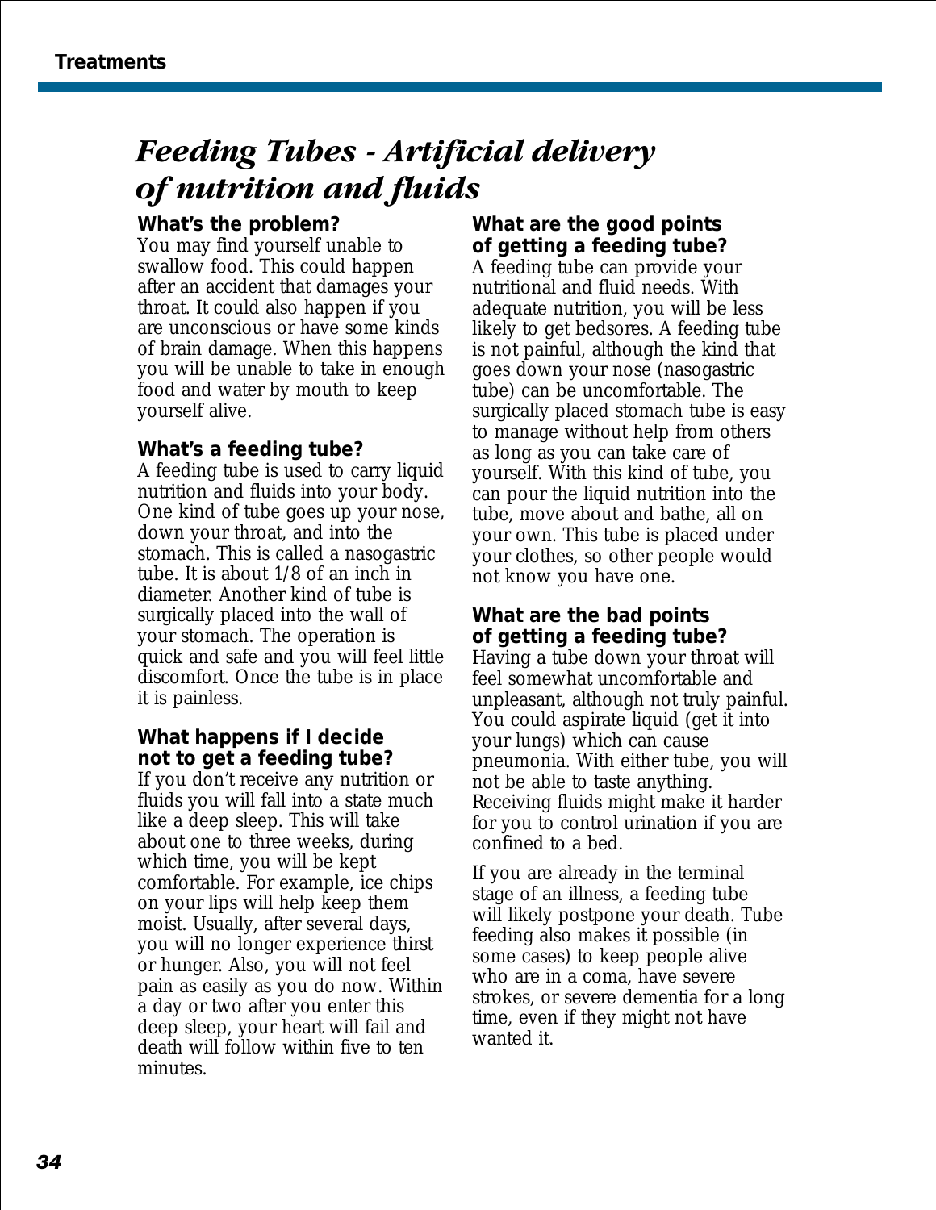# *Feeding Tubes - Artificial delivery of nutrition and fluids*

**What's the problem?**
You may find yourself unable to swallow food. This could happen after an accident that damages your throat. It could also happen if you are unconscious or have some kinds of brain damage. When this happens you will be unable to take in enough food and water by mouth to keep yourself alive.

**What's a feeding tube?**
A feeding tube is used to carry liquid nutrition and fluids into your body. One kind of tube goes up your nose, down your throat, and into the stomach. This is called a nasogastric tube. It is about 1/8 of an inch in diameter. Another kind of tube is surgically placed into the wall of your stomach. The operation is quick and safe and you will feel little discomfort. Once the tube is in place it is painless.

**What happens if I decide not to get a feeding tube?**
If you don't receive any nutrition or fluids you will fall into a state much like a deep sleep. This will take about one to three weeks, during which time, you will be kept comfortable. For example, ice chips on your lips will help keep them moist. Usually, after several days, you will no longer experience thirst or hunger. Also, you will not feel pain as easily as you do now. Within a day or two after you enter this deep sleep, your heart will fail and death will follow within five to ten minutes.

**What are the good points of getting a feeding tube?**
A feeding tube can provide your nutritional and fluid needs. With adequate nutrition, you will be less likely to get bedsores. A feeding tube is not painful, although the kind that goes down your nose (nasogastric tube) can be uncomfortable. The surgically placed stomach tube is easy to manage without help from others as long as you can take care of yourself. With this kind of tube, you can pour the liquid nutrition into the tube, move about and bathe, all on your own. This tube is placed under your clothes, so other people would not know you have one.

**What are the bad points of getting a feeding tube?**
Having a tube down your throat will feel somewhat uncomfortable and unpleasant, although not truly painful. You could aspirate liquid (get it into your lungs) which can cause pneumonia. With either tube, you will not be able to taste anything. Receiving fluids might make it harder for you to control urination if you are confined to a bed.

If you are already in the terminal stage of an illness, a feeding tube will likely postpone your death. Tube feeding also makes it possible (in some cases) to keep people alive who are in a coma, have severe strokes, or severe dementia for a long time, even if they might not have wanted it.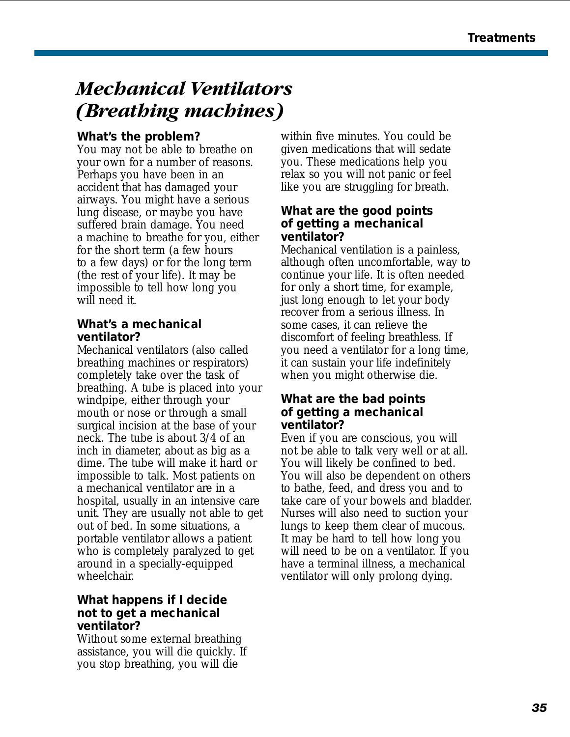## *Mechanical Ventilators (Breathing machines)*

**What's the problem?**
You may not be able to breathe on your own for a number of reasons. Perhaps you have been in an accident that has damaged your airways. You might have a serious lung disease, or maybe you have suffered brain damage. You need a machine to breathe for you, either for the short term (a few hours to a few days) or for the long term (the rest of your life). It may be impossible to tell how long you will need it.

**What's a mechanical ventilator?**
Mechanical ventilators (also called breathing machines or respirators) completely take over the task of breathing. A tube is placed into your windpipe, either through your mouth or nose or through a small surgical incision at the base of your neck. The tube is about 3/4 of an inch in diameter, about as big as a dime. The tube will make it hard or impossible to talk. Most patients on a mechanical ventilator are in a hospital, usually in an intensive care unit. They are usually not able to get out of bed. In some situations, a portable ventilator allows a patient who is completely paralyzed to get around in a specially-equipped wheelchair.

**What happens if I decide not to get a mechanical ventilator?**
Without some external breathing assistance, you will die quickly. If you stop breathing, you will die within five minutes. You could be given medications that will sedate you. These medications help you relax so you will not panic or feel like you are struggling for breath.

**What are the good points of getting a mechanical ventilator?**
Mechanical ventilation is a painless, although often uncomfortable, way to continue your life. It is often needed for only a short time, for example, just long enough to let your body recover from a serious illness. In some cases, it can relieve the discomfort of feeling breathless. If you need a ventilator for a long time, it can sustain your life indefinitely when you might otherwise die.

**What are the bad points of getting a mechanical ventilator?**
Even if you are conscious, you will not be able to talk very well or at all. You will likely be confined to bed. You will also be dependent on others to bathe, feed, and dress you and to take care of your bowels and bladder. Nurses will also need to suction your lungs to keep them clear of mucous. It may be hard to tell how long you will need to be on a ventilator. If you have a terminal illness, a mechanical ventilator will only prolong dying.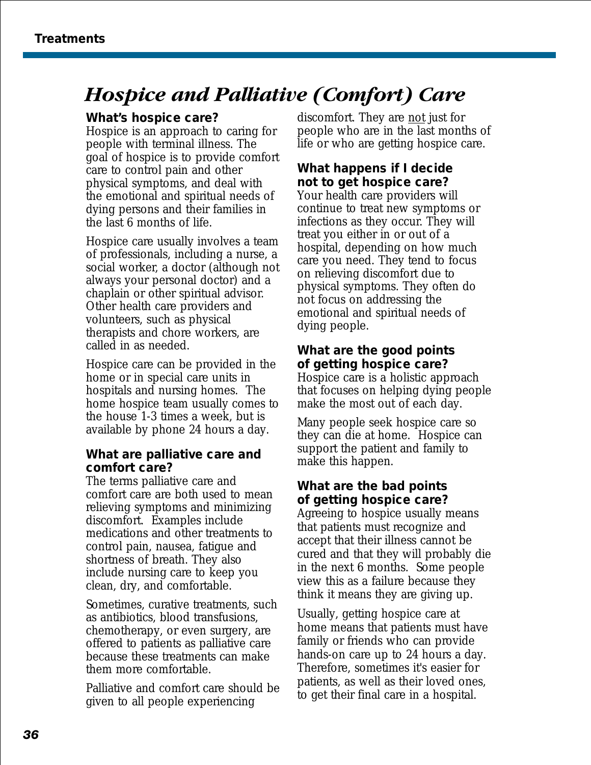# *Hospice and Palliative (Comfort) Care*

**What's hospice care?**

Hospice is an approach to caring for people with terminal illness. The goal of hospice is to provide comfort care to control pain and other physical symptoms, and deal with the emotional and spiritual needs of dying persons and their families in the last 6 months of life.

Hospice care usually involves a team of professionals, including a nurse, a social worker, a doctor (although not always your personal doctor) and a chaplain or other spiritual advisor. Other health care providers and volunteers, such as physical therapists and chore workers, are called in as needed.

Hospice care can be provided in the home or in special care units in hospitals and nursing homes. The home hospice team usually comes to the house 1-3 times a week, but is available by phone 24 hours a day.

**What are palliative care and comfort care?**

The terms palliative care and comfort care are both used to mean relieving symptoms and minimizing discomfort. Examples include medications and other treatments to control pain, nausea, fatigue and shortness of breath. They also include nursing care to keep you clean, dry, and comfortable.

Sometimes, curative treatments, such as antibiotics, blood transfusions, chemotherapy, or even surgery, are offered to patients as palliative care because these treatments can make them more comfortable.

Palliative and comfort care should be given to all people experiencing discomfort. They are <u>not</u> just for people who are in the last months of life or who are getting hospice care.

**What happens if I decide not to get hospice care?**

Your health care providers will continue to treat new symptoms or infections as they occur. They will treat you either in or out of a hospital, depending on how much care you need. They tend to focus on relieving discomfort due to physical symptoms. They often do not focus on addressing the emotional and spiritual needs of dying people.

**What are the good points of getting hospice care?**

Hospice care is a holistic approach that focuses on helping dying people make the most out of each day.

Many people seek hospice care so they can die at home. Hospice can support the patient and family to make this happen.

**What are the bad points of getting hospice care?**

Agreeing to hospice usually means that patients must recognize and accept that their illness cannot be cured and that they will probably die in the next 6 months. Some people view this as a failure because they think it means they are giving up.

Usually, getting hospice care at home means that patients must have family or friends who can provide hands-on care up to 24 hours a day. Therefore, sometimes it's easier for patients, as well as their loved ones, to get their final care in a hospital.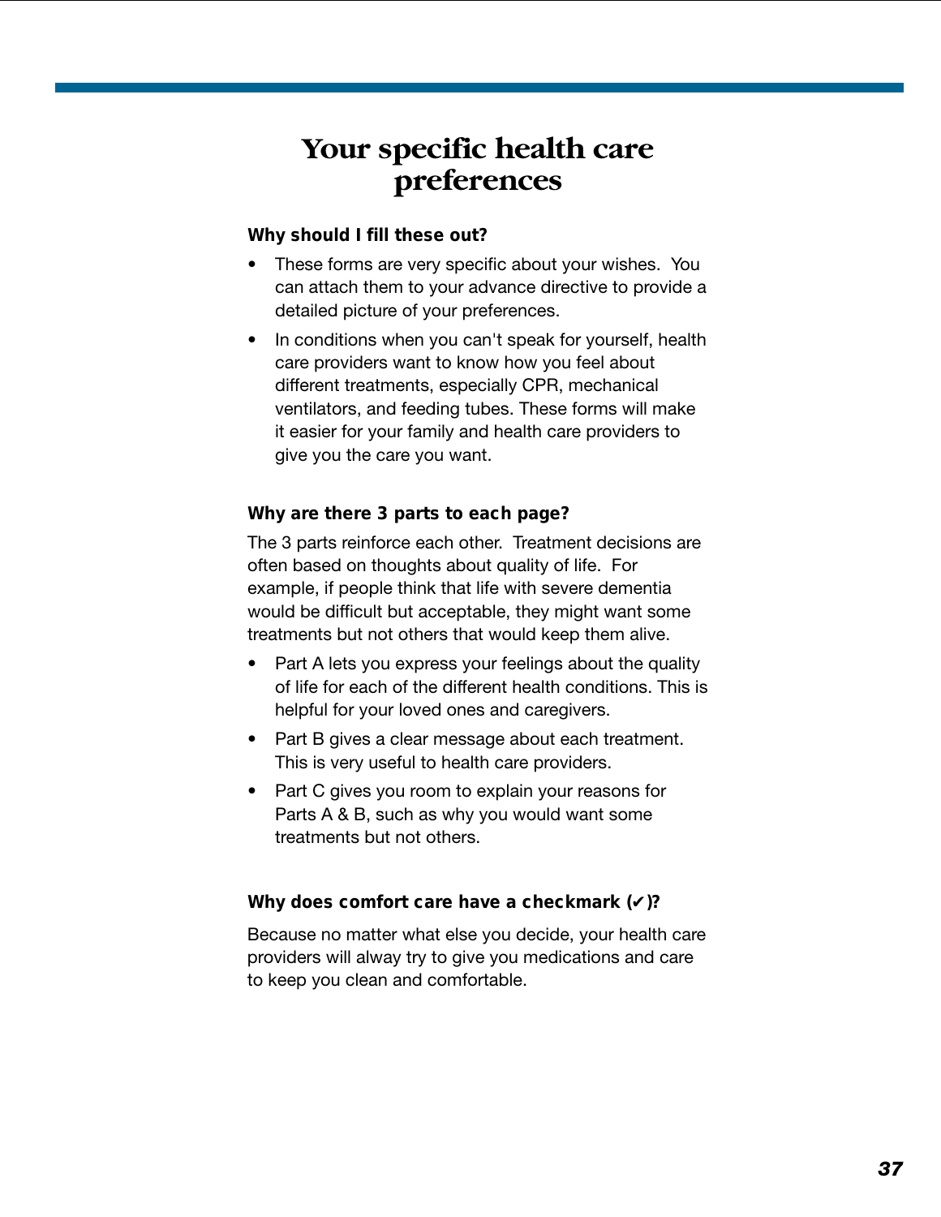# Your specific health care preferences

**Why should I fill these out?**

- These forms are very specific about your wishes. You can attach them to your advance directive to provide a detailed picture of your preferences.
- In conditions when you can't speak for yourself, health care providers want to know how you feel about different treatments, especially CPR, mechanical ventilators, and feeding tubes. These forms will make it easier for your family and health care providers to give you the care you want.

**Why are there 3 parts to each page?**

The 3 parts reinforce each other. Treatment decisions are often based on thoughts about quality of life. For example, if people think that life with severe dementia would be difficult but acceptable, they might want some treatments but not others that would keep them alive.

- Part A lets you express your feelings about the quality of life for each of the different health conditions. This is helpful for your loved ones and caregivers.
- Part B gives a clear message about each treatment. This is very useful to health care providers.
- Part C gives you room to explain your reasons for Parts A & B, such as why you would want some treatments but not others.

**Why does comfort care have a checkmark (✔)?**

Because no matter what else you decide, your health care providers will alway try to give you medications and care to keep you clean and comfortable.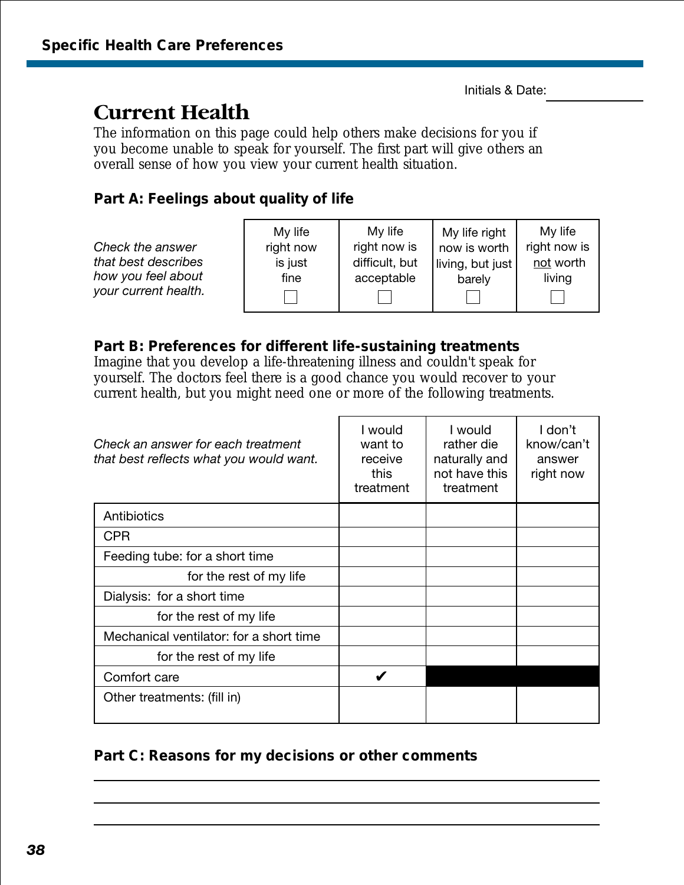Initials & Date: \_\_\_\_\_\_\_\_\_\_

# Current Health

The information on this page could help others make decisions for you if you become unable to speak for yourself. The first part will give others an overall sense of how you view your current health situation.

### Part A: Feelings about quality of life

*Check the answer that best describes how you feel about your current health.*

| My life right now is just fine | My life right now is difficult, but acceptable | My life right now is worth living, but just barely | My life right now is not worth living |
|---|---|---|---|
| ☐ | ☐ | ☐ | ☐ |

### Part B: Preferences for different life-sustaining treatments

Imagine that you develop a life-threatening illness and couldn't speak for yourself. The doctors feel there is a good chance you would recover to your current health, but you might need one or more of the following treatments.

| *Check an answer for each treatment that best reflects what you would want.* | I would want to receive this treatment | I would rather die naturally and not have this treatment | I don't know/can't answer right now |
|---|---|---|---|
| Antibiotics | | | |
| CPR | | | |
| Feeding tube: for a short time | | | |
| for the rest of my life | | | |
| Dialysis: for a short time | | | |
| for the rest of my life | | | |
| Mechanical ventilator: for a short time | | | |
| for the rest of my life | | | |
| Comfort care | ✔ | ■ | ■ |
| Other treatments: (fill in) | | | |

### Part C: Reasons for my decisions or other comments

\_\_\_\_\_\_\_\_\_\_\_\_\_\_\_\_\_\_\_\_\_\_\_\_\_\_\_\_\_\_\_\_\_\_\_\_\_\_\_\_\_\_\_\_\_\_\_\_

\_\_\_\_\_\_\_\_\_\_\_\_\_\_\_\_\_\_\_\_\_\_\_\_\_\_\_\_\_\_\_\_\_\_\_\_\_\_\_\_\_\_\_\_\_\_\_\_

\_\_\_\_\_\_\_\_\_\_\_\_\_\_\_\_\_\_\_\_\_\_\_\_\_\_\_\_\_\_\_\_\_\_\_\_\_\_\_\_\_\_\_\_\_\_\_\_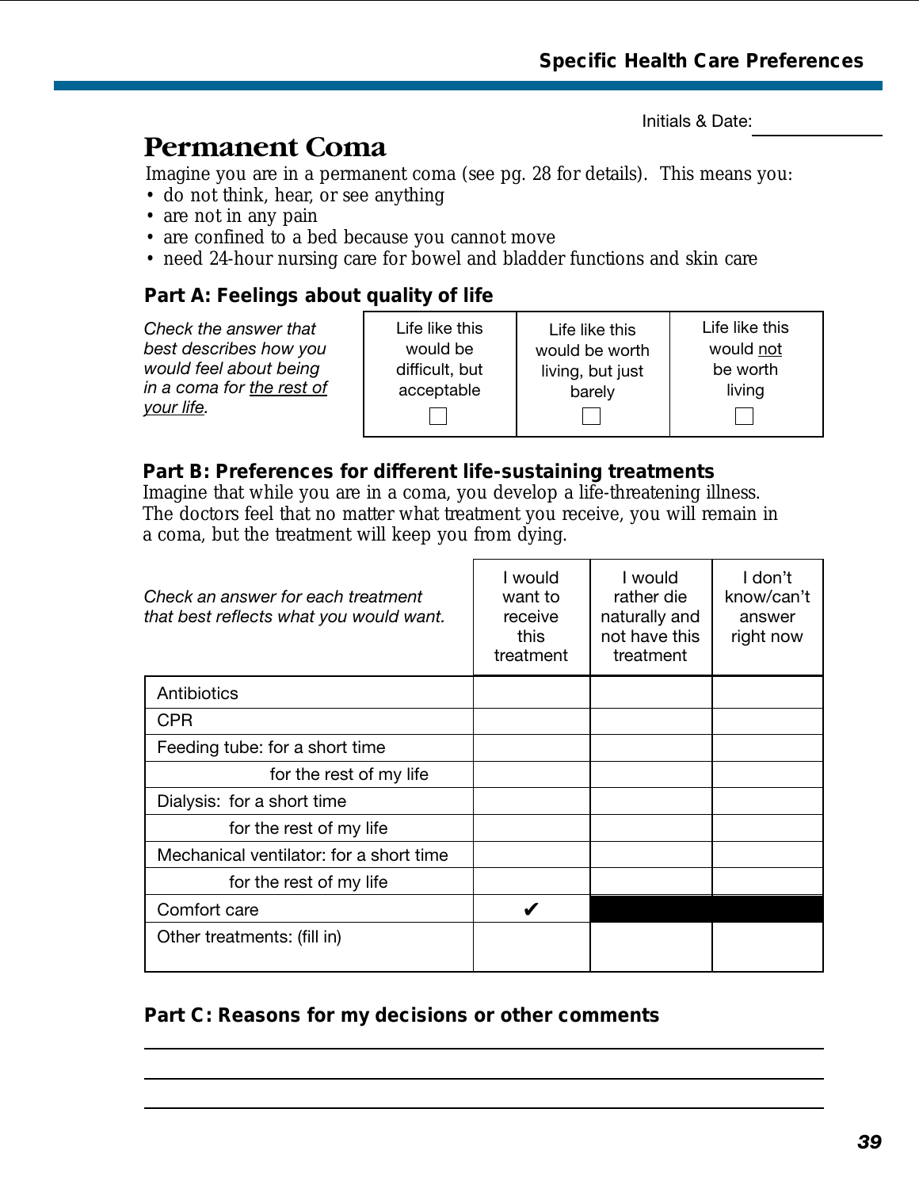Initials & Date: ____________

# Permanent Coma

Imagine you are in a permanent coma (see pg. 28 for details). This means you:

- do not think, hear, or see anything
- are not in any pain
- are confined to a bed because you cannot move
- need 24-hour nursing care for bowel and bladder functions and skin care

**Part A: Feelings about quality of life**

| *Check the answer that best describes how you would feel about being in a coma for the rest of your life.* | Life like this would be difficult, but acceptable ☐ | Life like this would be worth living, but just barely ☐ | Life like this would not be worth living ☐ |
|---|---|---|---|

**Part B: Preferences for different life-sustaining treatments**

Imagine that while you are in a coma, you develop a life-threatening illness. The doctors feel that no matter what treatment you receive, you will remain in a coma, but the treatment will keep you from dying.

| *Check an answer for each treatment that best reflects what you would want.* | I would want to receive this treatment | I would rather die naturally and not have this treatment | I don't know/can't answer right now |
|---|---|---|---|
| Antibiotics | | | |
| CPR | | | |
| Feeding tube: for a short time | | | |
| for the rest of my life | | | |
| Dialysis: for a short time | | | |
| for the rest of my life | | | |
| Mechanical ventilator: for a short time | | | |
| for the rest of my life | | | |
| Comfort care | ✔ | ■ | ■ |
| Other treatments: (fill in) | | | |

**Part C: Reasons for my decisions or other comments**

______________________________________________

______________________________________________

______________________________________________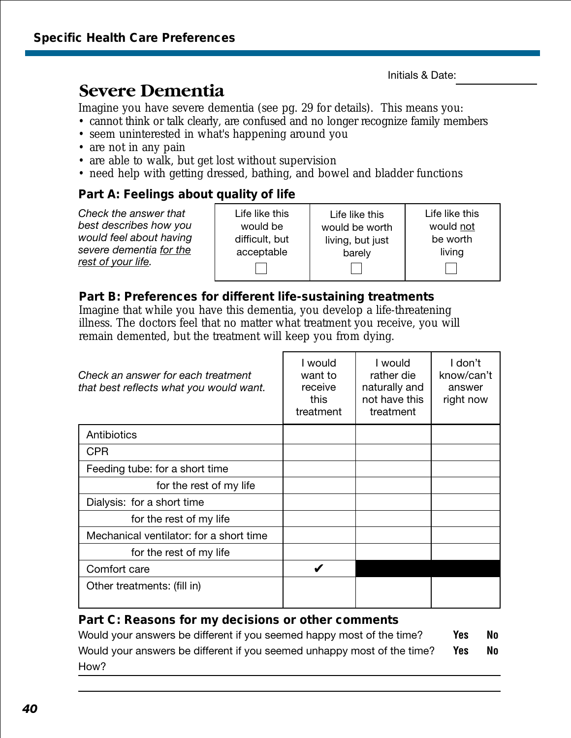Specific Health Care Preferences

Initials & Date: ____________

# Severe Dementia

Imagine you have severe dementia (see pg. 29 for details). This means you:

- cannot think or talk clearly, are confused and no longer recognize family members
- seem uninterested in what's happening around you
- are not in any pain
- are able to walk, but get lost without supervision
- need help with getting dressed, bathing, and bowel and bladder functions

### Part A: Feelings about quality of life

*Check the answer that best describes how you would feel about having severe dementia for the rest of your life.*

| Life like this would be difficult, but acceptable | Life like this would be worth living, but just barely | Life like this would not be worth living |
|---|---|---|
| ☐ | ☐ | ☐ |

### Part B: Preferences for different life-sustaining treatments

Imagine that while you have this dementia, you develop a life-threatening illness. The doctors feel that no matter what treatment you receive, you will remain demented, but the treatment will keep you from dying.

| *Check an answer for each treatment that best reflects what you would want.* | I would want to receive this treatment | I would rather die naturally and not have this treatment | I don't know/can't answer right now |
|---|---|---|---|
| Antibiotics | | | |
| CPR | | | |
| Feeding tube: for a short time | | | |
| for the rest of my life | | | |
| Dialysis: for a short time | | | |
| for the rest of my life | | | |
| Mechanical ventilator: for a short time | | | |
| for the rest of my life | | | |
| Comfort care | ✔ | ■ | ■ |
| Other treatments: (fill in) | | | |

### Part C: Reasons for my decisions or other comments

Would your answers be different if you seemed happy most of the time? **Yes** **No**

Would your answers be different if you seemed unhappy most of the time? **Yes** **No**

How?

______________________________________________

______________________________________________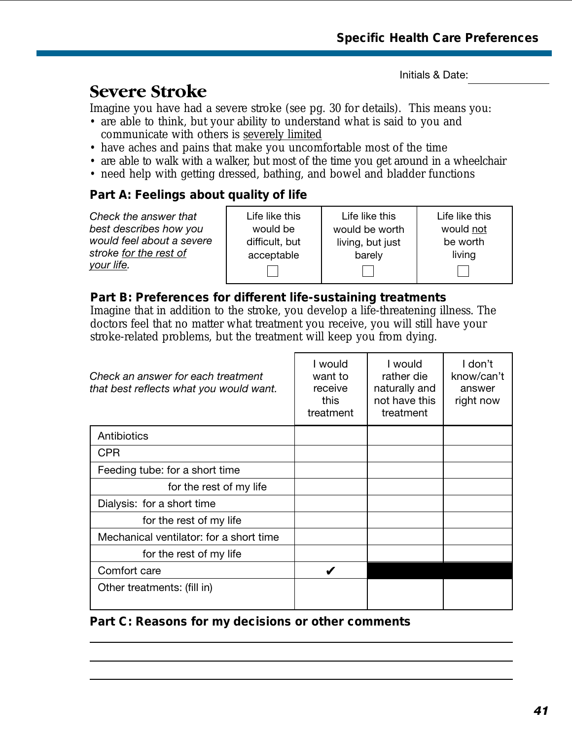Initials & Date: \_\_\_\_\_\_\_\_\_\_\_\_

# Severe Stroke

Imagine you have had a severe stroke (see pg. 30 for details). This means you:

- are able to think, but your ability to understand what is said to you and communicate with others is <u>severely limited</u>
- have aches and pains that make you uncomfortable most of the time
- are able to walk with a walker, but most of the time you get around in a wheelchair
- need help with getting dressed, bathing, and bowel and bladder functions

### Part A: Feelings about quality of life

| *Check the answer that best describes how you would feel about a severe stroke <u>for the rest of your life</u>.* | Life like this would be difficult, but acceptable | Life like this would be worth living, but just barely | Life like this would <u>not</u> be worth living |
|---|---|---|---|
| | ☐ | ☐ | ☐ |

### Part B: Preferences for different life-sustaining treatments

Imagine that in addition to the stroke, you develop a life-threatening illness. The doctors feel that no matter what treatment you receive, you will still have your stroke-related problems, but the treatment will keep you from dying.

| *Check an answer for each treatment that best reflects what you would want.* | I would want to receive this treatment | I would rather die naturally and not have this treatment | I don't know/can't answer right now |
|---|---|---|---|
| Antibiotics | | | |
| CPR | | | |
| Feeding tube: for a short time | | | |
| for the rest of my life | | | |
| Dialysis: for a short time | | | |
| for the rest of my life | | | |
| Mechanical ventilator: for a short time | | | |
| for the rest of my life | | | |
| Comfort care | ✔ | | |
| Other treatments: (fill in) | | | |

### Part C: Reasons for my decisions or other comments

\_\_\_\_\_\_\_\_\_\_\_\_\_\_\_\_\_\_\_\_\_\_\_\_\_\_\_\_\_\_\_\_\_\_\_\_\_\_\_\_\_\_\_\_\_\_\_\_\_\_\_\_\_\_\_\_\_\_\_\_

\_\_\_\_\_\_\_\_\_\_\_\_\_\_\_\_\_\_\_\_\_\_\_\_\_\_\_\_\_\_\_\_\_\_\_\_\_\_\_\_\_\_\_\_\_\_\_\_\_\_\_\_\_\_\_\_\_\_\_\_

\_\_\_\_\_\_\_\_\_\_\_\_\_\_\_\_\_\_\_\_\_\_\_\_\_\_\_\_\_\_\_\_\_\_\_\_\_\_\_\_\_\_\_\_\_\_\_\_\_\_\_\_\_\_\_\_\_\_\_\_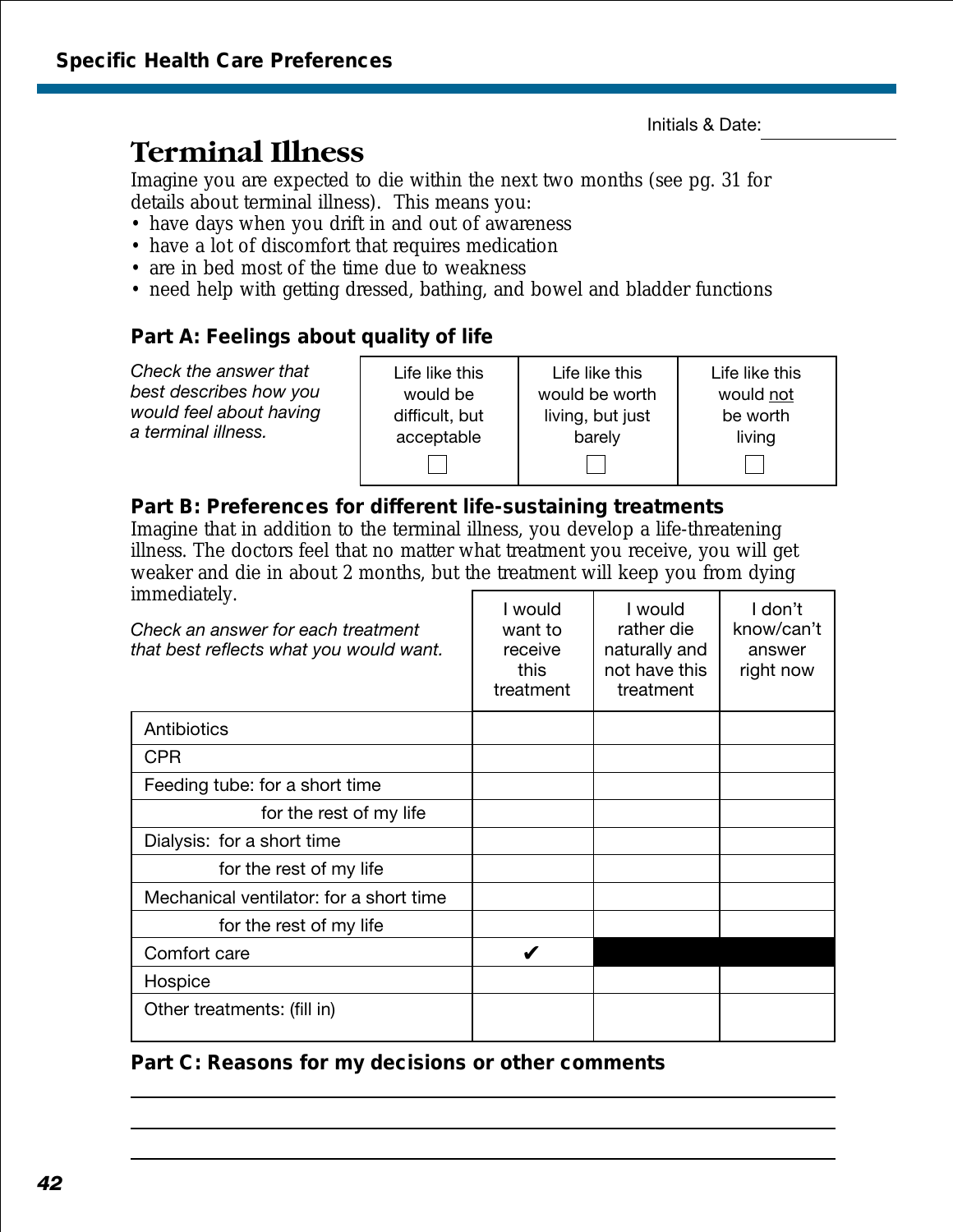Initials & Date: \_\_\_\_\_\_\_\_\_\_

# Terminal Illness

Imagine you are expected to die within the next two months (see pg. 31 for details about terminal illness). This means you:

- have days when you drift in and out of awareness
- have a lot of discomfort that requires medication
- are in bed most of the time due to weakness
- need help with getting dressed, bathing, and bowel and bladder functions

## Part A: Feelings about quality of life

*Check the answer that best describes how you would feel about having a terminal illness.*

| Life like this would be difficult, but acceptable | Life like this would be worth living, but just barely | Life like this would not be worth living |
|---|---|---|
| ☐ | ☐ | ☐ |

## Part B: Preferences for different life-sustaining treatments

Imagine that in addition to the terminal illness, you develop a life-threatening illness. The doctors feel that no matter what treatment you receive, you will get weaker and die in about 2 months, but the treatment will keep you from dying immediately.

*Check an answer for each treatment that best reflects what you would want.*

| | I would want to receive this treatment | I would rather die naturally and not have this treatment | I don't know/can't answer right now |
|---|---|---|---|
| Antibiotics | | | |
| CPR | | | |
| Feeding tube: for a short time | | | |
| for the rest of my life | | | |
| Dialysis: for a short time | | | |
| for the rest of my life | | | |
| Mechanical ventilator: for a short time | | | |
| for the rest of my life | | | |
| Comfort care | ✔ | ■ | ■ |
| Hospice | | | |
| Other treatments: (fill in) | | | |

## Part C: Reasons for my decisions or other comments

\_\_\_\_\_\_\_\_\_\_\_\_\_\_\_\_\_\_\_\_\_\_\_\_\_\_\_\_\_\_\_\_\_\_\_\_\_\_\_\_

\_\_\_\_\_\_\_\_\_\_\_\_\_\_\_\_\_\_\_\_\_\_\_\_\_\_\_\_\_\_\_\_\_\_\_\_\_\_\_\_

\_\_\_\_\_\_\_\_\_\_\_\_\_\_\_\_\_\_\_\_\_\_\_\_\_\_\_\_\_\_\_\_\_\_\_\_\_\_\_\_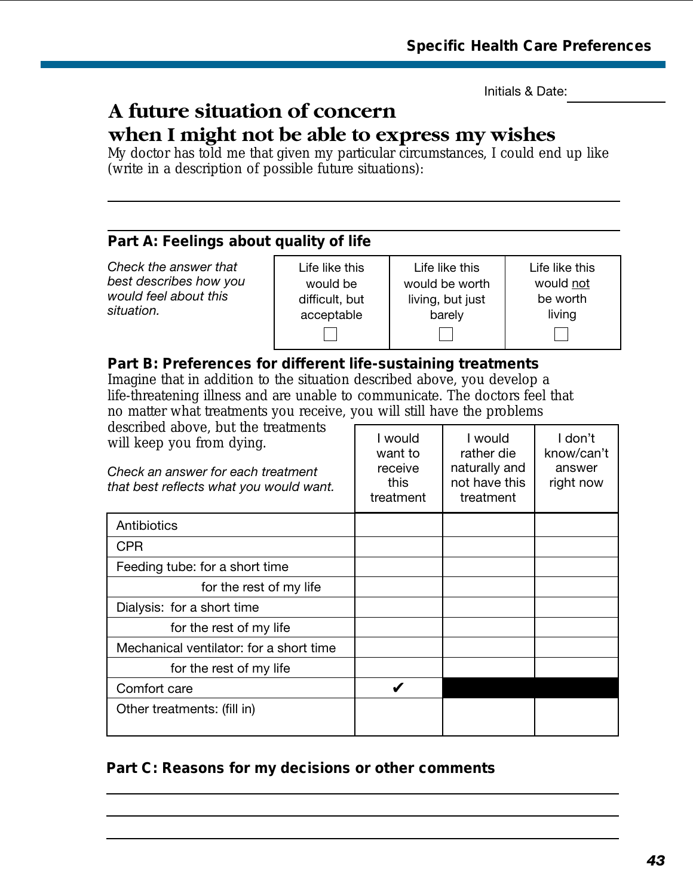Initials & Date: ______________

# A future situation of concern when I might not be able to express my wishes

My doctor has told me that given my particular circumstances, I could end up like (write in a description of possible future situations):

_______________________________________________

_______________________________________________

## Part A: Feelings about quality of life

*Check the answer that best describes how you would feel about this situation.*

| Life like this would be difficult, but acceptable | Life like this would be worth living, but just barely | Life like this would not be worth living |
|---|---|---|
| ☐ | ☐ | ☐ |

## Part B: Preferences for different life-sustaining treatments

Imagine that in addition to the situation described above, you develop a life-threatening illness and are unable to communicate. The doctors feel that no matter what treatments you receive, you will still have the problems described above, but the treatments will keep you from dying.

*Check an answer for each treatment that best reflects what you would want.*

| | I would want to receive this treatment | I would rather die naturally and not have this treatment | I don't know/can't answer right now |
|---|---|---|---|
| Antibiotics | | | |
| CPR | | | |
| Feeding tube: for a short time | | | |
| for the rest of my life | | | |
| Dialysis: for a short time | | | |
| for the rest of my life | | | |
| Mechanical ventilator: for a short time | | | |
| for the rest of my life | | | |
| Comfort care | ✔ | ■ | ■ |
| Other treatments: (fill in) | | | |

## Part C: Reasons for my decisions or other comments

_______________________________________________

_______________________________________________

_______________________________________________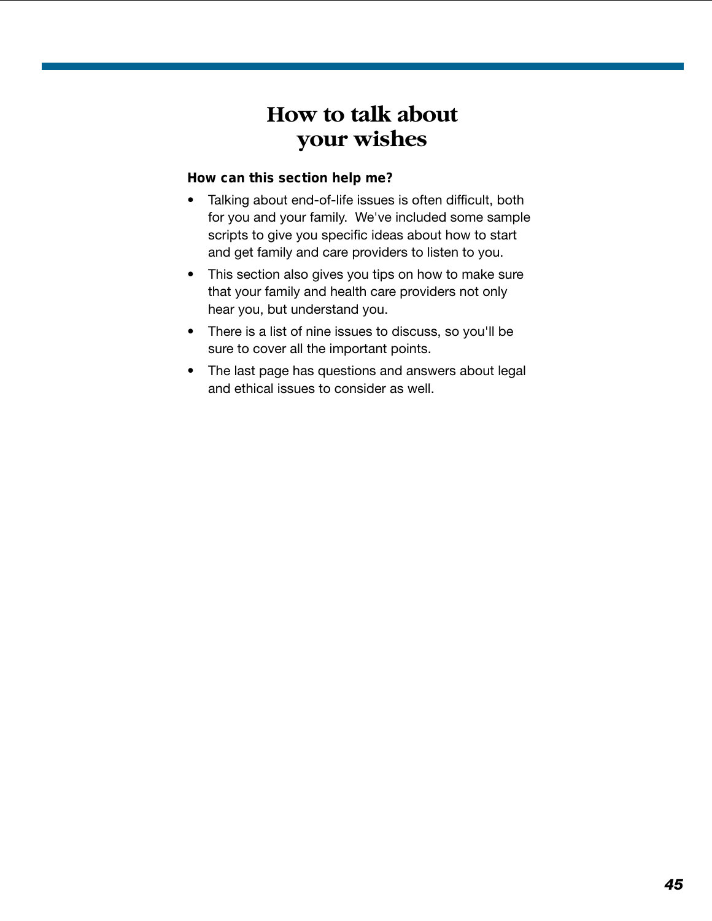# How to talk about your wishes

**How can this section help me?**

- Talking about end-of-life issues is often difficult, both for you and your family. We've included some sample scripts to give you specific ideas about how to start and get family and care providers to listen to you.
- This section also gives you tips on how to make sure that your family and health care providers not only hear you, but understand you.
- There is a list of nine issues to discuss, so you'll be sure to cover all the important points.
- The last page has questions and answers about legal and ethical issues to consider as well.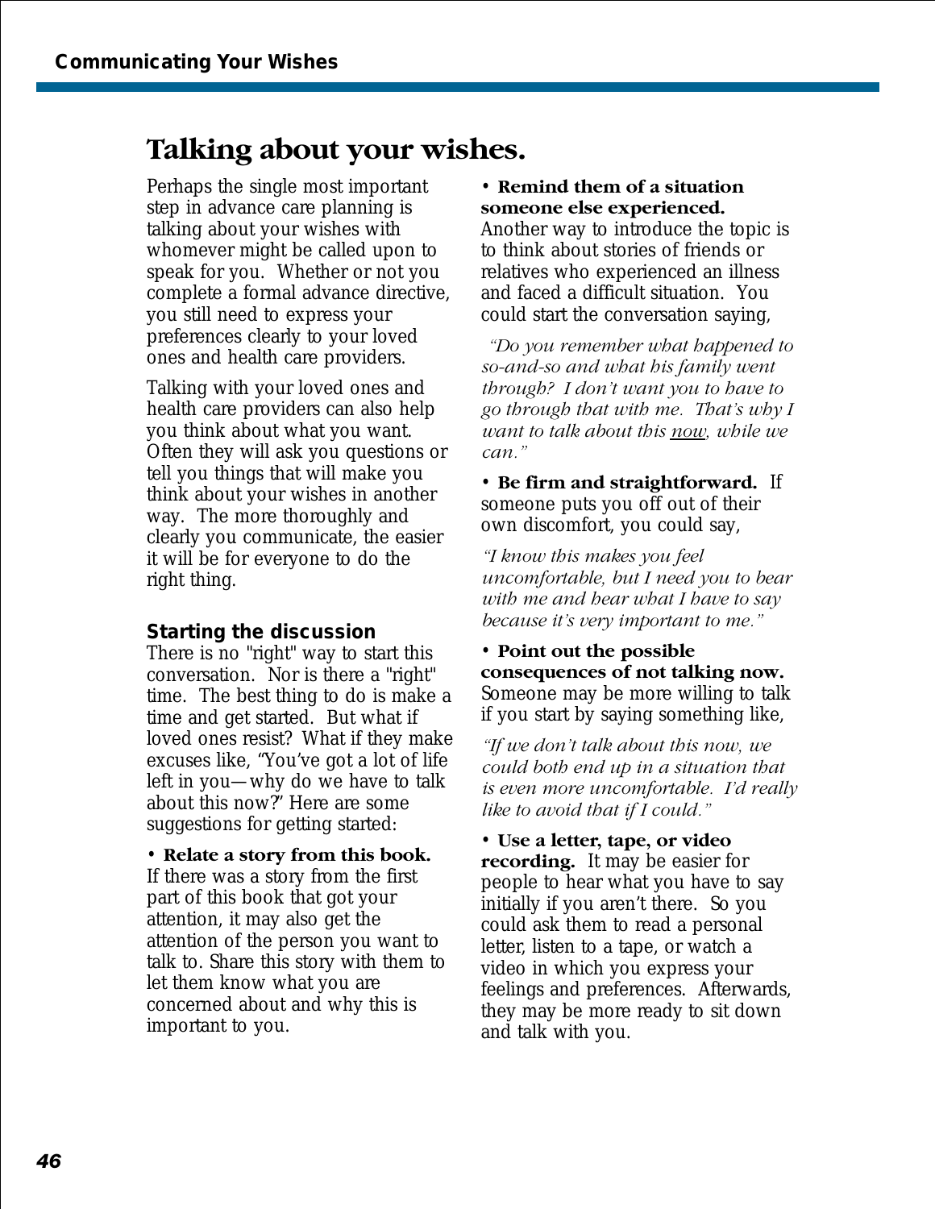# Talking about your wishes.

Perhaps the single most important step in advance care planning is talking about your wishes with whomever might be called upon to speak for you. Whether or not you complete a formal advance directive, you still need to express your preferences clearly to your loved ones and health care providers.

Talking with your loved ones and health care providers can also help you think about what you want. Often they will ask you questions or tell you things that will make you think about your wishes in another way. The more thoroughly and clearly you communicate, the easier it will be for everyone to do the right thing.

## Starting the discussion

There is no "right" way to start this conversation. Nor is there a "right" time. The best thing to do is make a time and get started. But what if loved ones resist? What if they make excuses like, "You've got a lot of life left in you—why do we have to talk about this now?" Here are some suggestions for getting started:

- **Relate a story from this book.** If there was a story from the first part of this book that got your attention, it may also get the attention of the person you want to talk to. Share this story with them to let them know what you are concerned about and why this is important to you.

- **Remind them of a situation someone else experienced.** Another way to introduce the topic is to think about stories of friends or relatives who experienced an illness and faced a difficult situation. You could start the conversation saying,

  *"Do you remember what happened to so-and-so and what his family went through? I don't want you to have to go through that with me. That's why I want to talk about this <u>now</u>, while we can."*

- **Be firm and straightforward.** If someone puts you off out of their own discomfort, you could say,

  *"I know this makes you feel uncomfortable, but I need you to bear with me and hear what I have to say because it's very important to me."*

- **Point out the possible consequences of not talking now.** Someone may be more willing to talk if you start by saying something like,

  *"If we don't talk about this now, we could both end up in a situation that is even more uncomfortable. I'd really like to avoid that if I could."*

- **Use a letter, tape, or video recording.** It may be easier for people to hear what you have to say initially if you aren't there. So you could ask them to read a personal letter, listen to a tape, or watch a video in which you express your feelings and preferences. Afterwards, they may be more ready to sit down and talk with you.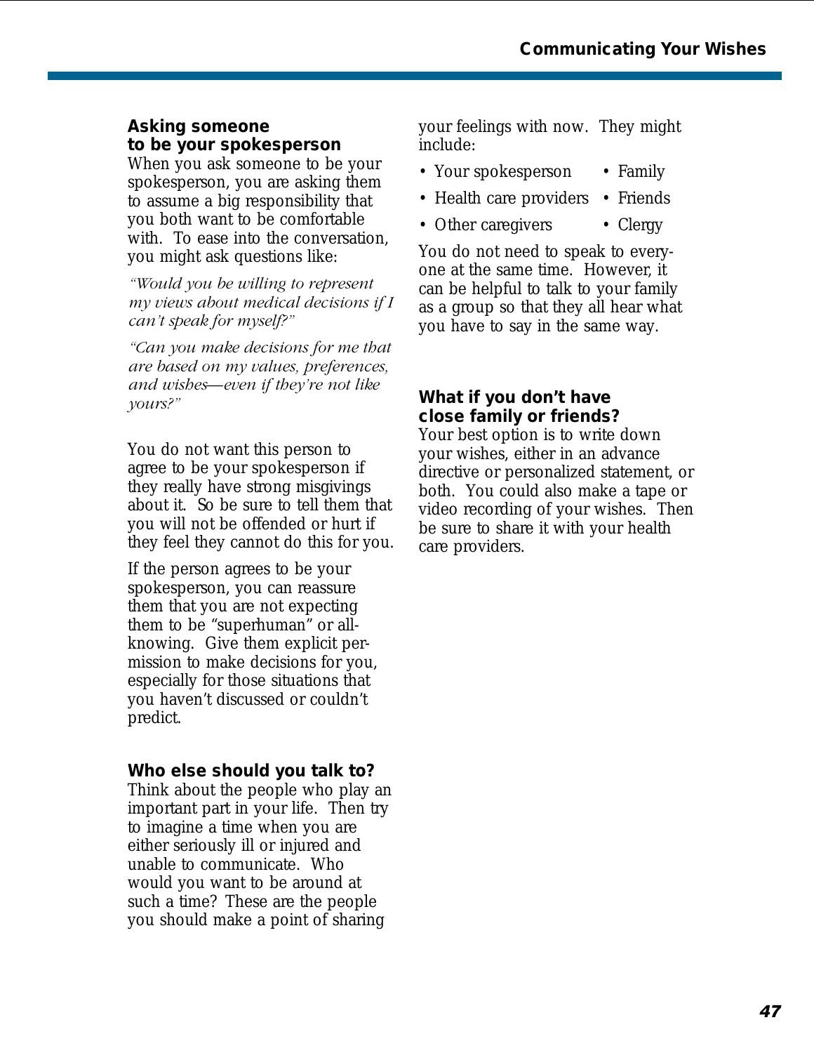### Asking someone to be your spokesperson

When you ask someone to be your spokesperson, you are asking them to assume a big responsibility that you both want to be comfortable with. To ease into the conversation, you might ask questions like:

*"Would you be willing to represent my views about medical decisions if I can't speak for myself?"*

*"Can you make decisions for me that are based on my values, preferences, and wishes—even if they're not like yours?"*

You do not want this person to agree to be your spokesperson if they really have strong misgivings about it. So be sure to tell them that you will not be offended or hurt if they feel they cannot do this for you.

If the person agrees to be your spokesperson, you can reassure them that you are not expecting them to be "superhuman" or all-knowing. Give them explicit permission to make decisions for you, especially for those situations that you haven't discussed or couldn't predict.

### Who else should you talk to?

Think about the people who play an important part in your life. Then try to imagine a time when you are either seriously ill or injured and unable to communicate. Who would you want to be around at such a time? These are the people you should make a point of sharing your feelings with now. They might include:

- Your spokesperson
- Health care providers
- Other caregivers
- Family
- Friends
- Clergy

You do not need to speak to everyone at the same time. However, it can be helpful to talk to your family as a group so that they all hear what you have to say in the same way.

### What if you don't have close family or friends?

Your best option is to write down your wishes, either in an advance directive or personalized statement, or both. You could also make a tape or video recording of your wishes. Then be sure to share it with your health care providers.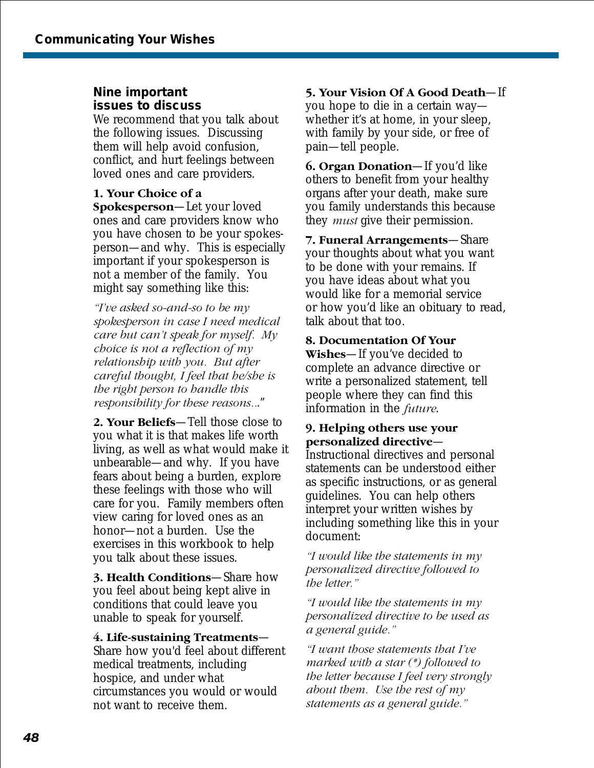## Nine important issues to discuss

We recommend that you talk about the following issues. Discussing them will help avoid confusion, conflict, and hurt feelings between loved ones and care providers.

**1. Your Choice of a Spokesperson**—Let your loved ones and care providers know who you have chosen to be your spokesperson—and why. This is especially important if your spokesperson is not a member of the family. You might say something like this:

*"I've asked so-and-so to be my spokesperson in case I need medical care but can't speak for myself. My choice is not a reflection of my relationship with you. But after careful thought, I feel that he/she is the right person to handle this responsibility for these reasons..."*

**2. Your Beliefs**—Tell those close to you what it is that makes life worth living, as well as what would make it unbearable—and why. If you have fears about being a burden, explore these feelings with those who will care for you. Family members often view caring for loved ones as an honor—not a burden. Use the exercises in this workbook to help you talk about these issues.

**3. Health Conditions**—Share how you feel about being kept alive in conditions that could leave you unable to speak for yourself.

**4. Life-sustaining Treatments**—Share how you'd feel about different medical treatments, including hospice, and under what circumstances you would or would not want to receive them.

**5. Your Vision Of A Good Death**—If you hope to die in a certain way—whether it's at home, in your sleep, with family by your side, or free of pain—tell people.

**6. Organ Donation**—If you'd like others to benefit from your healthy organs after your death, make sure you family understands this because they *must* give their permission.

**7. Funeral Arrangements**—Share your thoughts about what you want to be done with your remains. If you have ideas about what you would like for a memorial service or how you'd like an obituary to read, talk about that too.

**8. Documentation Of Your Wishes**—If you've decided to complete an advance directive or write a personalized statement, tell people where they can find this information in the *future*.

**9. Helping others use your personalized directive**—Instructional directives and personal statements can be understood either as specific instructions, or as general guidelines. You can help others interpret your written wishes by including something like this in your document:

*"I would like the statements in my personalized directive followed to the letter."*

*"I would like the statements in my personalized directive to be used as a general guide."*

*"I want those statements that I've marked with a star (*) followed to the letter because I feel very strongly about them. Use the rest of my statements as a general guide."*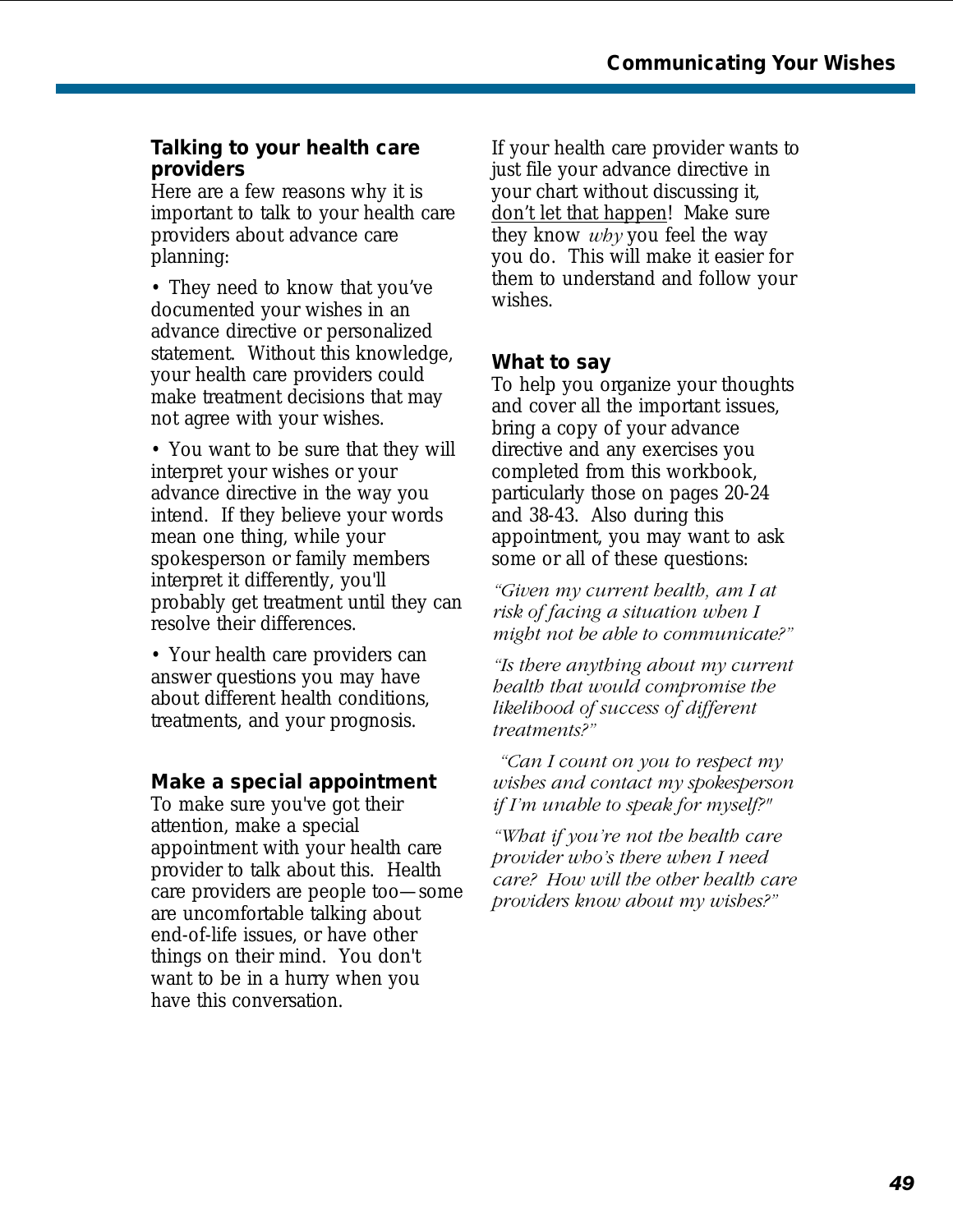### Talking to your health care providers

Here are a few reasons why it is important to talk to your health care providers about advance care planning:

- They need to know that you've documented your wishes in an advance directive or personalized statement. Without this knowledge, your health care providers could make treatment decisions that may not agree with your wishes.
- You want to be sure that they will interpret your wishes or your advance directive in the way you intend. If they believe your words mean one thing, while your spokesperson or family members interpret it differently, you'll probably get treatment until they can resolve their differences.
- Your health care providers can answer questions you may have about different health conditions, treatments, and your prognosis.

### Make a special appointment

To make sure you've got their attention, make a special appointment with your health care provider to talk about this. Health care providers are people too—some are uncomfortable talking about end-of-life issues, or have other things on their mind. You don't want to be in a hurry when you have this conversation.

If your health care provider wants to just file your advance directive in your chart without discussing it, <u>don't let that happen</u>! Make sure they know *why* you feel the way you do. This will make it easier for them to understand and follow your wishes.

### What to say

To help you organize your thoughts and cover all the important issues, bring a copy of your advance directive and any exercises you completed from this workbook, particularly those on pages 20-24 and 38-43. Also during this appointment, you may want to ask some or all of these questions:

*"Given my current health, am I at risk of facing a situation when I might not be able to communicate?"*

*"Is there anything about my current health that would compromise the likelihood of success of different treatments?"*

*"Can I count on you to respect my wishes and contact my spokesperson if I'm unable to speak for myself?"*

*"What if you're not the health care provider who's there when I need care? How will the other health care providers know about my wishes?"*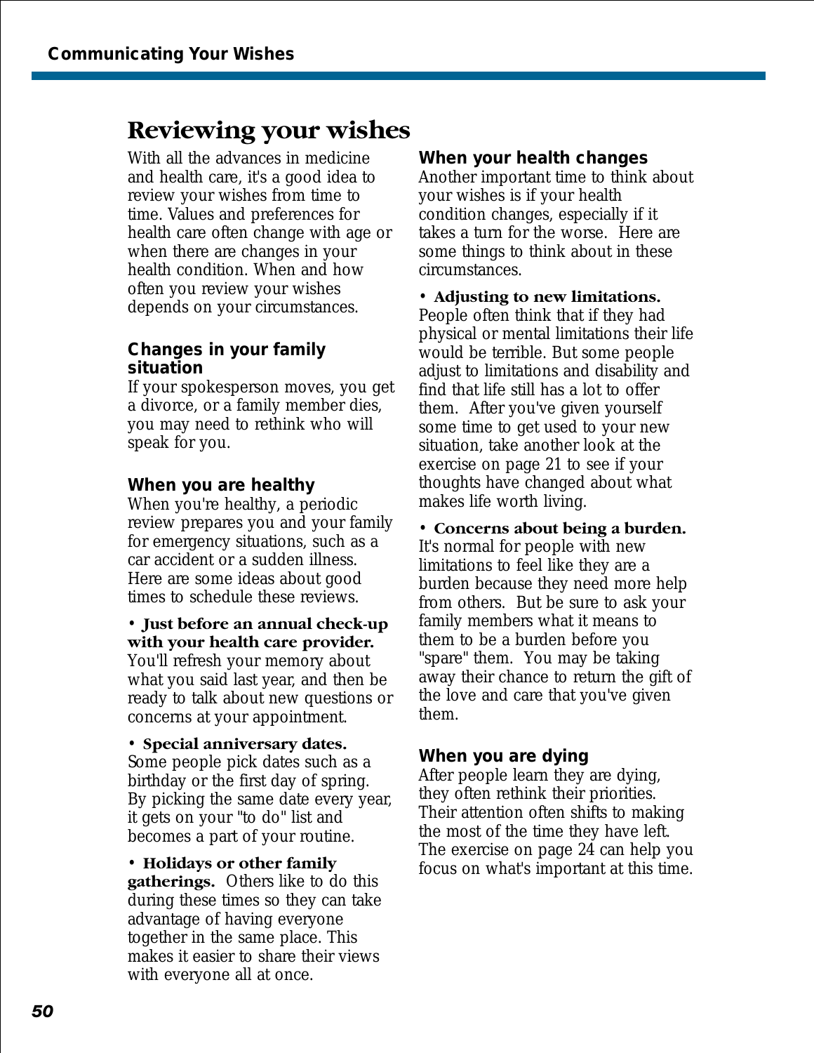# Reviewing your wishes

With all the advances in medicine and health care, it's a good idea to review your wishes from time to time. Values and preferences for health care often change with age or when there are changes in your health condition. When and how often you review your wishes depends on your circumstances.

### Changes in your family situation

If your spokesperson moves, you get a divorce, or a family member dies, you may need to rethink who will speak for you.

### When you are healthy

When you're healthy, a periodic review prepares you and your family for emergency situations, such as a car accident or a sudden illness. Here are some ideas about good times to schedule these reviews.

- **Just before an annual check-up with your health care provider.** You'll refresh your memory about what you said last year, and then be ready to talk about new questions or concerns at your appointment.
- **Special anniversary dates.** Some people pick dates such as a birthday or the first day of spring. By picking the same date every year, it gets on your "to do" list and becomes a part of your routine.
- **Holidays or other family gatherings.** Others like to do this during these times so they can take advantage of having everyone together in the same place. This makes it easier to share their views with everyone all at once.

### When your health changes

Another important time to think about your wishes is if your health condition changes, especially if it takes a turn for the worse. Here are some things to think about in these circumstances.

- **Adjusting to new limitations.** People often think that if they had physical or mental limitations their life would be terrible. But some people adjust to limitations and disability and find that life still has a lot to offer them. After you've given yourself some time to get used to your new situation, take another look at the exercise on page 21 to see if your thoughts have changed about what makes life worth living.
- **Concerns about being a burden.** It's normal for people with new limitations to feel like they are a burden because they need more help from others. But be sure to ask your family members what it means to them to be a burden before you "spare" them. You may be taking away their chance to return the gift of the love and care that you've given them.

### When you are dying

After people learn they are dying, they often rethink their priorities. Their attention often shifts to making the most of the time they have left. The exercise on page 24 can help you focus on what's important at this time.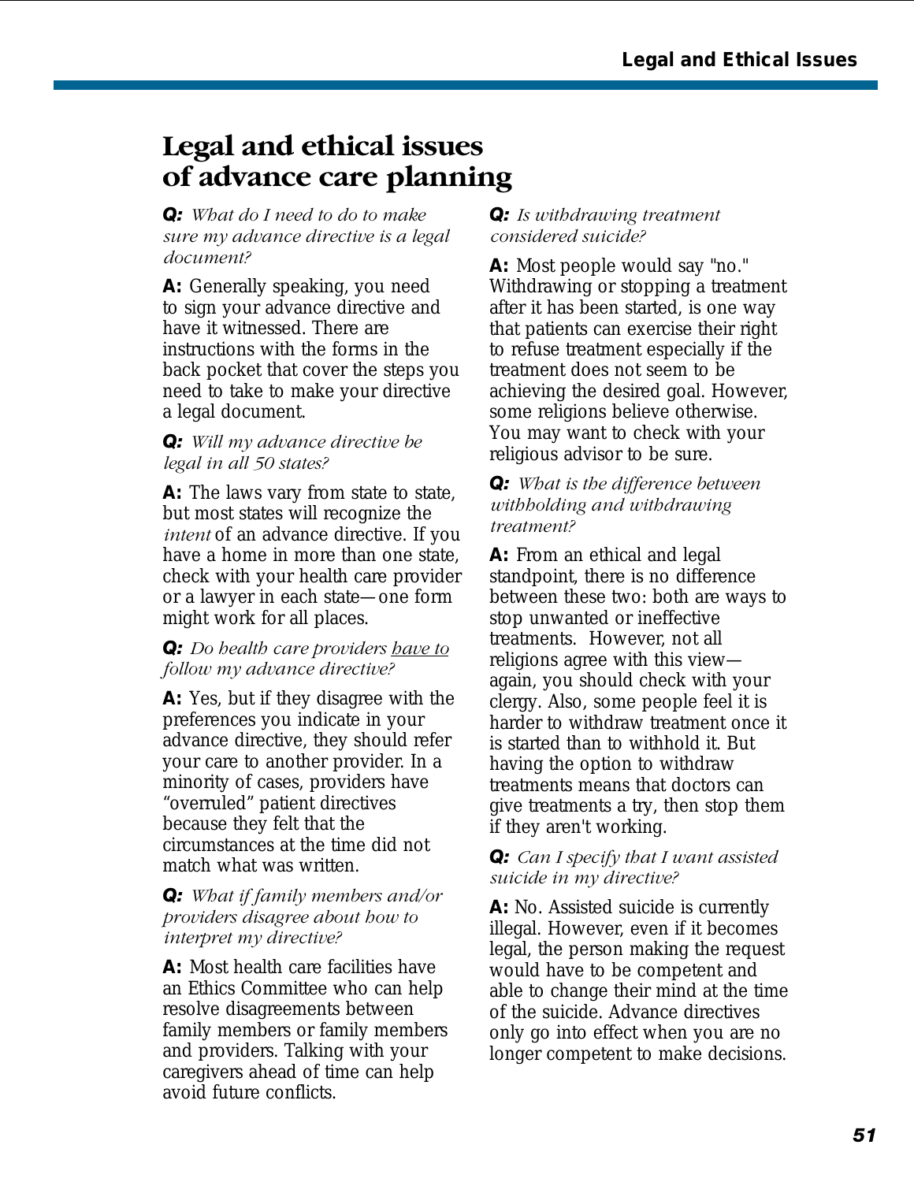# Legal and ethical issues of advance care planning

**Q:** *What do I need to do to make sure my advance directive is a legal document?*

**A:** Generally speaking, you need to sign your advance directive and have it witnessed. There are instructions with the forms in the back pocket that cover the steps you need to take to make your directive a legal document.

**Q:** *Will my advance directive be legal in all 50 states?*

**A:** The laws vary from state to state, but most states will recognize the *intent* of an advance directive. If you have a home in more than one state, check with your health care provider or a lawyer in each state—one form might work for all places.

**Q:** *Do health care providers <u>have to</u> follow my advance directive?*

**A:** Yes, but if they disagree with the preferences you indicate in your advance directive, they should refer your care to another provider. In a minority of cases, providers have "overruled" patient directives because they felt that the circumstances at the time did not match what was written.

**Q:** *What if family members and/or providers disagree about how to interpret my directive?*

**A:** Most health care facilities have an Ethics Committee who can help resolve disagreements between family members or family members and providers. Talking with your caregivers ahead of time can help avoid future conflicts.

**Q:** *Is withdrawing treatment considered suicide?*

**A:** Most people would say "no." Withdrawing or stopping a treatment after it has been started, is one way that patients can exercise their right to refuse treatment especially if the treatment does not seem to be achieving the desired goal. However, some religions believe otherwise. You may want to check with your religious advisor to be sure.

**Q:** *What is the difference between withholding and withdrawing treatment?*

**A:** From an ethical and legal standpoint, there is no difference between these two: both are ways to stop unwanted or ineffective treatments. However, not all religions agree with this view—again, you should check with your clergy. Also, some people feel it is harder to withdraw treatment once it is started than to withhold it. But having the option to withdraw treatments means that doctors can give treatments a try, then stop them if they aren't working.

**Q:** *Can I specify that I want assisted suicide in my directive?*

**A:** No. Assisted suicide is currently illegal. However, even if it becomes legal, the person making the request would have to be competent and able to change their mind at the time of the suicide. Advance directives only go into effect when you are no longer competent to make decisions.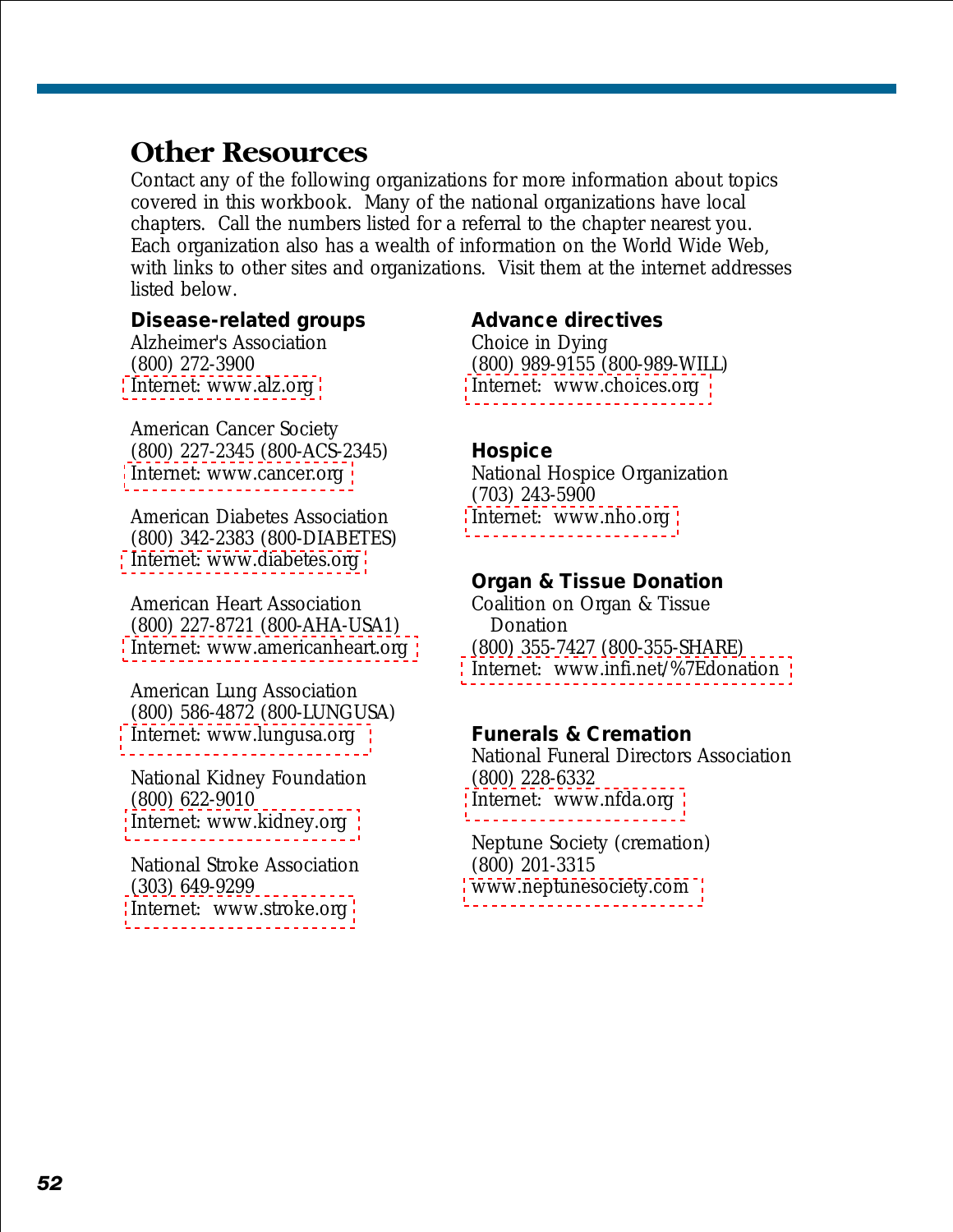# Other Resources

Contact any of the following organizations for more information about topics covered in this workbook. Many of the national organizations have local chapters. Call the numbers listed for a referral to the chapter nearest you. Each organization also has a wealth of information on the World Wide Web, with links to other sites and organizations. Visit them at the internet addresses listed below.

### Disease-related groups

Alzheimer's Association
(800) 272-3900
Internet: www.alz.org

American Cancer Society
(800) 227-2345 (800-ACS-2345)
Internet: www.cancer.org

American Diabetes Association
(800) 342-2383 (800-DIABETES)
Internet: www.diabetes.org

American Heart Association
(800) 227-8721 (800-AHA-USA1)
Internet: www.americanheart.org

American Lung Association
(800) 586-4872 (800-LUNGUSA)
Internet: www.lungusa.org

National Kidney Foundation
(800) 622-9010
Internet: www.kidney.org

National Stroke Association
(303) 649-9299
Internet: www.stroke.org

### Advance directives

Choice in Dying
(800) 989-9155 (800-989-WILL)
Internet: www.choices.org

### Hospice

National Hospice Organization
(703) 243-5900
Internet: www.nho.org

### Organ & Tissue Donation

Coalition on Organ & Tissue Donation
(800) 355-7427 (800-355-SHARE)
Internet: www.infi.net/%7Edonation

### Funerals & Cremation

National Funeral Directors Association
(800) 228-6332
Internet: www.nfda.org

Neptune Society (cremation)
(800) 201-3315
www.neptunesociety.com